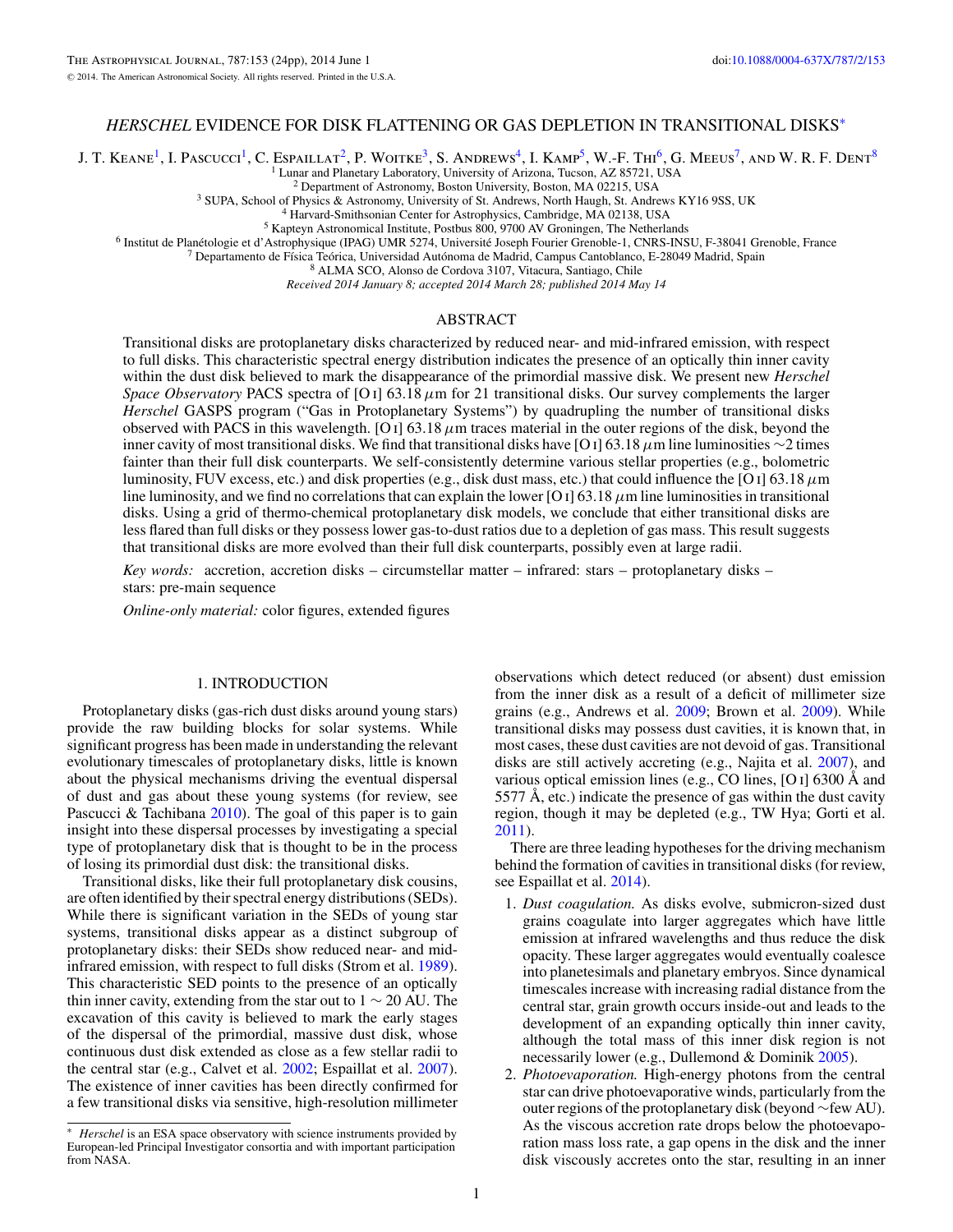# HERSCHEL EVIDENCE FOR DISK FLATTENING OR GAS DEPLETION IN TRANSITIONAL DISKS*

J. T. Keane[1], I. Pascucci[1], C. Espaillat[2], P. Woitke[3], S. Andrews[4], I. Kamp[5], W.-F. Thi[6], G. Meeus[7], and W. R. F. Dent[8]

[1] Lunar and Planetary Laboratory, University of Arizona, Tucson, AZ 85721, USA
[2] Department of Astronomy, Boston University, Boston, MA 02215, USA
[3] SUPA, School of Physics & Astronomy, University of St. Andrews, North Haugh, St. Andrews KY16 9SS, UK
[4] Harvard-Smithsonian Center for Astrophysics, Cambridge, MA 02138, USA
[5] Kapteyn Astronomical Institute, Postbus 800, 9700 AV Groningen, The Netherlands
[6] Institut de Planétologie et d'Astrophysique (IPAG) UMR 5274, Université Joseph Fourier Grenoble-1, CNRS-INSU, F-38041 Grenoble, France
[7] Departamento de Física Teórica, Universidad Autónoma de Madrid, Campus Cantoblanco, E-28049 Madrid, Spain
[8] ALMA SCO, Alonso de Cordova 3107, Vitacura, Santiago, Chile

*Received 2014 January 8; accepted 2014 March 28; published 2014 May 14*

## ABSTRACT

Transitional disks are protoplanetary disks characterized by reduced near- and mid-infrared emission, with respect to full disks. This characteristic spectral energy distribution indicates the presence of an optically thin inner cavity within the dust disk believed to mark the disappearance of the primordial massive disk. We present new *Herschel Space Observatory* PACS spectra of [O I] 63.18 $\mu$m for 21 transitional disks. Our survey complements the larger *Herschel* GASPS program ("Gas in Protoplanetary Systems") by quadrupling the number of transitional disks observed with PACS in this wavelength. [O I] 63.18 $\mu$m traces material in the outer regions of the disk, beyond the inner cavity of most transitional disks. We find that transitional disks have [O I] 63.18 $\mu$m line luminosities $\sim$2 times fainter than their full disk counterparts. We self-consistently determine various stellar properties (e.g., bolometric luminosity, FUV excess, etc.) and disk properties (e.g., disk dust mass, etc.) that could influence the [O I] 63.18 $\mu$m line luminosity, and we find no correlations that can explain the lower [O I] 63.18 $\mu$m line luminosities in transitional disks. Using a grid of thermo-chemical protoplanetary disk models, we conclude that either transitional disks are less flared than full disks or they possess lower gas-to-dust ratios due to a depletion of gas mass. This result suggests that transitional disks are more evolved than their full disk counterparts, possibly even at large radii.

*Key words:* accretion, accretion disks – circumstellar matter – infrared: stars – protoplanetary disks – stars: pre-main sequence

*Online-only material:* color figures, extended figures

## 1. INTRODUCTION

Protoplanetary disks (gas-rich dust disks around young stars) provide the raw building blocks for solar systems. While significant progress has been made in understanding the relevant evolutionary timescales of protoplanetary disks, little is known about the physical mechanisms driving the eventual dispersal of dust and gas about these young systems (for review, see Pascucci & Tachibana 2010). The goal of this paper is to gain insight into these dispersal processes by investigating a special type of protoplanetary disk that is thought to be in the process of losing its primordial dust disk: the transitional disks.

Transitional disks, like their full protoplanetary disk cousins, are often identified by their spectral energy distributions (SEDs). While there is significant variation in the SEDs of young star systems, transitional disks appear as a distinct subgroup of protoplanetary disks: their SEDs show reduced near- and mid-infrared emission, with respect to full disks (Strom et al. 1989). This characteristic SED points to the presence of an optically thin inner cavity, extending from the star out to 1 $\sim$ 20 AU. The excavation of this cavity is believed to mark the early stages of the dispersal of the primordial, massive dust disk, whose continuous dust disk extended as close as a few stellar radii to the central star (e.g., Calvet et al. 2002; Espaillat et al. 2007). The existence of inner cavities has been directly confirmed for a few transitional disks via sensitive, high-resolution millimeter observations which detect reduced (or absent) dust emission from the inner disk as a result of a deficit of millimeter size grains (e.g., Andrews et al. 2009; Brown et al. 2009). While transitional disks may possess dust cavities, it is known that, in most cases, these dust cavities are not devoid of gas. Transitional disks are still actively accreting (e.g., Najita et al. 2007), and various optical emission lines (e.g., CO lines, [O I] 6300 Å and 5577 Å, etc.) indicate the presence of gas within the dust cavity region, though it may be depleted (e.g., TW Hya; Gorti et al. 2011).

There are three leading hypotheses for the driving mechanism behind the formation of cavities in transitional disks (for review, see Espaillat et al. 2014).

1. *Dust coagulation.* As disks evolve, submicron-sized dust grains coagulate into larger aggregates which have little emission at infrared wavelengths and thus reduce the disk opacity. These larger aggregates would eventually coalesce into planetesimals and planetary embryos. Since dynamical timescales increase with increasing radial distance from the central star, grain growth occurs inside-out and leads to the development of an expanding optically thin inner cavity, although the total mass of this inner disk region is not necessarily lower (e.g., Dullemond & Dominik 2005).
2. *Photoevaporation.* High-energy photons from the central star can drive photoevaporative winds, particularly from the outer regions of the protoplanetary disk (beyond $\sim$few AU). As the viscous accretion rate drops below the photoevaporation mass loss rate, a gap opens in the disk and the inner disk viscously accretes onto the star, resulting in an inner

* *Herschel* is an ESA space observatory with science instruments provided by European-led Principal Investigator consortia and with important participation from NASA.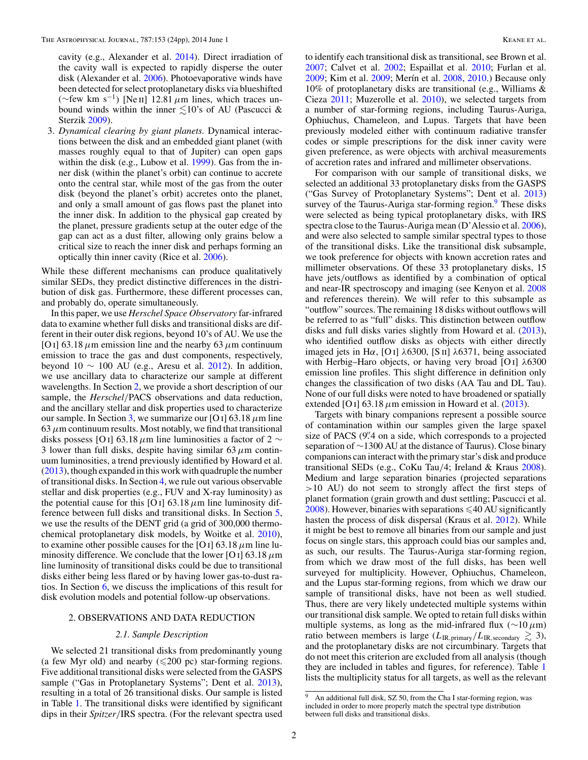cavity (e.g., Alexander et al. 2014). Direct irradiation of the cavity wall is expected to rapidly disperse the outer disk (Alexander et al. 2006). Photoevaporative winds have been detected for select protoplanetary disks via blueshifted (∼few km s$^{-1}$) [Ne II] 12.81 $\mu$m lines, which traces unbound winds within the inner $\lesssim$10's of AU (Pascucci & Sterzik 2009).

3. *Dynamical clearing by giant planets.* Dynamical interactions between the disk and an embedded giant planet (with masses roughly equal to that of Jupiter) can open gaps within the disk (e.g., Lubow et al. 1999). Gas from the inner disk (within the planet's orbit) can continue to accrete onto the central star, while most of the gas from the outer disk (beyond the planet's orbit) accretes onto the planet, and only a small amount of gas flows past the planet into the inner disk. In addition to the physical gap created by the planet, pressure gradients setup at the outer edge of the gap can act as a dust filter, allowing only grains below a critical size to reach the inner disk and perhaps forming an optically thin inner cavity (Rice et al. 2006).

While these different mechanisms can produce qualitatively similar SEDs, they predict distinctive differences in the distribution of disk gas. Furthermore, these different processes can, and probably do, operate simultaneously.

In this paper, we use *Herschel Space Observatory* far-infrared data to examine whether full disks and transitional disks are different in their outer disk regions, beyond 10's of AU. We use the [O I] 63.18 $\mu$m emission line and the nearby 63 $\mu$m continuum emission to trace the gas and dust components, respectively, beyond 10 ∼ 100 AU (e.g., Aresu et al. 2012). In addition, we use ancillary data to characterize our sample at different wavelengths. In Section 2, we provide a short description of our sample, the *Herschel*/PACS observations and data reduction, and the ancillary stellar and disk properties used to characterize our sample. In Section 3, we summarize our [O I] 63.18 $\mu$m line 63 $\mu$m continuum results. Most notably, we find that transitional disks possess [O I] 63.18 $\mu$m line luminosities a factor of 2 ∼ 3 lower than full disks, despite having similar 63 $\mu$m continuum luminosities, a trend previously identified by Howard et al. (2013), though expanded in this work with quadruple the number of transitional disks. In Section 4, we rule out various observable stellar and disk properties (e.g., FUV and X-ray luminosity) as the potential cause for this [O I] 63.18 $\mu$m line luminosity difference between full disks and transitional disks. In Section 5, we use the results of the DENT grid (a grid of 300,000 thermo-chemical protoplanetary disk models, by Woitke et al. 2010), to examine other possible causes for the [O I] 63.18 $\mu$m line luminosity difference. We conclude that the lower [O I] 63.18 $\mu$m line luminosity of transitional disks could be due to transitional disks either being less flared or by having lower gas-to-dust ratios. In Section 6, we discuss the implications of this result for disk evolution models and potential follow-up observations.

## 2. OBSERVATIONS AND DATA REDUCTION

### 2.1. Sample Description

We selected 21 transitional disks from predominantly young (a few Myr old) and nearby ($\leqslant$200 pc) star-forming regions. Five additional transitional disks were selected from the GASPS sample ("Gas in Protoplanetary Systems"; Dent et al. 2013), resulting in a total of 26 transitional disks. Our sample is listed in Table 1. The transitional disks were identified by significant dips in their *Spitzer*/IRS spectra. (For the relevant spectra used to identify each transitional disk as transitional, see Brown et al. 2007; Calvet et al. 2002; Espaillat et al. 2010; Furlan et al. 2009; Kim et al. 2009; Merín et al. 2008, 2010.) Because only 10% of protoplanetary disks are transitional (e.g., Williams & Cieza 2011; Muzerolle et al. 2010), we selected targets from a number of star-forming regions, including Taurus-Auriga, Ophiuchus, Chameleon, and Lupus. Targets that have been previously modeled either with continuum radiative transfer codes or simple prescriptions for the disk inner cavity were given preference, as were objects with archival measurements of accretion rates and infrared and millimeter observations.

For comparison with our sample of transitional disks, we selected an additional 33 protoplanetary disks from the GASPS ("Gas Survey of Protoplanetary Systems"; Dent et al. 2013) survey of the Taurus-Auriga star-forming region.[9] These disks were selected as being typical protoplanetary disks, with IRS spectra close to the Taurus-Auriga mean (D'Alessio et al. 2006), and were also selected to sample similar spectral types to those of the transitional disks. Like the transitional disk subsample, we took preference for objects with known accretion rates and millimeter observations. Of these 33 protoplanetary disks, 15 have jets/outflows as identified by a combination of optical and near-IR spectroscopy and imaging (see Kenyon et al. 2008 and references therein). We will refer to this subsample as "outflow" sources. The remaining 18 disks without outflows will be referred to as "full" disks. This distinction between outflow disks and full disks varies slightly from Howard et al. (2013), who identified outflow disks as objects with either directly imaged jets in H$\alpha$, [O I] $\lambda$6300, [S II] $\lambda$6371, being associated with Herbig–Haro objects, or having very broad [O I] $\lambda$6300 emission line profiles. This slight difference in definition only changes the classification of two disks (AA Tau and DL Tau). None of our full disks were noted to have broadened or spatially extended [O I] 63.18 $\mu$m emission in Howard et al. (2013).

Targets with binary companions represent a possible source of contamination within our samples given the large spaxel size of PACS (9.″4 on a side, which corresponds to a projected separation of ∼1300 AU at the distance of Taurus). Close binary companions can interact with the primary star's disk and produce transitional SEDs (e.g., CoKu Tau/4; Ireland & Kraus 2008). Medium and large separation binaries (projected separations >10 AU) do not seem to strongly affect the first steps of planet formation (grain growth and dust settling; Pascucci et al. 2008). However, binaries with separations $\leqslant$40 AU significantly hasten the process of disk dispersal (Kraus et al. 2012). While it might be best to remove all binaries from our sample and just focus on single stars, this approach could bias our samples and, as such, our results. The Taurus-Auriga star-forming region, from which we draw most of the full disks, has been well surveyed for multiplicity. However, Ophiuchus, Chameleon, and the Lupus star-forming regions, from which we draw our sample of transitional disks, have not been as well studied. Thus, there are very likely undetected multiple systems within our transitional disk sample. We opted to retain full disks within multiple systems, as long as the mid-infrared flux (∼10 $\mu$m) ratio between members is large ($L_{\mathrm{IR,primary}}/L_{\mathrm{IR,secondary}} \gtrsim 3$), and the protoplanetary disks are not circumbinary. Targets that do not meet this criterion are excluded from all analysis (though they are included in tables and figures, for reference). Table 1 lists the multiplicity status for all targets, as well as the relevant

[9] An additional full disk, SZ 50, from the Cha I star-forming region, was included in order to more properly match the spectral type distribution between full disks and transitional disks.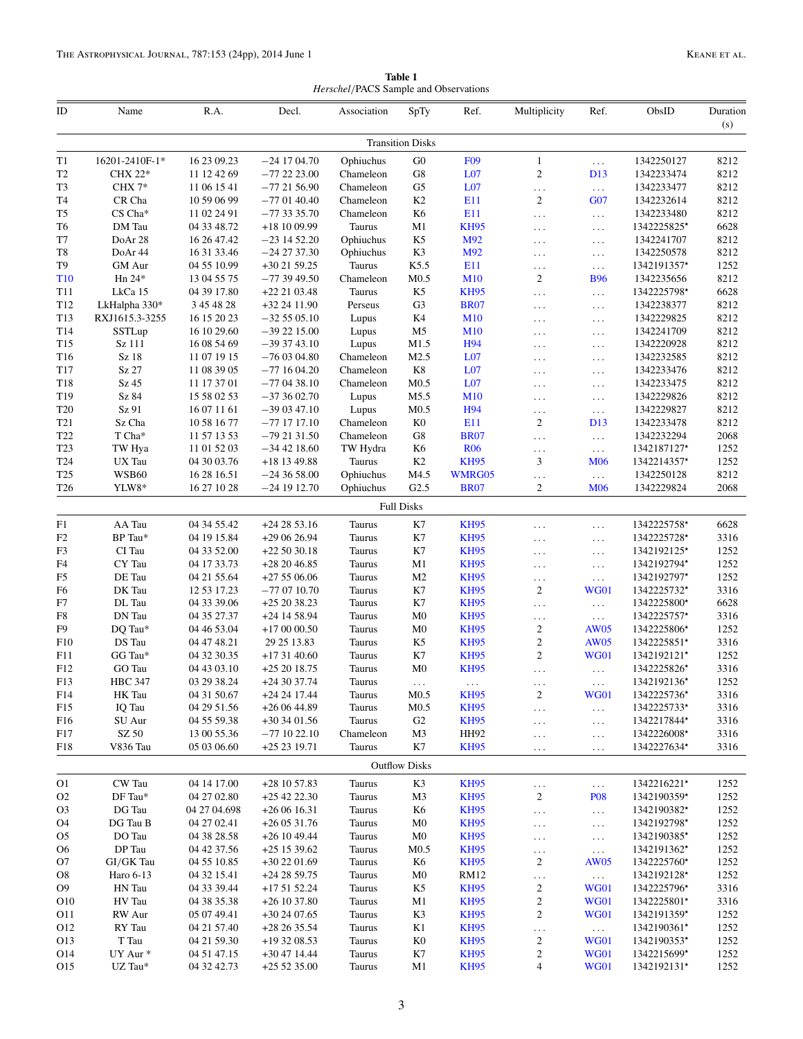**Table 1**
*Herschel*/PACS Sample and Observations

| ID | Name | R.A. | Decl. | Association | SpTy | Ref. | Multiplicity | Ref. | ObsID | Duration (s) |
|---|---|---|---|---|---|---|---|---|---|---|
| | | | | Transition Disks | | | | | | |
| T1 | 16201-2410F-1* | 16 23 09.23 | −24 17 04.70 | Ophiuchus | G0 | F09 | 1 | ... | 1342250127 | 8212 |
| T2 | CHX 22* | 11 12 42 69 | −77 22 23.00 | Chameleon | G8 | L07 | 2 | D13 | 1342233474 | 8212 |
| T3 | CHX 7* | 11 06 15 41 | −77 21 56.90 | Chameleon | G5 | L07 | ... | ... | 1342233477 | 8212 |
| T4 | CR Cha | 10 59 06 99 | −77 01 40.40 | Chameleon | K2 | E11 | 2 | G07 | 1342232614 | 8212 |
| T5 | CS Cha* | 11 02 24 91 | −77 33 35.70 | Chameleon | K6 | E11 | ... | ... | 1342233480 | 8212 |
| T6 | DM Tau | 04 33 48.72 | +18 10 09.99 | Taurus | M1 | KH95 | ... | ... | 1342225825* | 6628 |
| T7 | DoAr 28 | 16 26 47.42 | −23 14 52.20 | Ophiuchus | K5 | M92 | ... | ... | 1342241707 | 8212 |
| T8 | DoAr 44 | 16 31 33.46 | −24 27 37.30 | Ophiuchus | K3 | M92 | ... | ... | 1342250578 | 8212 |
| T9 | GM Aur | 04 55 10.99 | +30 21 59.25 | Taurus | K5.5 | E11 | ... | ... | 1342191357* | 1252 |
| T10 | Hn 24* | 13 04 55 75 | −77 39 49.50 | Chameleon | M0.5 | M10 | 2 | B96 | 1342235656 | 8212 |
| T11 | LkCa 15 | 04 39 17.80 | +22 21 03.48 | Taurus | K5 | KH95 | ... | ... | 1342225798* | 6628 |
| T12 | LkHalpha 330* | 3 45 48 28 | +32 24 11.90 | Perseus | G3 | BR07 | ... | ... | 1342238377 | 8212 |
| T13 | RXJ1615.3-3255 | 16 15 20 23 | −32 55 05.10 | Lupus | K4 | M10 | ... | ... | 1342229825 | 8212 |
| T14 | SSTLup | 16 10 29.60 | −39 22 15.00 | Lupus | M5 | M10 | ... | ... | 1342241709 | 8212 |
| T15 | Sz 111 | 16 08 54 69 | −39 37 43.10 | Lupus | M1.5 | H94 | ... | ... | 1342220928 | 8212 |
| T16 | Sz 18 | 11 07 19 15 | −76 03 04.80 | Chameleon | M2.5 | L07 | ... | ... | 1342232585 | 8212 |
| T17 | Sz 27 | 11 08 39 05 | −77 16 04.20 | Chameleon | K8 | L07 | ... | ... | 1342233476 | 8212 |
| T18 | Sz 45 | 11 17 37 01 | −77 04 38.10 | Chameleon | M0.5 | L07 | ... | ... | 1342233475 | 8212 |
| T19 | Sz 84 | 15 58 02 53 | −37 36 02.70 | Lupus | M5.5 | M10 | ... | ... | 1342229826 | 8212 |
| T20 | Sz 91 | 16 07 11 61 | −39 03 47.10 | Lupus | M0.5 | H94 | ... | ... | 1342229827 | 8212 |
| T21 | Sz Cha | 10 58 16 77 | −77 17 17.10 | Chameleon | K0 | E11 | 2 | D13 | 1342233478 | 8212 |
| T22 | T Cha* | 11 57 13 53 | −79 21 31.50 | Chameleon | G8 | BR07 | ... | ... | 1342232294 | 2068 |
| T23 | TW Hya | 11 01 52 03 | −34 42 18.60 | TW Hydra | K6 | R06 | ... | ... | 1342187127* | 1252 |
| T24 | UX Tau | 04 30 03.76 | +18 13 49.88 | Taurus | K2 | KH95 | 3 | M06 | 1342214357* | 1252 |
| T25 | WSB60 | 16 28 16.51 | −24 36 58.00 | Ophiuchus | M4.5 | WMRG05 | ... | ... | 1342250128 | 8212 |
| T26 | YLW8* | 16 27 10 28 | −24 19 12.70 | Ophiuchus | G2.5 | BR07 | 2 | M06 | 1342229824 | 2068 |
| | | | | Full Disks | | | | | | |
| F1 | AA Tau | 04 34 55.42 | +24 28 53.16 | Taurus | K7 | KH95 | ... | ... | 1342225758* | 6628 |
| F2 | BP Tau* | 04 19 15.84 | +29 06 26.94 | Taurus | K7 | KH95 | ... | ... | 1342225728* | 3316 |
| F3 | CI Tau | 04 33 52.00 | +22 50 30.18 | Taurus | K7 | KH95 | ... | ... | 1342192125* | 1252 |
| F4 | CY Tau | 04 17 33.73 | +28 20 46.85 | Taurus | M1 | KH95 | ... | ... | 1342192794* | 1252 |
| F5 | DE Tau | 04 21 55.64 | +27 55 06.06 | Taurus | M2 | KH95 | ... | ... | 1342192797* | 1252 |
| F6 | DK Tau | 12 53 17.23 | −77 07 10.70 | Taurus | K7 | KH95 | 2 | WG01 | 1342225732* | 3316 |
| F7 | DL Tau | 04 33 39.06 | +25 20 38.23 | Taurus | K7 | KH95 | ... | ... | 1342225800* | 6628 |
| F8 | DN Tau | 04 35 27.37 | +24 14 58.94 | Taurus | M0 | KH95 | ... | ... | 1342225757* | 3316 |
| F9 | DQ Tau* | 04 46 53.04 | +17 00 00.50 | Taurus | M0 | KH95 | 2 | AW05 | 1342225806* | 1252 |
| F10 | DS Tau | 04 47 48.21 | 29 25 13.83 | Taurus | K5 | KH95 | 2 | AW05 | 1342225851* | 3316 |
| F11 | GG Tau* | 04 32 30.35 | +17 31 40.60 | Taurus | K7 | KH95 | 2 | WG01 | 1342192121* | 1252 |
| F12 | GO Tau | 04 43 03.10 | +25 20 18.75 | Taurus | M0 | KH95 | ... | ... | 1342225826* | 3316 |
| F13 | HBC 347 | 03 29 38.24 | +24 30 37.74 | Taurus | ... | ... | ... | ... | 1342192136* | 1252 |
| F14 | HK Tau | 04 31 50.67 | +24 24 17.44 | Taurus | M0.5 | KH95 | 2 | WG01 | 1342225736* | 3316 |
| F15 | IQ Tau | 04 29 51.56 | +26 06 44.89 | Taurus | M0.5 | KH95 | ... | ... | 1342225733* | 3316 |
| F16 | SU Aur | 04 55 59.38 | +30 34 01.56 | Taurus | G2 | KH95 | ... | ... | 1342217844* | 3316 |
| F17 | SZ 50 | 13 00 55.36 | −77 10 22.10 | Chameleon | M3 | HH92 | ... | ... | 1342226008* | 3316 |
| F18 | V836 Tau | 05 03 06.60 | +25 23 19.71 | Taurus | K7 | KH95 | ... | ... | 1342227634* | 3316 |
| | | | | Outflow Disks | | | | | | |
| O1 | CW Tau | 04 14 17.00 | +28 10 57.83 | Taurus | K3 | KH95 | ... | ... | 1342216221* | 1252 |
| O2 | DF Tau* | 04 27 02.80 | +25 42 22.30 | Taurus | M3 | KH95 | 2 | P08 | 1342190359* | 1252 |
| O3 | DG Tau | 04 27 04.698 | +26 06 16.31 | Taurus | K6 | KH95 | ... | ... | 1342190382* | 1252 |
| O4 | DG Tau B | 04 27 02.41 | +26 05 31.76 | Taurus | M0 | KH95 | ... | ... | 1342192798* | 1252 |
| O5 | DO Tau | 04 38 28.58 | +26 10 49.44 | Taurus | M0 | KH95 | ... | ... | 1342190385* | 1252 |
| O6 | DP Tau | 04 42 37.56 | +25 15 39.62 | Taurus | M0.5 | KH95 | ... | ... | 1342191362* | 1252 |
| O7 | GI/GK Tau | 04 55 10.85 | +30 22 01.69 | Taurus | K6 | KH95 | 2 | AW05 | 1342225760* | 1252 |
| O8 | Haro 6-13 | 04 32 15.41 | +24 28 59.75 | Taurus | M0 | RM12 | ... | ... | 1342192128* | 1252 |
| O9 | HN Tau | 04 33 39.44 | +17 51 52.24 | Taurus | K5 | KH95 | 2 | WG01 | 1342225796* | 3316 |
| O10 | HV Tau | 04 38 35.38 | +26 10 37.80 | Taurus | M1 | KH95 | 2 | WG01 | 1342225801* | 3316 |
| O11 | RW Aur | 05 07 49.41 | +30 24 07.65 | Taurus | K3 | KH95 | 2 | WG01 | 1342191359* | 1252 |
| O12 | RY Tau | 04 21 57.40 | +28 26 35.54 | Taurus | K1 | KH95 | ... | ... | 1342190361* | 1252 |
| O13 | T Tau | 04 21 59.30 | +19 32 08.53 | Taurus | K0 | KH95 | 2 | WG01 | 1342190353* | 1252 |
| O14 | UY Aur * | 04 51 47.15 | +30 47 14.44 | Taurus | K7 | KH95 | 2 | WG01 | 1342215699* | 1252 |
| O15 | UZ Tau* | 04 32 42.73 | +25 52 35.00 | Taurus | M1 | KH95 | 4 | WG01 | 1342192131* | 1252 |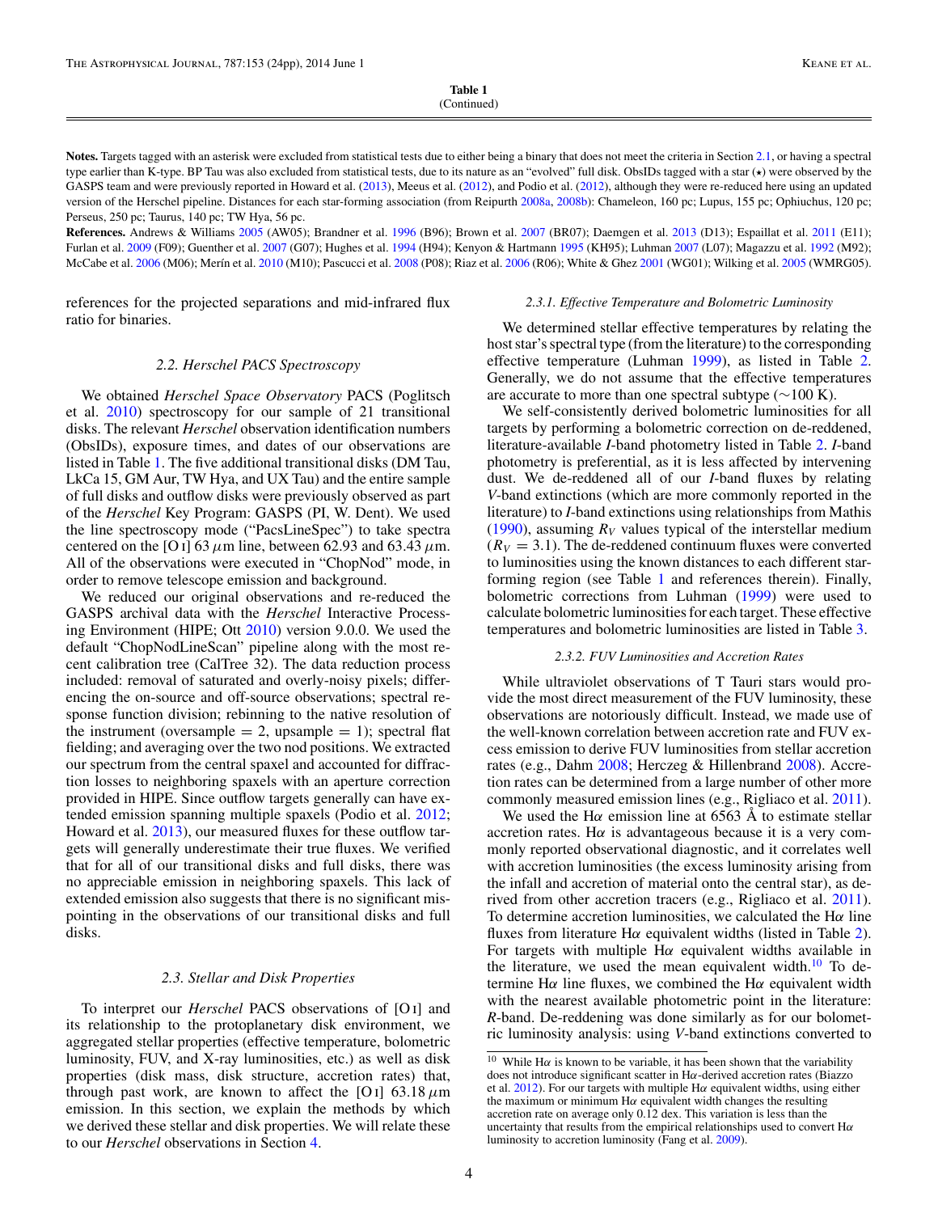**Table 1**
(Continued)

**Notes.** Targets tagged with an asterisk were excluded from statistical tests due to either being a binary that does not meet the criteria in Section 2.1, or having a spectral type earlier than K-type. BP Tau was also excluded from statistical tests, due to its nature as an "evolved" full disk. ObsIDs tagged with a star (⋆) were observed by the GASPS team and were previously reported in Howard et al. (2013), Meeus et al. (2012), and Podio et al. (2012), although they were re-reduced here using an updated version of the Herschel pipeline. Distances for each star-forming association (from Reipurth 2008a, 2008b): Chameleon, 160 pc; Lupus, 155 pc; Ophiuchus, 120 pc; Perseus, 250 pc; Taurus, 140 pc; TW Hya, 56 pc.

**References.** Andrews & Williams 2005 (AW05); Brandner et al. 1996 (B96); Brown et al. 2007 (BR07); Daemgen et al. 2013 (D13); Espaillat et al. 2011 (E11); Furlan et al. 2009 (F09); Guenther et al. 2007 (G07); Hughes et al. 1994 (H94); Kenyon & Hartmann 1995 (KH95); Luhman 2007 (L07); Magazzu et al. 1992 (M92); McCabe et al. 2006 (M06); Merín et al. 2010 (M10); Pascucci et al. 2008 (P08); Riaz et al. 2006 (R06); White & Ghez 2001 (WG01); Wilking et al. 2005 (WMRG05).

references for the projected separations and mid-infrared flux ratio for binaries.

### 2.2. Herschel PACS Spectroscopy

We obtained *Herschel Space Observatory* PACS (Poglitsch et al. 2010) spectroscopy for our sample of 21 transitional disks. The relevant *Herschel* observation identification numbers (ObsIDs), exposure times, and dates of our observations are listed in Table 1. The five additional transitional disks (DM Tau, LkCa 15, GM Aur, TW Hya, and UX Tau) and the entire sample of full disks and outflow disks were previously observed as part of the *Herschel* Key Program: GASPS (PI, W. Dent). We used the line spectroscopy mode ("PacsLineSpec") to take spectra centered on the [O I] 63 $\mu$m line, between 62.93 and 63.43 $\mu$m. All of the observations were executed in "ChopNod" mode, in order to remove telescope emission and background.

We reduced our original observations and re-reduced the GASPS archival data with the *Herschel* Interactive Processing Environment (HIPE; Ott 2010) version 9.0.0. We used the default "ChopNodLineScan" pipeline along with the most recent calibration tree (CalTree 32). The data reduction process included: removal of saturated and overly-noisy pixels; differencing the on-source and off-source observations; spectral response function division; rebinning to the native resolution of the instrument (oversample = 2, upsample = 1); spectral flat fielding; and averaging over the two nod positions. We extracted our spectrum from the central spaxel and accounted for diffraction losses to neighboring spaxels with an aperture correction provided in HIPE. Since outflow targets generally can have extended emission spanning multiple spaxels (Podio et al. 2012; Howard et al. 2013), our measured fluxes for these outflow targets will generally underestimate their true fluxes. We verified that for all of our transitional disks and full disks, there was no appreciable emission in neighboring spaxels. This lack of extended emission also suggests that there is no significant mispointing in the observations of our transitional disks and full disks.

### 2.3. Stellar and Disk Properties

To interpret our *Herschel* PACS observations of [O I] and its relationship to the protoplanetary disk environment, we aggregated stellar properties (effective temperature, bolometric luminosity, FUV, and X-ray luminosities, etc.) as well as disk properties (disk mass, disk structure, accretion rates) that, through past work, are known to affect the [O I] 63.18 $\mu$m emission. In this section, we explain the methods by which we derived these stellar and disk properties. We will relate these to our *Herschel* observations in Section 4.

#### 2.3.1. Effective Temperature and Bolometric Luminosity

We determined stellar effective temperatures by relating the host star's spectral type (from the literature) to the corresponding effective temperature (Luhman 1999), as listed in Table 2. Generally, we do not assume that the effective temperatures are accurate to more than one spectral subtype (~100 K).

We self-consistently derived bolometric luminosities for all targets by performing a bolometric correction on de-reddened, literature-available *I*-band photometry listed in Table 2. *I*-band photometry is preferential, as it is less affected by intervening dust. We de-reddened all of our *I*-band fluxes by relating *V*-band extinctions (which are more commonly reported in the literature) to *I*-band extinctions using relationships from Mathis (1990), assuming $R_V$ values typical of the interstellar medium ($R_V = 3.1$). The de-reddened continuum fluxes were converted to luminosities using the known distances to each different star-forming region (see Table 1 and references therein). Finally, bolometric corrections from Luhman (1999) were used to calculate bolometric luminosities for each target. These effective temperatures and bolometric luminosities are listed in Table 3.

#### 2.3.2. FUV Luminosities and Accretion Rates

While ultraviolet observations of T Tauri stars would provide the most direct measurement of the FUV luminosity, these observations are notoriously difficult. Instead, we made use of the well-known correlation between accretion rate and FUV excess emission to derive FUV luminosities from stellar accretion rates (e.g., Dahm 2008; Herczeg & Hillenbrand 2008). Accretion rates can be determined from a large number of other more commonly measured emission lines (e.g., Rigliaco et al. 2011).

We used the H$\alpha$ emission line at 6563 Å to estimate stellar accretion rates. H$\alpha$ is advantageous because it is a very commonly reported observational diagnostic, and it correlates well with accretion luminosities (the excess luminosity arising from the infall and accretion of material onto the central star), as derived from other accretion tracers (e.g., Rigliaco et al. 2011). To determine accretion luminosities, we calculated the H$\alpha$ line fluxes from literature H$\alpha$ equivalent widths (listed in Table 2). For targets with multiple H$\alpha$ equivalent widths available in the literature, we used the mean equivalent width.[10] To determine H$\alpha$ line fluxes, we combined the H$\alpha$ equivalent width with the nearest available photometric point in the literature: *R*-band. De-reddening was done similarly as for our bolometric luminosity analysis: using *V*-band extinctions converted to

[10] While H$\alpha$ is known to be variable, it has been shown that the variability does not introduce significant scatter in H$\alpha$-derived accretion rates (Biazzo et al. 2012). For our targets with multiple H$\alpha$ equivalent widths, using either the maximum or minimum H$\alpha$ equivalent width changes the resulting accretion rate on average only 0.12 dex. This variation is less than the uncertainty that results from the empirical relationships used to convert H$\alpha$ luminosity to accretion luminosity (Fang et al. 2009).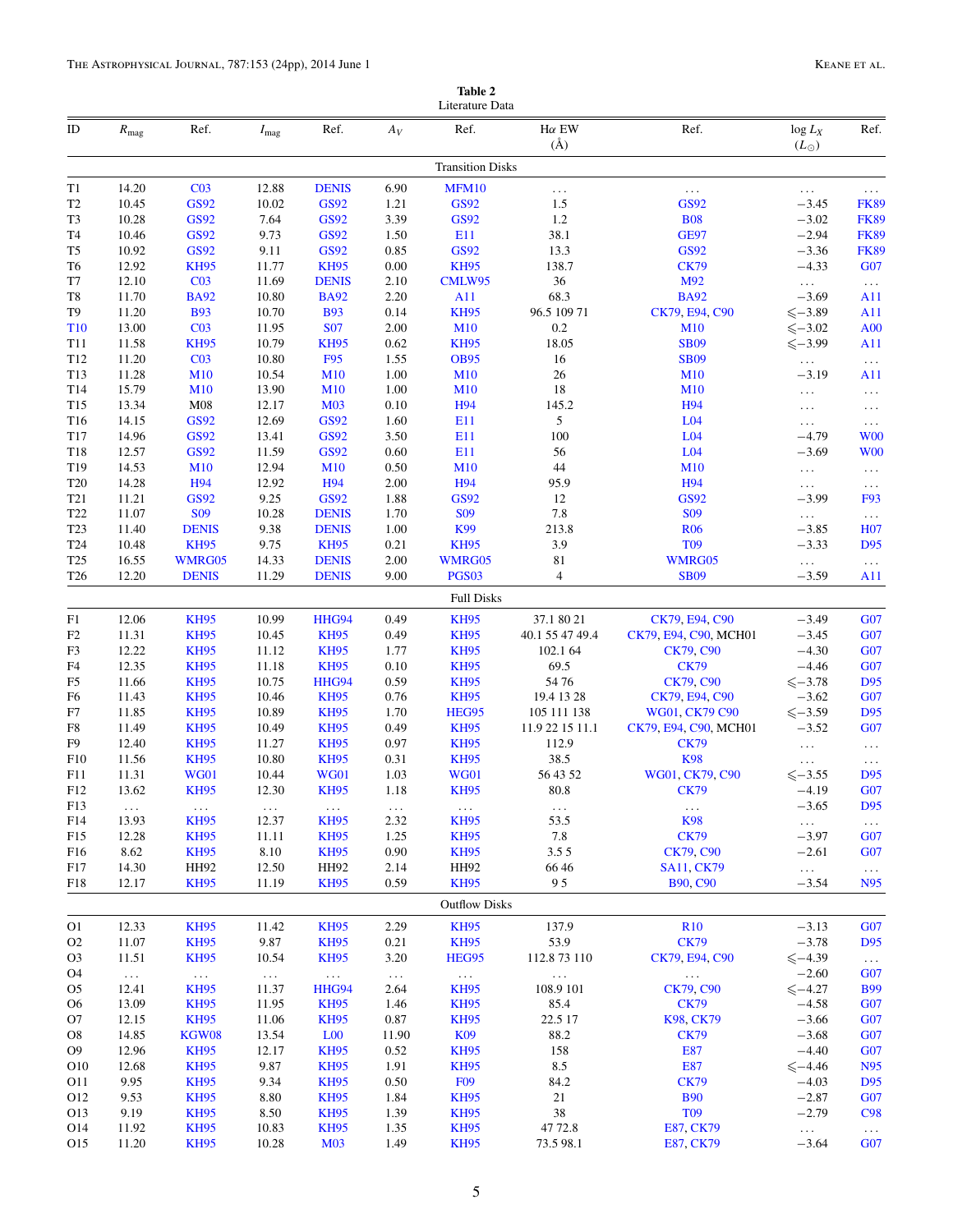**Table 2**
Literature Data

| ID | $R_{mag}$ | Ref. | $I_{mag}$ | Ref. | $A_V$ | Ref. | Hα EW (Å) | Ref. | log $L_X$ ($L_{\odot}$) | Ref. |
|---|---|---|---|---|---|---|---|---|---|---|
| **Transition Disks** | | | | | | | | | | |
| T1 | 14.20 | C03 | 12.88 | DENIS | 6.90 | MFM10 | ... | ... | ... | ... |
| T2 | 10.45 | GS92 | 10.02 | GS92 | 1.21 | GS92 | 1.5 | GS92 | −3.45 | FK89 |
| T3 | 10.28 | GS92 | 7.64 | GS92 | 3.39 | GS92 | 1.2 | B08 | −3.02 | FK89 |
| T4 | 10.46 | GS92 | 9.73 | GS92 | 1.50 | E11 | 38.1 | GE97 | −2.94 | FK89 |
| T5 | 10.92 | GS92 | 9.11 | GS92 | 0.85 | GS92 | 13.3 | GS92 | −3.36 | FK89 |
| T6 | 12.92 | KH95 | 11.77 | KH95 | 0.00 | KH95 | 138.7 | CK79 | −4.33 | G07 |
| T7 | 12.10 | C03 | 11.69 | DENIS | 2.10 | CMLW95 | 36 | M92 | ... | ... |
| T8 | 11.70 | BA92 | 10.80 | BA92 | 2.20 | A11 | 68.3 | BA92 | −3.69 | A11 |
| T9 | 11.20 | B93 | 10.70 | B93 | 0.14 | KH95 | 96.5 109 71 | CK79, E94, C90 | ⩽−3.89 | A11 |
| T10 | 13.00 | C03 | 11.95 | S07 | 2.00 | M10 | 0.2 | M10 | ⩽−3.02 | A00 |
| T11 | 11.58 | KH95 | 10.79 | KH95 | 0.62 | KH95 | 18.05 | SB09 | ⩽−3.99 | A11 |
| T12 | 11.20 | C03 | 10.80 | F95 | 1.55 | OB95 | 16 | SB09 | ... | ... |
| T13 | 11.28 | M10 | 10.54 | M10 | 1.00 | M10 | 26 | M10 | −3.19 | A11 |
| T14 | 15.79 | M10 | 13.90 | M10 | 1.00 | M10 | 18 | M10 | ... | ... |
| T15 | 13.34 | M08 | 12.17 | M03 | 0.10 | H94 | 145.2 | H94 | ... | ... |
| T16 | 14.15 | GS92 | 12.69 | GS92 | 1.60 | E11 | 5 | L04 | ... | ... |
| T17 | 14.96 | GS92 | 13.41 | GS92 | 3.50 | E11 | 100 | L04 | −4.79 | W00 |
| T18 | 12.57 | GS92 | 11.59 | GS92 | 0.60 | E11 | 56 | L04 | −3.69 | W00 |
| T19 | 14.53 | M10 | 12.94 | M10 | 0.50 | M10 | 44 | M10 | ... | ... |
| T20 | 14.28 | H94 | 12.92 | H94 | 2.00 | H94 | 95.9 | H94 | ... | ... |
| T21 | 11.21 | GS92 | 9.25 | GS92 | 1.88 | GS92 | 12 | GS92 | −3.99 | F93 |
| T22 | 11.07 | S09 | 10.28 | DENIS | 1.70 | S09 | 7.8 | S09 | ... | ... |
| T23 | 11.40 | DENIS | 9.38 | DENIS | 1.00 | K99 | 213.8 | R06 | −3.85 | H07 |
| T24 | 10.48 | KH95 | 9.75 | KH95 | 0.21 | KH95 | 3.9 | T09 | −3.33 | D95 |
| T25 | 16.55 | WMRG05 | 14.33 | DENIS | 2.00 | WMRG05 | 81 | WMRG05 | ... | ... |
| T26 | 12.20 | DENIS | 11.29 | DENIS | 9.00 | PGS03 | 4 | SB09 | −3.59 | A11 |
| **Full Disks** | | | | | | | | | | |
| F1 | 12.06 | KH95 | 10.99 | HHG94 | 0.49 | KH95 | 37.1 80 21 | CK79, E94, C90 | −3.49 | G07 |
| F2 | 11.31 | KH95 | 10.45 | KH95 | 0.49 | KH95 | 40.1 55 47 49.4 | CK79, E94, C90, MCH01 | −3.45 | G07 |
| F3 | 12.22 | KH95 | 11.12 | KH95 | 1.77 | KH95 | 102.1 64 | CK79, C90 | −4.30 | G07 |
| F4 | 12.35 | KH95 | 11.18 | KH95 | 0.10 | KH95 | 69.5 | CK79 | −4.46 | G07 |
| F5 | 11.66 | KH95 | 10.75 | HHG94 | 0.59 | KH95 | 54 76 | CK79, C90 | ⩽−3.78 | D95 |
| F6 | 11.43 | KH95 | 10.46 | KH95 | 0.76 | KH95 | 19.4 13 28 | CK79, E94, C90 | −3.62 | G07 |
| F7 | 11.85 | KH95 | 10.89 | KH95 | 1.70 | HEG95 | 105 111 138 | WG01, CK79 C90 | ⩽−3.59 | D95 |
| F8 | 11.49 | KH95 | 10.49 | KH95 | 0.49 | KH95 | 11.9 22 15 11.1 | CK79, E94, C90, MCH01 | −3.52 | G07 |
| F9 | 12.40 | KH95 | 11.27 | KH95 | 0.97 | KH95 | 112.9 | CK79 | ... | ... |
| F10 | 11.56 | KH95 | 10.80 | KH95 | 0.31 | KH95 | 38.5 | K98 | ... | ... |
| F11 | 11.31 | WG01 | 10.44 | WG01 | 1.03 | WG01 | 56 43 52 | WG01, CK79, C90 | ⩽−3.55 | D95 |
| F12 | 13.62 | KH95 | 12.30 | KH95 | 1.18 | KH95 | 80.8 | CK79 | −4.19 | G07 |
| F13 | ... | ... | ... | ... | ... | ... | ... | ... | −3.65 | D95 |
| F14 | 13.93 | KH95 | 12.37 | KH95 | 2.32 | KH95 | 53.5 | K98 | ... | ... |
| F15 | 12.28 | KH95 | 11.11 | KH95 | 1.25 | KH95 | 7.8 | CK79 | −3.97 | G07 |
| F16 | 8.62 | KH95 | 8.10 | KH95 | 0.90 | KH95 | 3.5 5 | CK79, C90 | −2.61 | G07 |
| F17 | 14.30 | HH92 | 12.50 | HH92 | 2.14 | HH92 | 66 46 | SA11, CK79 | ... | ... |
| F18 | 12.17 | KH95 | 11.19 | KH95 | 0.59 | KH95 | 9 5 | B90, C90 | −3.54 | N95 |
| **Outflow Disks** | | | | | | | | | | |
| O1 | 12.33 | KH95 | 11.42 | KH95 | 2.29 | KH95 | 137.9 | R10 | −3.13 | G07 |
| O2 | 11.07 | KH95 | 9.87 | KH95 | 0.21 | KH95 | 53.9 | CK79 | −3.78 | D95 |
| O3 | 11.51 | KH95 | 10.54 | KH95 | 3.20 | HEG95 | 112.8 73 110 | CK79, E94, C90 | ⩽−4.39 | ... |
| O4 | ... | ... | ... | ... | ... | ... | ... | ... | −2.60 | G07 |
| O5 | 12.41 | KH95 | 11.37 | HHG94 | 2.64 | KH95 | 108.9 101 | CK79, C90 | ⩽−4.27 | B99 |
| O6 | 13.09 | KH95 | 11.95 | KH95 | 1.46 | KH95 | 85.4 | CK79 | −4.58 | G07 |
| O7 | 12.15 | KH95 | 11.06 | KH95 | 0.87 | KH95 | 22.5 17 | K98, CK79 | −3.66 | G07 |
| O8 | 14.85 | KGW08 | 13.54 | L00 | 11.90 | K09 | 88.2 | CK79 | −3.68 | G07 |
| O9 | 12.96 | KH95 | 12.17 | KH95 | 0.52 | KH95 | 158 | E87 | −4.40 | G07 |
| O10 | 12.68 | KH95 | 9.87 | KH95 | 1.91 | KH95 | 8.5 | E87 | ⩽−4.46 | N95 |
| O11 | 9.95 | KH95 | 9.34 | KH95 | 0.50 | F09 | 84.2 | CK79 | −4.03 | D95 |
| O12 | 9.53 | KH95 | 8.80 | KH95 | 1.84 | KH95 | 21 | B90 | −2.87 | G07 |
| O13 | 9.19 | KH95 | 8.50 | KH95 | 1.39 | KH95 | 38 | T09 | −2.79 | C98 |
| O14 | 11.92 | KH95 | 10.83 | KH95 | 1.35 | KH95 | 47 72.8 | E87, CK79 | ... | ... |
| O15 | 11.20 | KH95 | 10.28 | M03 | 1.49 | KH95 | 73.5 98.1 | E87, CK79 | −3.64 | G07 |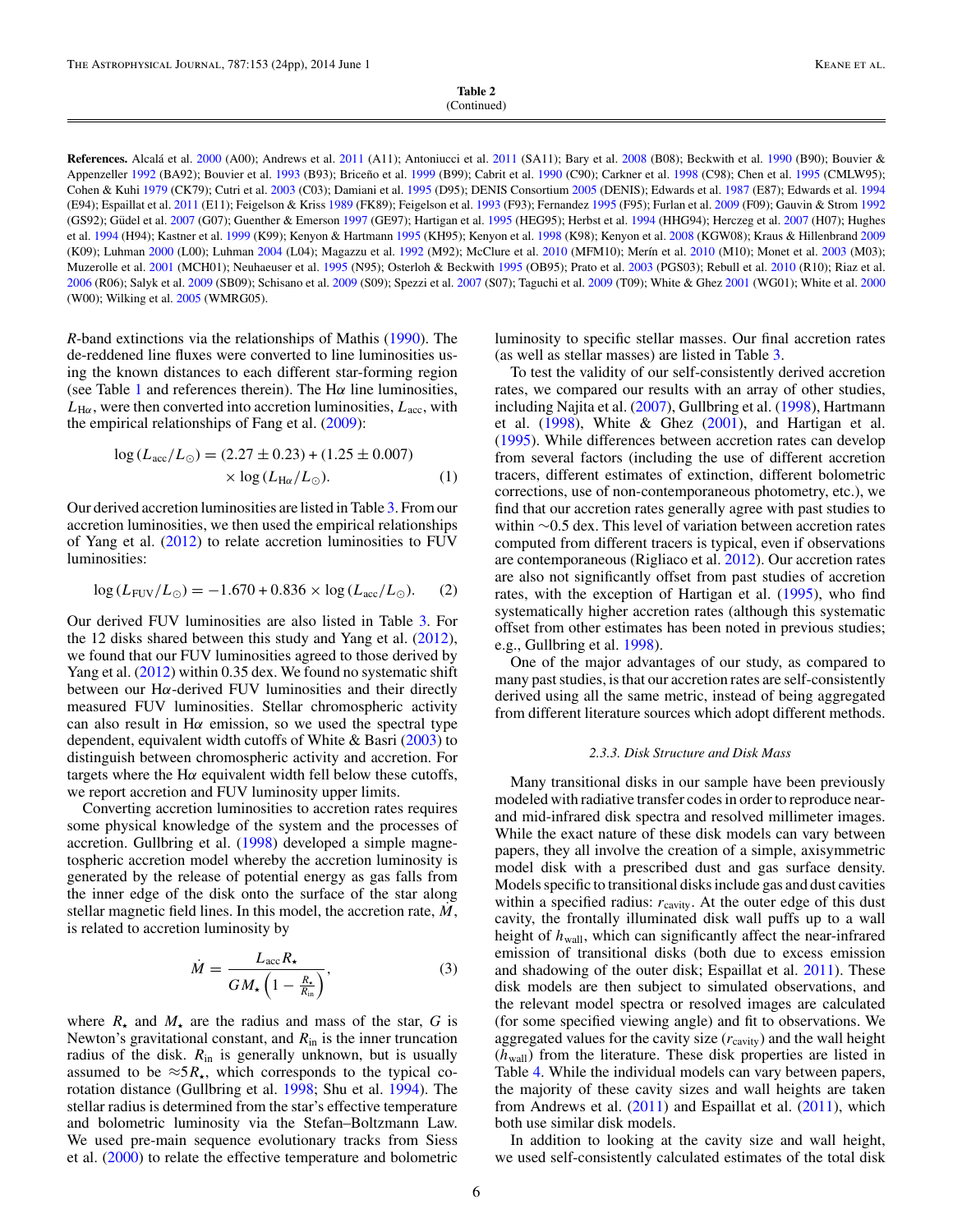**Table 2**
(Continued)

**References.** Alcalá et al. 2000 (A00); Andrews et al. 2011 (A11); Antoniucci et al. 2011 (SA11); Bary et al. 2008 (B08); Beckwith et al. 1990 (B90); Bouvier & Appenzeller 1992 (BA92); Bouvier et al. 1993 (B93); Briceño et al. 1999 (B99); Cabrit et al. 1990 (C90); Carkner et al. 1998 (C98); Chen et al. 1995 (CMLW95); Cohen & Kuhi 1979 (CK79); Cutri et al. 2003 (C03); Damiani et al. 1995 (D95); DENIS Consortium 2005 (DENIS); Edwards et al. 1987 (E87); Edwards et al. 1994 (E94); Espaillat et al. 2011 (E11); Feigelson & Kriss 1989 (FK89); Feigelson et al. 1993 (F93); Fernandez 1995 (F95); Furlan et al. 2009 (F09); Gauvin & Strom 1992 (GS92); Güdel et al. 2007 (G07); Guenther & Emerson 1997 (GE97); Hartigan et al. 1995 (HEG95); Herbst et al. 1994 (HHG94); Herczeg et al. 2007 (H07); Hughes et al. 1994 (H94); Kastner et al. 1999 (K99); Kenyon & Hartmann 1995 (KH95); Kenyon et al. 1998 (K98); Kenyon et al. 2008 (KGW08); Kraus & Hillenbrand 2009 (K09); Luhman 2000 (L00); Luhman 2004 (L04); Magazzu et al. 1992 (M92); McClure et al. 2010 (MFM10); Merín et al. 2010 (M10); Monet et al. 2003 (M03); Muzerolle et al. 2001 (MCH01); Neuhaeuser et al. 1995 (N95); Osterloh & Beckwith 1995 (OB95); Prato et al. 2003 (PGS03); Rebull et al. 2010 (R10); Riaz et al. 2006 (R06); Salyk et al. 2009 (SB09); Schisano et al. 2009 (S09); Spezzi et al. 2007 (S07); Taguchi et al. 2009 (T09); White & Ghez 2001 (WG01); White et al. 2000 (W00); Wilking et al. 2005 (WMRG05).

$R$-band extinctions via the relationships of Mathis (1990). The de-reddened line fluxes were converted to line luminosities using the known distances to each different star-forming region (see Table 1 and references therein). The H$\alpha$ line luminosities, $L_{\mathrm{H}\alpha}$, were then converted into accretion luminosities, $L_{\mathrm{acc}}$, with the empirical relationships of Fang et al. (2009):

$$\log(L_{\mathrm{acc}}/L_{\odot}) = (2.27 \pm 0.23) + (1.25 \pm 0.007) \times \log(L_{\mathrm{H}\alpha}/L_{\odot}). \quad (1)$$

Our derived accretion luminosities are listed in Table 3. From our accretion luminosities, we then used the empirical relationships of Yang et al. (2012) to relate accretion luminosities to FUV luminosities:

$$\log(L_{\mathrm{FUV}}/L_{\odot}) = -1.670 + 0.836 \times \log(L_{\mathrm{acc}}/L_{\odot}). \quad (2)$$

Our derived FUV luminosities are also listed in Table 3. For the 12 disks shared between this study and Yang et al. (2012), we found that our FUV luminosities agreed to those derived by Yang et al. (2012) within 0.35 dex. We found no systematic shift between our H$\alpha$-derived FUV luminosities and their directly measured FUV luminosities. Stellar chromospheric activity can also result in H$\alpha$ emission, so we used the spectral type dependent, equivalent width cutoffs of White & Basri (2003) to distinguish between chromospheric activity and accretion. For targets where the H$\alpha$ equivalent width fell below these cutoffs, we report accretion and FUV luminosity upper limits.

Converting accretion luminosities to accretion rates requires some physical knowledge of the system and the processes of accretion. Gullbring et al. (1998) developed a simple magnetospheric accretion model whereby the accretion luminosity is generated by the release of potential energy as gas falls from the inner edge of the disk onto the surface of the star along stellar magnetic field lines. In this model, the accretion rate, $\dot{M}$, is related to accretion luminosity by

$$\dot{M} = \frac{L_{\mathrm{acc}} R_{\star}}{G M_{\star}\left(1 - \frac{R_{\star}}{R_{\mathrm{in}}}\right)}, \quad (3)$$

where $R_{\star}$ and $M_{\star}$ are the radius and mass of the star, $G$ is Newton's gravitational constant, and $R_{\mathrm{in}}$ is the inner truncation radius of the disk. $R_{\mathrm{in}}$ is generally unknown, but is usually assumed to be $\approx 5R_{\star}$, which corresponds to the typical co-rotation distance (Gullbring et al. 1998; Shu et al. 1994). The stellar radius is determined from the star's effective temperature and bolometric luminosity via the Stefan–Boltzmann Law. We used pre-main sequence evolutionary tracks from Siess et al. (2000) to relate the effective temperature and bolometric luminosity to specific stellar masses. Our final accretion rates (as well as stellar masses) are listed in Table 3.

To test the validity of our self-consistently derived accretion rates, we compared our results with an array of other studies, including Najita et al. (2007), Gullbring et al. (1998), Hartmann et al. (1998), White & Ghez (2001), and Hartigan et al. (1995). While differences between accretion rates can develop from several factors (including the use of different accretion tracers, different estimates of extinction, different bolometric corrections, use of non-contemporaneous photometry, etc.), we find that our accretion rates generally agree with past studies to within $\sim$0.5 dex. This level of variation between accretion rates computed from different tracers is typical, even if observations are contemporaneous (Rigliaco et al. 2012). Our accretion rates are also not significantly offset from past studies of accretion rates, with the exception of Hartigan et al. (1995), who find systematically higher accretion rates (although this systematic offset from other estimates has been noted in previous studies; e.g., Gullbring et al. 1998).

One of the major advantages of our study, as compared to many past studies, is that our accretion rates are self-consistently derived using all the same metric, instead of being aggregated from different literature sources which adopt different methods.

### 2.3.3. Disk Structure and Disk Mass

Many transitional disks in our sample have been previously modeled with radiative transfer codes in order to reproduce near- and mid-infrared disk spectra and resolved millimeter images. While the exact nature of these disk models can vary between papers, they all involve the creation of a simple, axisymmetric model disk with a prescribed dust and gas surface density. Models specific to transitional disks include gas and dust cavities within a specified radius: $r_{\mathrm{cavity}}$. At the outer edge of this dust cavity, the frontally illuminated disk wall puffs up to a wall height of $h_{\mathrm{wall}}$, which can significantly affect the near-infrared emission of transitional disks (both due to excess emission and shadowing of the outer disk; Espaillat et al. 2011). These disk models are then subject to simulated observations, and the relevant model spectra or resolved images are calculated (for some specified viewing angle) and fit to observations. We aggregated values for the cavity size ($r_{\mathrm{cavity}}$) and the wall height ($h_{\mathrm{wall}}$) from the literature. These disk properties are listed in Table 4. While the individual models can vary between papers, the majority of these cavity sizes and wall heights are taken from Andrews et al. (2011) and Espaillat et al. (2011), which both use similar disk models.

In addition to looking at the cavity size and wall height, we used self-consistently calculated estimates of the total disk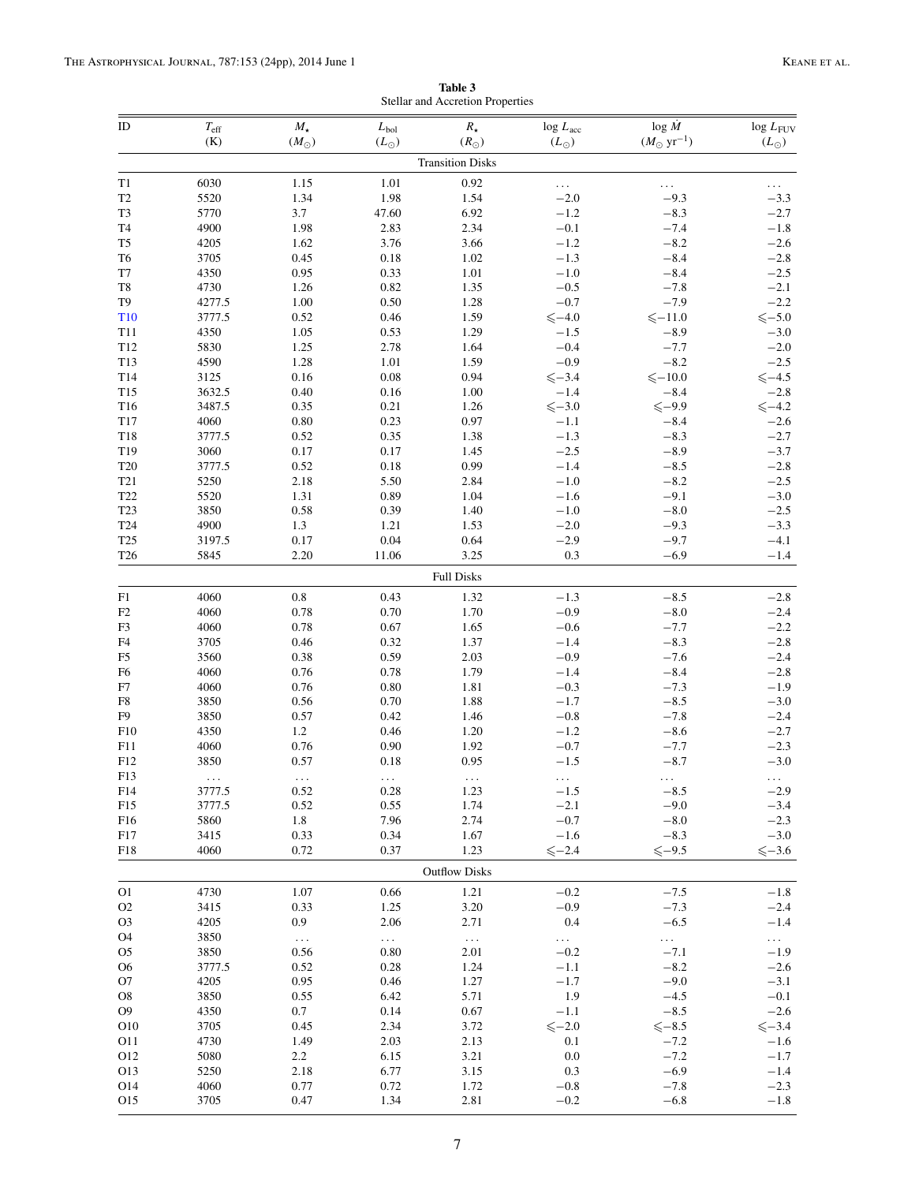**Table 3**
Stellar and Accretion Properties

| ID | $T_{\rm eff}$ (K) | $M_\star$ ($M_\odot$) | $L_{\rm bol}$ ($L_\odot$) | $R_\star$ ($R_\odot$) | log $L_{\rm acc}$ ($L_\odot$) | log $\dot{M}$ ($M_\odot$ yr$^{-1}$) | log $L_{\rm FUV}$ ($L_\odot$) |
|---|---|---|---|---|---|---|---|
| | | | Transition Disks | | | | |
| T1 | 6030 | 1.15 | 1.01 | 0.92 | ... | ... | ... |
| T2 | 5520 | 1.34 | 1.98 | 1.54 | −2.0 | −9.3 | −3.3 |
| T3 | 5770 | 3.7 | 47.60 | 6.92 | −1.2 | −8.3 | −2.7 |
| T4 | 4900 | 1.98 | 2.83 | 2.34 | −0.1 | −7.4 | −1.8 |
| T5 | 4205 | 1.62 | 3.76 | 3.66 | −1.2 | −8.2 | −2.6 |
| T6 | 3705 | 0.45 | 0.18 | 1.02 | −1.3 | −8.4 | −2.8 |
| T7 | 4350 | 0.95 | 0.33 | 1.01 | −1.0 | −8.4 | −2.5 |
| T8 | 4730 | 1.26 | 0.82 | 1.35 | −0.5 | −7.8 | −2.1 |
| T9 | 4277.5 | 1.00 | 0.50 | 1.28 | −0.7 | −7.9 | −2.2 |
| T10 | 3777.5 | 0.52 | 0.46 | 1.59 | $\leqslant$−4.0 | $\leqslant$−11.0 | $\leqslant$−5.0 |
| T11 | 4350 | 1.05 | 0.53 | 1.29 | −1.5 | −8.9 | −3.0 |
| T12 | 5830 | 1.25 | 2.78 | 1.64 | −0.4 | −7.7 | −2.0 |
| T13 | 4590 | 1.28 | 1.01 | 1.59 | −0.9 | −8.2 | −2.5 |
| T14 | 3125 | 0.16 | 0.08 | 0.94 | $\leqslant$−3.4 | $\leqslant$−10.0 | $\leqslant$−4.5 |
| T15 | 3632.5 | 0.40 | 0.16 | 1.00 | −1.4 | −8.4 | −2.8 |
| T16 | 3487.5 | 0.35 | 0.21 | 1.26 | $\leqslant$−3.0 | $\leqslant$−9.9 | $\leqslant$−4.2 |
| T17 | 4060 | 0.80 | 0.23 | 0.97 | −1.1 | −8.4 | −2.6 |
| T18 | 3777.5 | 0.52 | 0.35 | 1.38 | −1.3 | −8.3 | −2.7 |
| T19 | 3060 | 0.17 | 0.17 | 1.45 | −2.5 | −8.9 | −3.7 |
| T20 | 3777.5 | 0.52 | 0.18 | 0.99 | −1.4 | −8.5 | −2.8 |
| T21 | 5250 | 2.18 | 5.50 | 2.84 | −1.0 | −8.2 | −2.5 |
| T22 | 5520 | 1.31 | 0.89 | 1.04 | −1.6 | −9.1 | −3.0 |
| T23 | 3850 | 0.58 | 0.39 | 1.40 | −1.0 | −8.0 | −2.5 |
| T24 | 4900 | 1.3 | 1.21 | 1.53 | −2.0 | −9.3 | −3.3 |
| T25 | 3197.5 | 0.17 | 0.04 | 0.64 | −2.9 | −9.7 | −4.1 |
| T26 | 5845 | 2.20 | 11.06 | 3.25 | 0.3 | −6.9 | −1.4 |
| | | | Full Disks | | | | |
| F1 | 4060 | 0.8 | 0.43 | 1.32 | −1.3 | −8.5 | −2.8 |
| F2 | 4060 | 0.78 | 0.70 | 1.70 | −0.9 | −8.0 | −2.4 |
| F3 | 4060 | 0.78 | 0.67 | 1.65 | −0.6 | −7.7 | −2.2 |
| F4 | 3705 | 0.46 | 0.32 | 1.37 | −1.4 | −8.3 | −2.8 |
| F5 | 3560 | 0.38 | 0.59 | 2.03 | −0.9 | −7.6 | −2.4 |
| F6 | 4060 | 0.76 | 0.78 | 1.79 | −1.4 | −8.4 | −2.8 |
| F7 | 4060 | 0.76 | 0.80 | 1.81 | −0.3 | −7.3 | −1.9 |
| F8 | 3850 | 0.56 | 0.70 | 1.88 | −1.7 | −8.5 | −3.0 |
| F9 | 3850 | 0.57 | 0.42 | 1.46 | −0.8 | −7.8 | −2.4 |
| F10 | 4350 | 1.2 | 0.46 | 1.20 | −1.2 | −8.6 | −2.7 |
| F11 | 4060 | 0.76 | 0.90 | 1.92 | −0.7 | −7.7 | −2.3 |
| F12 | 3850 | 0.57 | 0.18 | 0.95 | −1.5 | −8.7 | −3.0 |
| F13 | ... | ... | ... | ... | ... | ... | ... |
| F14 | 3777.5 | 0.52 | 0.28 | 1.23 | −1.5 | −8.5 | −2.9 |
| F15 | 3777.5 | 0.52 | 0.55 | 1.74 | −2.1 | −9.0 | −3.4 |
| F16 | 5860 | 1.8 | 7.96 | 2.74 | −0.7 | −8.0 | −2.3 |
| F17 | 3415 | 0.33 | 0.34 | 1.67 | −1.6 | −8.3 | −3.0 |
| F18 | 4060 | 0.72 | 0.37 | 1.23 | $\leqslant$−2.4 | $\leqslant$−9.5 | $\leqslant$−3.6 |
| | | | Outflow Disks | | | | |
| O1 | 4730 | 1.07 | 0.66 | 1.21 | −0.2 | −7.5 | −1.8 |
| O2 | 3415 | 0.33 | 1.25 | 3.20 | −0.9 | −7.3 | −2.4 |
| O3 | 4205 | 0.9 | 2.06 | 2.71 | 0.4 | −6.5 | −1.4 |
| O4 | 3850 | ... | ... | ... | ... | ... | ... |
| O5 | 3850 | 0.56 | 0.80 | 2.01 | −0.2 | −7.1 | −1.9 |
| O6 | 3777.5 | 0.52 | 0.28 | 1.24 | −1.1 | −8.2 | −2.6 |
| O7 | 4205 | 0.95 | 0.46 | 1.27 | −1.7 | −9.0 | −3.1 |
| O8 | 3850 | 0.55 | 6.42 | 5.71 | 1.9 | −4.5 | −0.1 |
| O9 | 4350 | 0.7 | 0.14 | 0.67 | −1.1 | −8.5 | −2.6 |
| O10 | 3705 | 0.45 | 2.34 | 3.72 | $\leqslant$−2.0 | $\leqslant$−8.5 | $\leqslant$−3.4 |
| O11 | 4730 | 1.49 | 2.03 | 2.13 | 0.1 | −7.2 | −1.6 |
| O12 | 5080 | 2.2 | 6.15 | 3.21 | 0.0 | −7.2 | −1.7 |
| O13 | 5250 | 2.18 | 6.77 | 3.15 | 0.3 | −6.9 | −1.4 |
| O14 | 4060 | 0.77 | 0.72 | 1.72 | −0.8 | −7.8 | −2.3 |
| O15 | 3705 | 0.47 | 1.34 | 2.81 | −0.2 | −6.8 | −1.8 |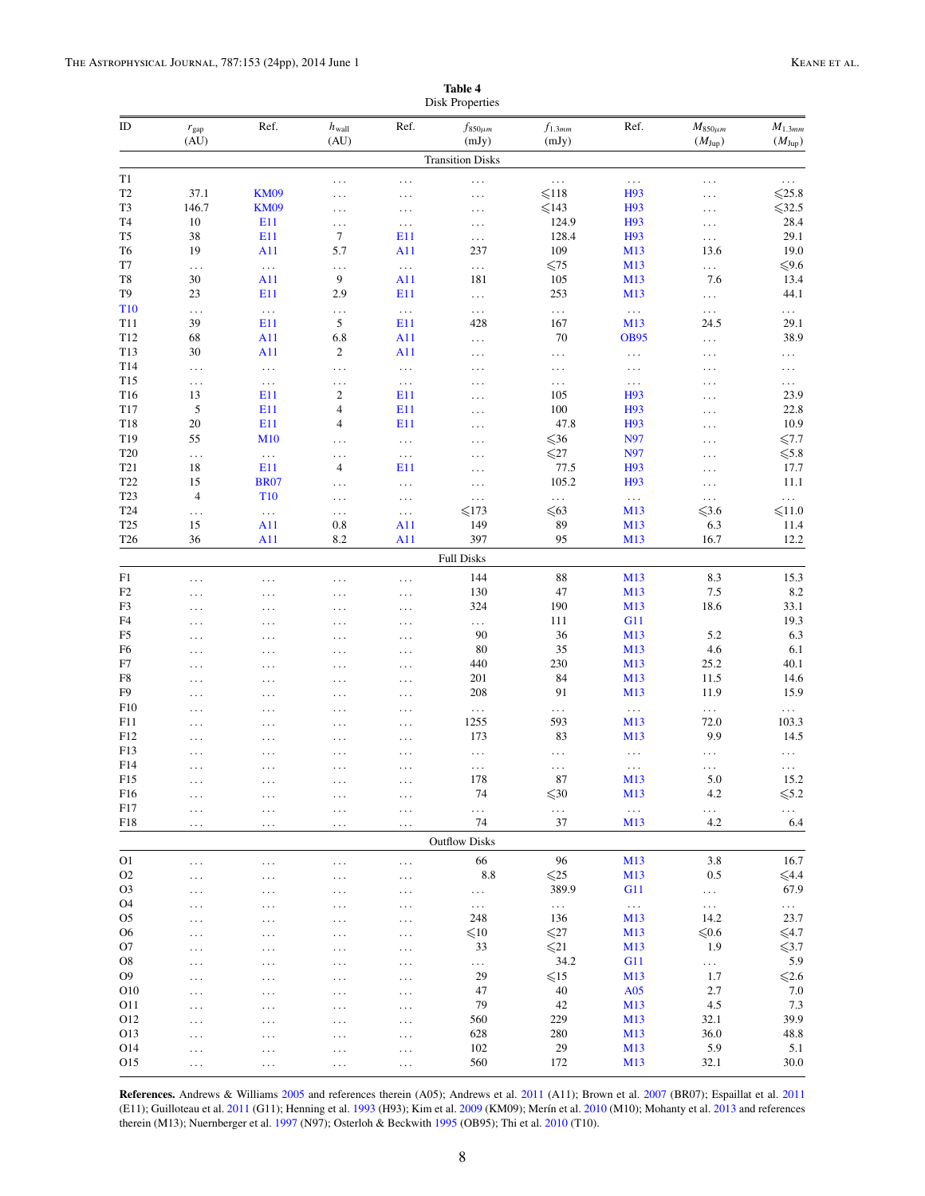**Table 4**
Disk Properties

| ID | $r_{\rm gap}$ (AU) | Ref. | $h_{\rm wall}$ (AU) | Ref. | $f_{850\mu m}$ (mJy) | $f_{1.3mm}$ (mJy) | Ref. | $M_{850\mu m}$ ($M_{\rm Jup}$) | $M_{1.3mm}$ ($M_{\rm Jup}$) |
|---|---|---|---|---|---|---|---|---|---|
| Transition Disks | | | | | | | | | |
| T1 | | | ... | ... | ... | ... | ... | ... | ... |
| T2 | 37.1 | KM09 | ... | ... | ... | ⩽118 | H93 | ... | ⩽25.8 |
| T3 | 146.7 | KM09 | ... | ... | ... | ⩽143 | H93 | ... | ⩽32.5 |
| T4 | 10 | E11 | ... | ... | ... | 124.9 | H93 | ... | 28.4 |
| T5 | 38 | E11 | 7 | E11 | ... | 128.4 | H93 | ... | 29.1 |
| T6 | 19 | A11 | 5.7 | A11 | 237 | 109 | M13 | 13.6 | 19.0 |
| T7 | ... | ... | ... | ... | ... | ⩽75 | M13 | ... | ⩽9.6 |
| T8 | 30 | A11 | 9 | A11 | 181 | 105 | M13 | 7.6 | 13.4 |
| T9 | 23 | E11 | 2.9 | E11 | ... | 253 | M13 | ... | 44.1 |
| T10 | ... | ... | ... | ... | ... | ... | ... | ... | ... |
| T11 | 39 | E11 | 5 | E11 | 428 | 167 | M13 | 24.5 | 29.1 |
| T12 | 68 | A11 | 6.8 | A11 | ... | 70 | OB95 | ... | 38.9 |
| T13 | 30 | A11 | 2 | A11 | ... | ... | ... | ... | ... |
| T14 | ... | ... | ... | ... | ... | ... | ... | ... | ... |
| T15 | ... | ... | ... | ... | ... | ... | ... | ... | ... |
| T16 | 13 | E11 | 2 | E11 | ... | 105 | H93 | ... | 23.9 |
| T17 | 5 | E11 | 4 | E11 | ... | 100 | H93 | ... | 22.8 |
| T18 | 20 | E11 | 4 | E11 | ... | 47.8 | H93 | ... | 10.9 |
| T19 | 55 | M10 | ... | ... | ... | ⩽36 | N97 | ... | ⩽7.7 |
| T20 | ... | ... | ... | ... | ... | ⩽27 | N97 | ... | ⩽5.8 |
| T21 | 18 | E11 | 4 | E11 | ... | 77.5 | H93 | ... | 17.7 |
| T22 | 15 | BR07 | ... | ... | ... | 105.2 | H93 | ... | 11.1 |
| T23 | 4 | T10 | ... | ... | ... | ... | ... | ... | ... |
| T24 | ... | ... | ... | ... | ⩽173 | ⩽63 | M13 | ⩽3.6 | ⩽11.0 |
| T25 | 15 | A11 | 0.8 | A11 | 149 | 89 | M13 | 6.3 | 11.4 |
| T26 | 36 | A11 | 8.2 | A11 | 397 | 95 | M13 | 16.7 | 12.2 |
| Full Disks | | | | | | | | | |
| F1 | ... | ... | ... | ... | 144 | 88 | M13 | 8.3 | 15.3 |
| F2 | ... | ... | ... | ... | 130 | 47 | M13 | 7.5 | 8.2 |
| F3 | ... | ... | ... | ... | 324 | 190 | M13 | 18.6 | 33.1 |
| F4 | ... | ... | ... | ... | ... | 111 | G11 | | 19.3 |
| F5 | ... | ... | ... | ... | 90 | 36 | M13 | 5.2 | 6.3 |
| F6 | ... | ... | ... | ... | 80 | 35 | M13 | 4.6 | 6.1 |
| F7 | ... | ... | ... | ... | 440 | 230 | M13 | 25.2 | 40.1 |
| F8 | ... | ... | ... | ... | 201 | 84 | M13 | 11.5 | 14.6 |
| F9 | ... | ... | ... | ... | 208 | 91 | M13 | 11.9 | 15.9 |
| F10 | ... | ... | ... | ... | ... | ... | ... | ... | ... |
| F11 | ... | ... | ... | ... | 1255 | 593 | M13 | 72.0 | 103.3 |
| F12 | ... | ... | ... | ... | 173 | 83 | M13 | 9.9 | 14.5 |
| F13 | ... | ... | ... | ... | ... | ... | ... | ... | ... |
| F14 | ... | ... | ... | ... | ... | ... | ... | ... | ... |
| F15 | ... | ... | ... | ... | 178 | 87 | M13 | 5.0 | 15.2 |
| F16 | ... | ... | ... | ... | 74 | ⩽30 | M13 | 4.2 | ⩽5.2 |
| F17 | ... | ... | ... | ... | ... | ... | ... | ... | ... |
| F18 | ... | ... | ... | ... | 74 | 37 | M13 | 4.2 | 6.4 |
| Outflow Disks | | | | | | | | | |
| O1 | ... | ... | ... | ... | 66 | 96 | M13 | 3.8 | 16.7 |
| O2 | ... | ... | ... | ... | 8.8 | ⩽25 | M13 | 0.5 | ⩽4.4 |
| O3 | ... | ... | ... | ... | ... | 389.9 | G11 | ... | 67.9 |
| O4 | ... | ... | ... | ... | ... | ... | ... | ... | ... |
| O5 | ... | ... | ... | ... | 248 | 136 | M13 | 14.2 | 23.7 |
| O6 | ... | ... | ... | ... | ⩽10 | ⩽27 | M13 | ⩽0.6 | ⩽4.7 |
| O7 | ... | ... | ... | ... | 33 | ⩽21 | M13 | 1.9 | ⩽3.7 |
| O8 | ... | ... | ... | ... | ... | 34.2 | G11 | ... | 5.9 |
| O9 | ... | ... | ... | ... | 29 | ⩽15 | M13 | 1.7 | ⩽2.6 |
| O10 | ... | ... | ... | ... | 47 | 40 | A05 | 2.7 | 7.0 |
| O11 | ... | ... | ... | ... | 79 | 42 | M13 | 4.5 | 7.3 |
| O12 | ... | ... | ... | ... | 560 | 229 | M13 | 32.1 | 39.9 |
| O13 | ... | ... | ... | ... | 628 | 280 | M13 | 36.0 | 48.8 |
| O14 | ... | ... | ... | ... | 102 | 29 | M13 | 5.9 | 5.1 |
| O15 | ... | ... | ... | ... | 560 | 172 | M13 | 32.1 | 30.0 |

**References.** Andrews & Williams 2005 and references therein (A05); Andrews et al. 2011 (A11); Brown et al. 2007 (BR07); Espaillat et al. 2011 (E11); Guilloteau et al. 2011 (G11); Henning et al. 1993 (H93); Kim et al. 2009 (KM09); Merín et al. 2010 (M10); Mohanty et al. 2013 and references therein (M13); Nuernberger et al. 1997 (N97); Osterloh & Beckwith 1995 (OB95); Thi et al. 2010 (T10).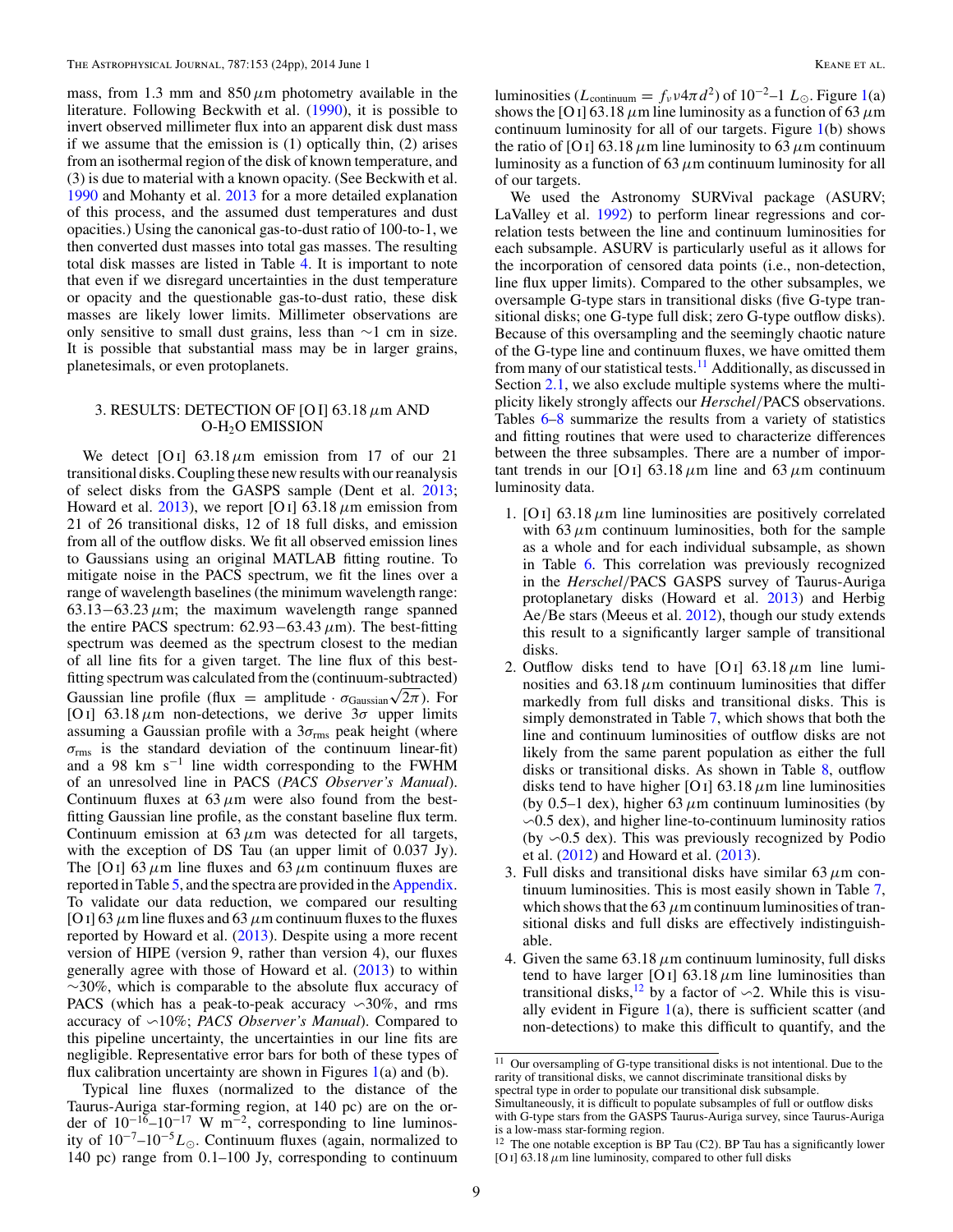mass, from 1.3 mm and 850 $\mu$m photometry available in the literature. Following Beckwith et al. (1990), it is possible to invert observed millimeter flux into an apparent disk dust mass if we assume that the emission is (1) optically thin, (2) arises from an isothermal region of the disk of known temperature, and (3) is due to material with a known opacity. (See Beckwith et al. 1990 and Mohanty et al. 2013 for a more detailed explanation of this process, and the assumed dust temperatures and dust opacities.) Using the canonical gas-to-dust ratio of 100-to-1, we then converted dust masses into total gas masses. The resulting total disk masses are listed in Table 4. It is important to note that even if we disregard uncertainties in the dust temperature or opacity and the questionable gas-to-dust ratio, these disk masses are likely lower limits. Millimeter observations are only sensitive to small dust grains, less than ~1 cm in size. It is possible that substantial mass may be in larger grains, planetesimals, or even protoplanets.

## 3. RESULTS: DETECTION OF [O I] 63.18 $\mu$m AND O-$H_2O$ EMISSION

We detect [O I] 63.18 $\mu$m emission from 17 of our 21 transitional disks. Coupling these new results with our reanalysis of select disks from the GASPS sample (Dent et al. 2013; Howard et al. 2013), we report [O I] 63.18 $\mu$m emission from 21 of 26 transitional disks, 12 of 18 full disks, and emission from all of the outflow disks. We fit all observed emission lines to Gaussians using an original MATLAB fitting routine. To mitigate noise in the PACS spectrum, we fit the lines over a range of wavelength baselines (the minimum wavelength range: 63.13−63.23 $\mu$m; the maximum wavelength range spanned the entire PACS spectrum: 62.93−63.43 $\mu$m). The best-fitting spectrum was deemed as the spectrum closest to the median of all line fits for a given target. The line flux of this best-fitting spectrum was calculated from the (continuum-subtracted) Gaussian line profile (flux = amplitude $\cdot\, \sigma_{\mathrm{Gaussian}}\sqrt{2\pi}$). For [O I] 63.18 $\mu$m non-detections, we derive 3$\sigma$ upper limits assuming a Gaussian profile with a 3$\sigma_{\mathrm{rms}}$ peak height (where $\sigma_{\mathrm{rms}}$ is the standard deviation of the continuum linear-fit) and a 98 km s$^{-1}$ line width corresponding to the FWHM of an unresolved line in PACS (*PACS Observer's Manual*). Continuum fluxes at 63 $\mu$m were also found from the best-fitting Gaussian line profile, as the constant baseline flux term. Continuum emission at 63 $\mu$m was detected for all targets, with the exception of DS Tau (an upper limit of 0.037 Jy). The [O I] 63 $\mu$m line fluxes and 63 $\mu$m continuum fluxes are reported in Table 5, and the spectra are provided in the Appendix. To validate our data reduction, we compared our resulting [O I] 63 $\mu$m line fluxes and 63 $\mu$m continuum fluxes to the fluxes reported by Howard et al. (2013). Despite using a more recent version of HIPE (version 9, rather than version 4), our fluxes generally agree with those of Howard et al. (2013) to within ~30%, which is comparable to the absolute flux accuracy of PACS (which has a peak-to-peak accuracy ∽30%, and rms accuracy of ∽10%; *PACS Observer's Manual*). Compared to this pipeline uncertainty, the uncertainties in our line fits are negligible. Representative error bars for both of these types of flux calibration uncertainty are shown in Figures 1(a) and (b).

Typical line fluxes (normalized to the distance of the Taurus-Auriga star-forming region, at 140 pc) are on the order of $10^{-16}$–$10^{-17}$ W m$^{-2}$, corresponding to line luminosity of $10^{-7}$–$10^{-5} L_{\odot}$. Continuum fluxes (again, normalized to 140 pc) range from 0.1–100 Jy, corresponding to continuum luminosities ($L_{\mathrm{continuum}} = f_{\nu}\nu 4\pi d^2$) of $10^{-2}$–1 $L_{\odot}$. Figure 1(a) shows the [O I] 63.18 $\mu$m line luminosity as a function of 63 $\mu$m continuum luminosity for all of our targets. Figure 1(b) shows the ratio of [O I] 63.18 $\mu$m line luminosity to 63 $\mu$m continuum luminosity as a function of 63 $\mu$m continuum luminosity for all of our targets.

We used the Astronomy SURVival package (ASURV; LaValley et al. 1992) to perform linear regressions and correlation tests between the line and continuum luminosities for each subsample. ASURV is particularly useful as it allows for the incorporation of censored data points (i.e., non-detection, line flux upper limits). Compared to the other subsamples, we oversample G-type stars in transitional disks (five G-type transitional disks; one G-type full disk; zero G-type outflow disks). Because of this oversampling and the seemingly chaotic nature of the G-type line and continuum fluxes, we have omitted them from many of our statistical tests.[11] Additionally, as discussed in Section 2.1, we also exclude multiple systems where the multiplicity likely strongly affects our *Herschel*/PACS observations. Tables 6–8 summarize the results from a variety of statistics and fitting routines that were used to characterize differences between the three subsamples. There are a number of important trends in our [O I] 63.18 $\mu$m line and 63 $\mu$m continuum luminosity data.

1. [O I] 63.18 $\mu$m line luminosities are positively correlated with 63 $\mu$m continuum luminosities, both for the sample as a whole and for each individual subsample, as shown in Table 6. This correlation was previously recognized in the *Herschel*/PACS GASPS survey of Taurus-Auriga protoplanetary disks (Howard et al. 2013) and Herbig Ae/Be stars (Meeus et al. 2012), though our study extends this result to a significantly larger sample of transitional disks.
2. Outflow disks tend to have [O I] 63.18 $\mu$m line luminosities and 63.18 $\mu$m continuum luminosities that differ markedly from full disks and transitional disks. This is simply demonstrated in Table 7, which shows that both the line and continuum luminosities of outflow disks are not likely from the same parent population as either the full disks or transitional disks. As shown in Table 8, outflow disks tend to have higher [O I] 63.18 $\mu$m line luminosities (by 0.5–1 dex), higher 63 $\mu$m continuum luminosities (by ∽0.5 dex), and higher line-to-continuum luminosity ratios (by ∽0.5 dex). This was previously recognized by Podio et al. (2012) and Howard et al. (2013).
3. Full disks and transitional disks have similar 63 $\mu$m continuum luminosities. This is most easily shown in Table 7, which shows that the 63 $\mu$m continuum luminosities of transitional disks and full disks are effectively indistinguishable.
4. Given the same 63.18 $\mu$m continuum luminosity, full disks tend to have larger [O I] 63.18 $\mu$m line luminosities than transitional disks,[12] by a factor of ∽2. While this is visually evident in Figure 1(a), there is sufficient scatter (and non-detections) to make this difficult to quantify, and the

[11] Our oversampling of G-type transitional disks is not intentional. Due to the rarity of transitional disks, we cannot discriminate transitional disks by spectral type in order to populate our transitional disk subsample. Simultaneously, it is difficult to populate subsamples of full or outflow disks with G-type stars from the GASPS Taurus-Auriga survey, since Taurus-Auriga is a low-mass star-forming region.

[12] The one notable exception is BP Tau (C2). BP Tau has a significantly lower [O I] 63.18 $\mu$m line luminosity, compared to other full disks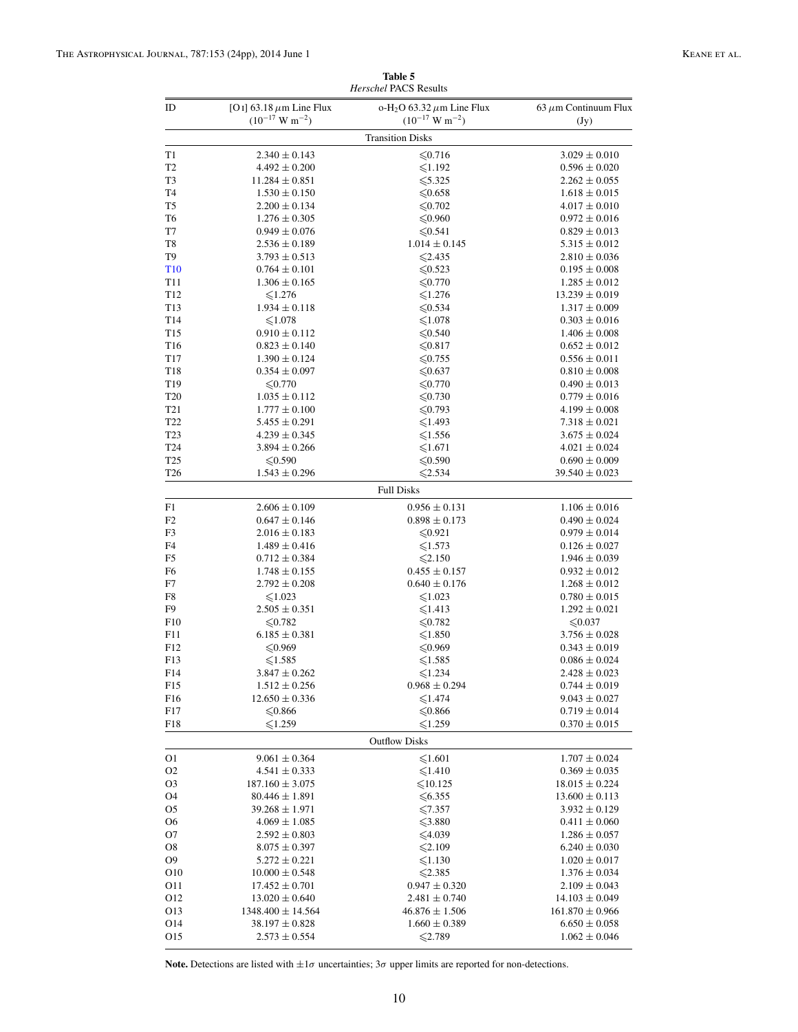**Table 5**
*Herschel* PACS Results

| ID | [O I] 63.18 $\mu$m Line Flux ($10^{-17}$ W m$^{-2}$) | o-$H_2O$ 63.32 $\mu$m Line Flux ($10^{-17}$ W m$^{-2}$) | 63 $\mu$m Continuum Flux (Jy) |
|---|---|---|---|
| | | Transition Disks | |
| T1 | $2.340 \pm 0.143$ | $\leqslant 0.716$ | $3.029 \pm 0.010$ |
| T2 | $4.492 \pm 0.200$ | $\leqslant 1.192$ | $0.596 \pm 0.020$ |
| T3 | $11.284 \pm 0.851$ | $\leqslant 5.325$ | $2.262 \pm 0.055$ |
| T4 | $1.530 \pm 0.150$ | $\leqslant 0.658$ | $1.618 \pm 0.015$ |
| T5 | $2.200 \pm 0.134$ | $\leqslant 0.702$ | $4.017 \pm 0.010$ |
| T6 | $1.276 \pm 0.305$ | $\leqslant 0.960$ | $0.972 \pm 0.016$ |
| T7 | $0.949 \pm 0.076$ | $\leqslant 0.541$ | $0.829 \pm 0.013$ |
| T8 | $2.536 \pm 0.189$ | $1.014 \pm 0.145$ | $5.315 \pm 0.012$ |
| T9 | $3.793 \pm 0.513$ | $\leqslant 2.435$ | $2.810 \pm 0.036$ |
| T10 | $0.764 \pm 0.101$ | $\leqslant 0.523$ | $0.195 \pm 0.008$ |
| T11 | $1.306 \pm 0.165$ | $\leqslant 0.770$ | $1.285 \pm 0.012$ |
| T12 | $\leqslant 1.276$ | $\leqslant 1.276$ | $13.239 \pm 0.019$ |
| T13 | $1.934 \pm 0.118$ | $\leqslant 0.534$ | $1.317 \pm 0.009$ |
| T14 | $\leqslant 1.078$ | $\leqslant 1.078$ | $0.303 \pm 0.016$ |
| T15 | $0.910 \pm 0.112$ | $\leqslant 0.540$ | $1.406 \pm 0.008$ |
| T16 | $0.823 \pm 0.140$ | $\leqslant 0.817$ | $0.652 \pm 0.012$ |
| T17 | $1.390 \pm 0.124$ | $\leqslant 0.755$ | $0.556 \pm 0.011$ |
| T18 | $0.354 \pm 0.097$ | $\leqslant 0.637$ | $0.810 \pm 0.008$ |
| T19 | $\leqslant 0.770$ | $\leqslant 0.770$ | $0.490 \pm 0.013$ |
| T20 | $1.035 \pm 0.112$ | $\leqslant 0.730$ | $0.779 \pm 0.016$ |
| T21 | $1.777 \pm 0.100$ | $\leqslant 0.793$ | $4.199 \pm 0.008$ |
| T22 | $5.455 \pm 0.291$ | $\leqslant 1.493$ | $7.318 \pm 0.021$ |
| T23 | $4.239 \pm 0.345$ | $\leqslant 1.556$ | $3.675 \pm 0.024$ |
| T24 | $3.894 \pm 0.266$ | $\leqslant 1.671$ | $4.021 \pm 0.024$ |
| T25 | $\leqslant 0.590$ | $\leqslant 0.590$ | $0.690 \pm 0.009$ |
| T26 | $1.543 \pm 0.296$ | $\leqslant 2.534$ | $39.540 \pm 0.023$ |
| | | Full Disks | |
| F1 | $2.606 \pm 0.109$ | $0.956 \pm 0.131$ | $1.106 \pm 0.016$ |
| F2 | $0.647 \pm 0.146$ | $0.898 \pm 0.173$ | $0.490 \pm 0.024$ |
| F3 | $2.016 \pm 0.183$ | $\leqslant 0.921$ | $0.979 \pm 0.014$ |
| F4 | $1.489 \pm 0.416$ | $\leqslant 1.573$ | $0.126 \pm 0.027$ |
| F5 | $0.712 \pm 0.384$ | $\leqslant 2.150$ | $1.946 \pm 0.039$ |
| F6 | $1.748 \pm 0.155$ | $0.455 \pm 0.157$ | $0.932 \pm 0.012$ |
| F7 | $2.792 \pm 0.208$ | $0.640 \pm 0.176$ | $1.268 \pm 0.012$ |
| F8 | $\leqslant 1.023$ | $\leqslant 1.023$ | $0.780 \pm 0.015$ |
| F9 | $2.505 \pm 0.351$ | $\leqslant 1.413$ | $1.292 \pm 0.021$ |
| F10 | $\leqslant 0.782$ | $\leqslant 0.782$ | $\leqslant 0.037$ |
| F11 | $6.185 \pm 0.381$ | $\leqslant 1.850$ | $3.756 \pm 0.028$ |
| F12 | $\leqslant 0.969$ | $\leqslant 0.969$ | $0.343 \pm 0.019$ |
| F13 | $\leqslant 1.585$ | $\leqslant 1.585$ | $0.086 \pm 0.024$ |
| F14 | $3.847 \pm 0.262$ | $\leqslant 1.234$ | $2.428 \pm 0.023$ |
| F15 | $1.512 \pm 0.256$ | $0.968 \pm 0.294$ | $0.744 \pm 0.019$ |
| F16 | $12.650 \pm 0.336$ | $\leqslant 1.474$ | $9.043 \pm 0.027$ |
| F17 | $\leqslant 0.866$ | $\leqslant 0.866$ | $0.719 \pm 0.014$ |
| F18 | $\leqslant 1.259$ | $\leqslant 1.259$ | $0.370 \pm 0.015$ |
| | | Outflow Disks | |
| O1 | $9.061 \pm 0.364$ | $\leqslant 1.601$ | $1.707 \pm 0.024$ |
| O2 | $4.541 \pm 0.333$ | $\leqslant 1.410$ | $0.369 \pm 0.035$ |
| O3 | $187.160 \pm 3.075$ | $\leqslant 10.125$ | $18.015 \pm 0.224$ |
| O4 | $80.446 \pm 1.891$ | $\leqslant 6.355$ | $13.600 \pm 0.113$ |
| O5 | $39.268 \pm 1.971$ | $\leqslant 7.357$ | $3.932 \pm 0.129$ |
| O6 | $4.069 \pm 1.085$ | $\leqslant 3.880$ | $0.411 \pm 0.060$ |
| O7 | $2.592 \pm 0.803$ | $\leqslant 4.039$ | $1.286 \pm 0.057$ |
| O8 | $8.075 \pm 0.397$ | $\leqslant 2.109$ | $6.240 \pm 0.030$ |
| O9 | $5.272 \pm 0.221$ | $\leqslant 1.130$ | $1.020 \pm 0.017$ |
| O10 | $10.000 \pm 0.548$ | $\leqslant 2.385$ | $1.376 \pm 0.034$ |
| O11 | $17.452 \pm 0.701$ | $0.947 \pm 0.320$ | $2.109 \pm 0.043$ |
| O12 | $13.020 \pm 0.640$ | $2.481 \pm 0.740$ | $14.103 \pm 0.049$ |
| O13 | $1348.400 \pm 14.564$ | $46.876 \pm 1.506$ | $161.870 \pm 0.966$ |
| O14 | $38.197 \pm 0.828$ | $1.660 \pm 0.389$ | $6.650 \pm 0.058$ |
| O15 | $2.573 \pm 0.554$ | $\leqslant 2.789$ | $1.062 \pm 0.046$ |

**Note.** Detections are listed with $\pm 1\sigma$ uncertainties; $3\sigma$ upper limits are reported for non-detections.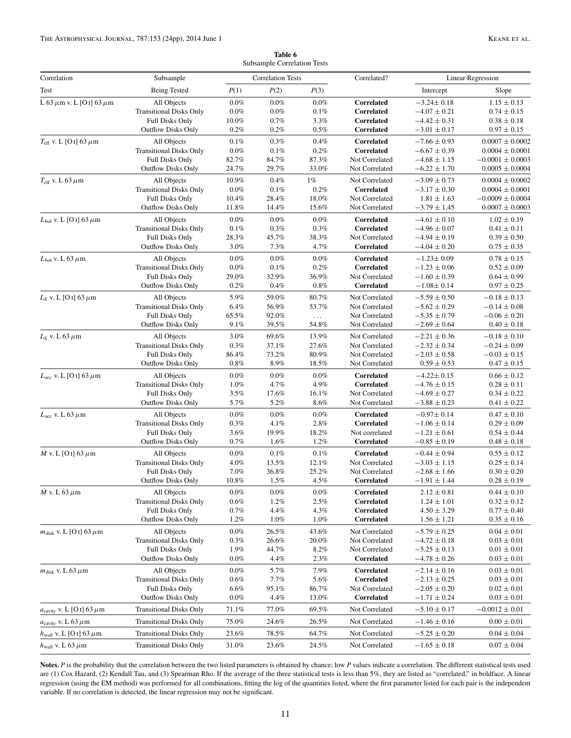**Table 6**
Subsample Correlation Tests

| Correlation Test | Subsample Being Tested | Correlation Tests $P(1)$ | $P(2)$ | $P(3)$ | Correlated? | Linear Regression Intercept | Slope |
|---|---|---|---|---|---|---|---|
| L 63 $\mu$m v. L [O I] 63 $\mu$m | All Objects | 0.0% | 0.0% | 0.0% | **Correlated** | $-3.24\pm 0.18$ | $1.15 \pm 0.13$ |
| | Transitional Disks Only | 0.0% | 0.0% | 0.1% | **Correlated** | $-4.07 \pm 0.21$ | $0.74 \pm 0.15$ |
| | Full Disks Only | 10.0% | 0.7% | 3.3% | **Correlated** | $-4.42 \pm 0.31$ | $0.38 \pm 0.18$ |
| | Outflow Disks Only | 0.2% | 0.2% | 0.5% | **Correlated** | $-3.01 \pm 0.17$ | $0.97 \pm 0.15$ |
| $T_{\rm eff}$ v. L [O I] 63 $\mu$m | All Objects | 0.1% | 0.3% | 0.4% | **Correlated** | $-7.66 \pm 0.93$ | $0.0007 \pm 0.0002$ |
| | Transitional Disks Only | 0.0% | 0.1% | 0.2% | **Correlated** | $-6.67 \pm 0.39$ | $0.0004 \pm 0.0001$ |
| | Full Disks Only | 82.7% | 84.7% | 87.3% | Not Correlated | $-4.68 \pm 1.15$ | $-0.0001 \pm 0.0003$ |
| | Outflow Disks Only | 24.7% | 29.7% | 33.0% | Not Correlated | $-6.22 \pm 1.70$ | $0.0005 \pm 0.0004$ |
| $T_{\rm eff}$ v. L 63 $\mu$m | All Objects | 10.9% | 0.4% | 1% | Not Correlated | $-3.09 \pm 0.73$ | $0.0004 \pm 0.0002$ |
| | Transitional Disks Only | 0.0% | 0.1% | 0.2% | **Correlated** | $-3.17 \pm 0.30$ | $0.0004 \pm 0.0001$ |
| | Full Disks Only | 10.4% | 28.4% | 18.0% | Not Correlated | $1.81 \pm 1.63$ | $-0.0009 \pm 0.0004$ |
| | Outflow Disks Only | 11.8% | 14.4% | 15.6% | Not Correlated | $-3.79 \pm 1.45$ | $0.0007 \pm 0.0003$ |
| $L_{\rm bol}$ v. L [O I] 63 $\mu$m | All Objects | 0.0% | 0.0% | 0.0% | **Correlated** | $-4.61 \pm 0.10$ | $1.02 \pm 0.19$ |
| | Transitional Disks Only | 0.1% | 0.3% | 0.3% | **Correlated** | $-4.96 \pm 0.07$ | $0.41 \pm 0.11$ |
| | Full Disks Only | 28.3% | 45.7% | 38.3% | Not Correlated | $-4.94 \pm 0.19$ | $0.39 \pm 0.50$ |
| | Outflow Disks Only | 3.0% | 7.3% | 4.7% | **Correlated** | $-4.04 \pm 0.20$ | $0.75 \pm 0.35$ |
| $L_{\rm bol}$ v. L 63 $\mu$m | All Objects | 0.0% | 0.0% | 0.0% | **Correlated** | $-1.23\pm 0.09$ | $0.78 \pm 0.15$ |
| | Transitional Disks Only | 0.0% | 0.1% | 0.2% | **Correlated** | $-1.23 \pm 0.06$ | $0.52 \pm 0.09$ |
| | Full Disks Only | 29.0% | 32.9% | 36.9% | Not Correlated | $-1.60 \pm 0.39$ | $0.64 \pm 0.99$ |
| | Outflow Disks Only | 0.2% | 0.4% | 0.8% | **Correlated** | $-1.08\pm 0.14$ | $0.97 \pm 0.25$ |
| $L_X$ v. L [O I] 63 $\mu$m | All Objects | 5.9% | 59.0% | 80.7% | Not Correlated | $-5.59 \pm 0.50$ | $-0.18 \pm 0.13$ |
| | Transitional Disks Only | 6.4% | 56.9% | 53.7% | Not Correlated | $-5.62 \pm 0.29$ | $-0.14 \pm 0.08$ |
| | Full Disks Only | 65.5% | 92.0% | ... | Not Correlated | $-5.35 \pm 0.79$ | $-0.06 \pm 0.20$ |
| | Outflow Disks Only | 9.1% | 39.5% | 54.8% | Not Correlated | $-2.69 \pm 0.64$ | $0.40 \pm 0.18$ |
| $L_X$ v. L 63 $\mu$m | All Objects | 3.0% | 69.6% | 13.9% | Not Correlated | $-2.21 \pm 0.36$ | $-0.18 \pm 0.10$ |
| | Transitional Disks Only | 0.3% | 37.1% | 27.6% | Not Correlated | $-2.32 \pm 0.34$ | $-0.24 \pm 0.09$ |
| | Full Disks Only | 86.4% | 73.2% | 80.9% | Not Correlated | $-2.03 \pm 0.58$ | $-0.03 \pm 0.15$ |
| | Outflow Disks Only | 0.8% | 8.9% | 18.5% | Not Correlated | $0.59 \pm 0.53$ | $0.47 \pm 0.15$ |
| $L_{\rm acc}$ v. L [O I] 63 $\mu$m | All Objects | 0.0% | 0.0% | 0.0% | **Correlated** | $-4.22\pm 0.15$ | $0.66 \pm 0.12$ |
| | Transitional Disks Only | 1.0% | 4.7% | 4.9% | **Correlated** | $-4.76 \pm 0.15$ | $0.28 \pm 0.11$ |
| | Full Disks Only | 3.5% | 17.6% | 16.1% | Not Correlated | $-4.69 \pm 0.27$ | $0.34 \pm 0.22$ |
| | Outflow Disks Only | 5.7% | 5.2% | 8.6% | Not Correlated | $-3.88 \pm 0.23$ | $0.41 \pm 0.22$ |
| $L_{\rm acc}$ v. L 63 $\mu$m | All Objects | 0.0% | 0.0% | 0.0% | **Correlated** | $-0.97\pm 0.14$ | $0.47 \pm 0.10$ |
| | Transitional Disks Only | 0.3% | 4.1% | 2.8% | **Correlated** | $-1.06 \pm 0.14$ | $0.29 \pm 0.09$ |
| | Full Disks Only | 3.6% | 19.9% | 18.2% | Not correlated | $-1.21 \pm 0.61$ | $0.54 \pm 0.44$ |
| | Outflow Disks Only | 0.7% | 1.6% | 1.2% | **Correlated** | $-0.85 \pm 0.19$ | $0.48 \pm 0.18$ |
| $\dot{M}$ v. L [O I] 63 $\mu$m | All Objects | 0.0% | 0.1% | 0.1% | **Correlated** | $-0.44 \pm 0.94$ | $0.55 \pm 0.12$ |
| | Transitional Disks Only | 4.0% | 13.5% | 12.1% | Not Correlated | $-3.03 \pm 1.15$ | $0.25 \pm 0.14$ |
| | Full Disks Only | 7.0% | 36.8% | 25.2% | Not Correlated | $-2.68 \pm 1.66$ | $0.30 \pm 0.20$ |
| | Outflow Disks Only | 10.8% | 1.5% | 4.5% | **Correlated** | $-1.91 \pm 1.44$ | $0.28 \pm 0.19$ |
| $\dot{M}$ v. L 63 $\mu$m | All Objects | 0.0% | 0.0% | 0.0% | **Correlated** | $2.12 \pm 0.81$ | $0.44 \pm 0.10$ |
| | Transitional Disks Only | 0.6% | 1.2% | 2.5% | **Correlated** | $1.24 \pm 1.01$ | $0.32 \pm 0.12$ |
| | Full Disks Only | 0.7% | 4.4% | 4.3% | **Correlated** | $4.50 \pm 3.29$ | $0.77 \pm 0.40$ |
| | Outflow Disks Only | 1.2% | 1.0% | 1.0% | **Correlated** | $1.56 \pm 1.21$ | $0.35 \pm 0.16$ |
| $m_{\rm disk}$ v. L [O I] 63 $\mu$m | All Objects | 0.0% | 26.5% | 43.6% | Not Correlated | $-5.79 \pm 0.25$ | $0.04 \pm 0.01$ |
| | Transitional Disks Only | 0.3% | 26.6% | 20.0% | Not Correlated | $-4.72 \pm 0.18$ | $0.03 \pm 0.01$ |
| | Full Disks Only | 1.9% | 44.7% | 8.2% | Not Correlated | $-5.25 \pm 0.13$ | $0.01 \pm 0.01$ |
| | Outflow Disks Only | 0.0% | 4.4% | 2.3% | **Correlated** | $-4.78 \pm 0.26$ | $0.03 \pm 0.01$ |
| $m_{\rm disk}$ v. L 63 $\mu$m | All Objects | 0.0% | 5.7% | 7.9% | **Correlated** | $-2.14 \pm 0.16$ | $0.03 \pm 0.01$ |
| | Transitional Disks Only | 0.6% | 7.7% | 5.6% | **Correlated** | $-2.13 \pm 0.25$ | $0.03 \pm 0.01$ |
| | Full Disks Only | 6.6% | 95.1% | 86.7% | Not Correlated | $-2.05 \pm 0.20$ | $0.02 \pm 0.01$ |
| | Outflow Disks Only | 0.0% | 4.4% | 13.0% | **Correlated** | $-1.71 \pm 0.24$ | $0.03 \pm 0.01$ |
| $a_{\rm cavity}$ v. L [O I] 63 $\mu$m | Transitional Disks Only | 71.1% | 77.0% | 69.5% | Not Correlated | $-5.10 \pm 0.17$ | $-0.0012 \pm 0.01$ |
| $a_{\rm cavity}$ v. L 63 $\mu$m | Transitional Disks Only | 75.0% | 24.6% | 26.5% | Not Correlated | $-1.46 \pm 0.16$ | $0.00 \pm 0.01$ |
| $h_{\rm wall}$ v. L [O I] 63 $\mu$m | Transitional Disks Only | 23.6% | 78.5% | 64.7% | Not Correlated | $-5.25 \pm 0.20$ | $0.04 \pm 0.04$ |
| $h_{\rm wall}$ v. L 63 $\mu$m | Transitional Disks Only | 31.0% | 23.6% | 24.5% | Not Correlated | $-1.65 \pm 0.18$ | $0.07 \pm 0.04$ |

**Notes.** $P$ is the probability that the correlation between the two listed parameters is obtained by chance; low $P$ values indicate a correlation. The different statistical tests used are (1) Cox Hazard, (2) Kendall Tau, and (3) Spearman Rho. If the average of the three statistical tests is less than 5%, they are listed as "correlated," in boldface. A linear regression (using the EM method) was performed for all combinations, fitting the log of the quantities listed, where the first parameter listed for each pair is the independent variable. If no correlation is detected, the linear regression may not be significant.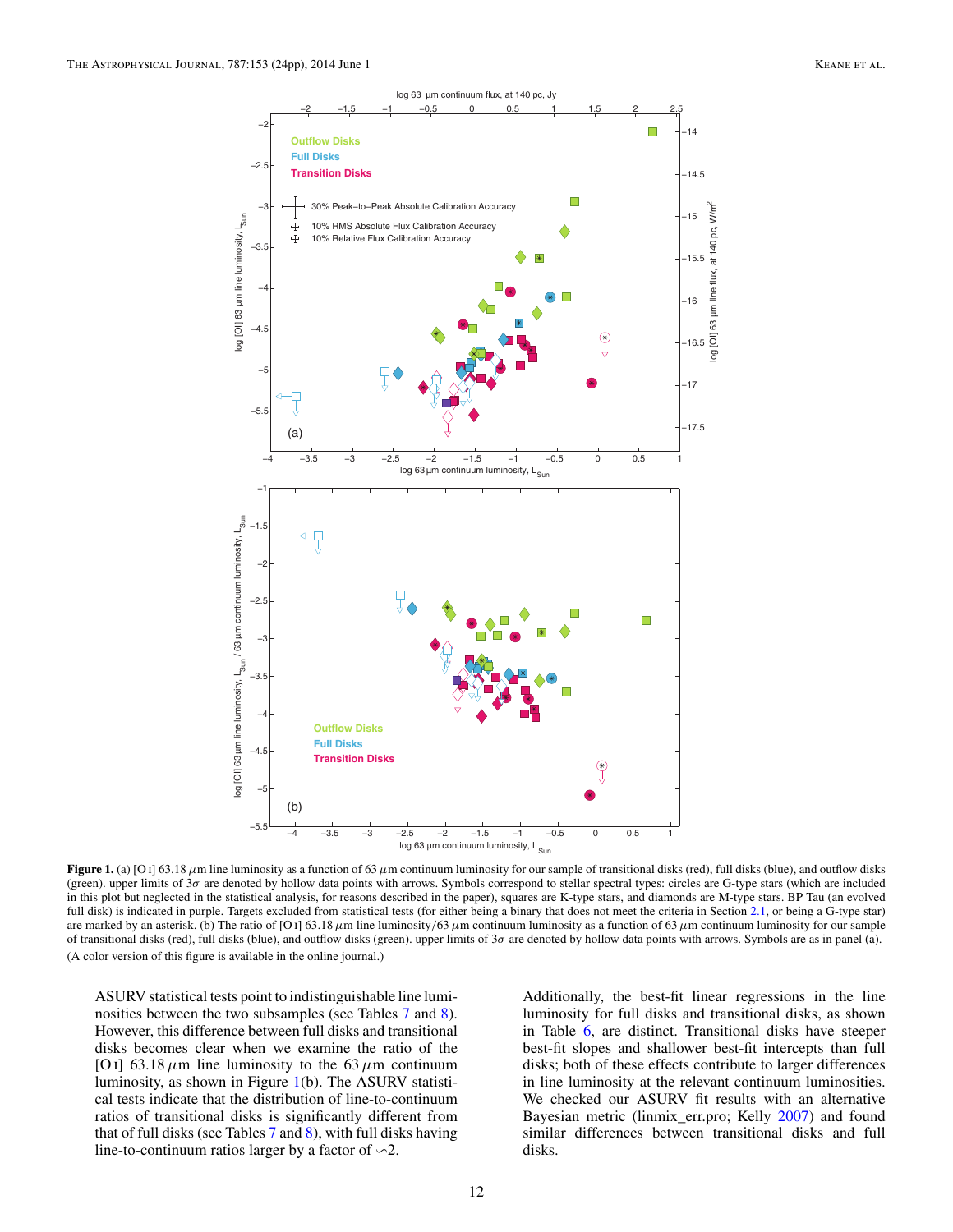log 63 μm continuum flux, at 140 pc, Jy

−2 −1.5 −1 −0.5 0 0.5 1 1.5 2 2.5

Outflow Disks
Full Disks
Transition Disks

30% Peak−to−Peak Absolute Calibration Accuracy
10% RMS Absolute Flux Calibration Accuracy
10% Relative Flux Calibration Accuracy

log [OI] 63 μm line luminosity, $L_{Sun}$

log [OI] 63 μm line flux, at 140 pc, W/m$^2$

(a)

log 63 μm continuum luminosity, $L_{Sun}$

Outflow Disks
Full Disks
Transition Disks

log [OI] 63μm line luminosity, $L_{Sun}$ / 63 μm continuum luminosity, $L_{Sun}$

(b)

log 63 μm continuum luminosity, $L_{Sun}$

**Figure 1.** (a) [O I] 63.18 $\mu$m line luminosity as a function of 63 $\mu$m continuum luminosity for our sample of transitional disks (red), full disks (blue), and outflow disks (green). upper limits of 3$\sigma$ are denoted by hollow data points with arrows. Symbols correspond to stellar spectral types: circles are G-type stars (which are included in this plot but neglected in the statistical analysis, for reasons described in the paper), squares are K-type stars, and diamonds are M-type stars. BP Tau (an evolved full disk) is indicated in purple. Targets excluded from statistical tests (for either being a binary that does not meet the criteria in Section 2.1, or being a G-type star) are marked by an asterisk. (b) The ratio of [O I] 63.18 $\mu$m line luminosity/63 $\mu$m continuum luminosity as a function of 63 $\mu$m continuum luminosity for our sample of transitional disks (red), full disks (blue), and outflow disks (green). upper limits of 3$\sigma$ are denoted by hollow data points with arrows. Symbols are as in panel (a).

(A color version of this figure is available in the online journal.)

ASURV statistical tests point to indistinguishable line luminosities between the two subsamples (see Tables 7 and 8). However, this difference between full disks and transitional disks becomes clear when we examine the ratio of the [O I] 63.18 $\mu$m line luminosity to the 63 $\mu$m continuum luminosity, as shown in Figure 1(b). The ASURV statistical tests indicate that the distribution of line-to-continuum ratios of transitional disks is significantly different from that of full disks (see Tables 7 and 8), with full disks having line-to-continuum ratios larger by a factor of ∽2.

Additionally, the best-fit linear regressions in the line luminosity for full disks and transitional disks, as shown in Table 6, are distinct. Transitional disks have steeper best-fit slopes and shallower best-fit intercepts than full disks; both of these effects contribute to larger differences in line luminosity at the relevant continuum luminosities. We checked our ASURV fit results with an alternative Bayesian metric (linmix_err.pro; Kelly 2007) and found similar differences between transitional disks and full disks.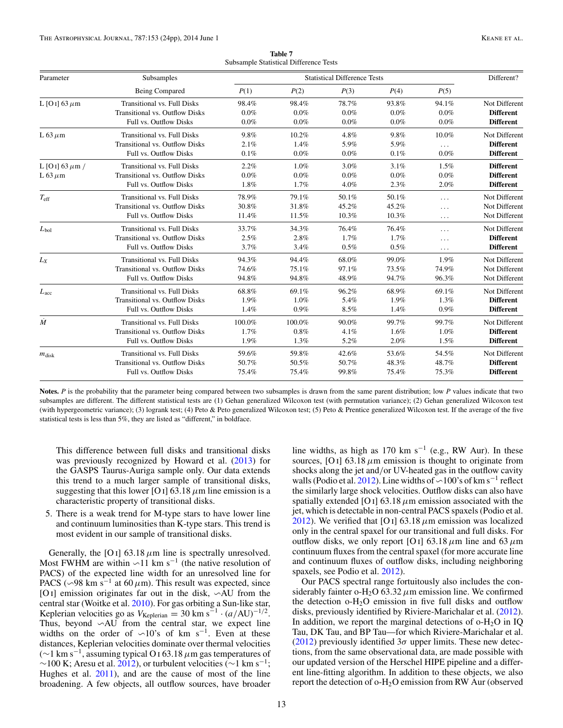**Table 7**
Subsample Statistical Difference Tests

| Parameter | Subsamples Being Compared | Statistical Difference Tests $P(1)$ | $P(2)$ | $P(3)$ | $P(4)$ | $P(5)$ | Different? |
|---|---|---|---|---|---|---|---|
| L [O I] 63 $\mu$m | Transitional vs. Full Disks | 98.4% | 98.4% | 78.7% | 93.8% | 94.1% | Not Different |
| | Transitional vs. Outflow Disks | 0.0% | 0.0% | 0.0% | 0.0% | 0.0% | **Different** |
| | Full vs. Outflow Disks | 0.0% | 0.0% | 0.0% | 0.0% | 0.0% | **Different** |
| L 63 $\mu$m | Transitional vs. Full Disks | 9.8% | 10.2% | 4.8% | 9.8% | 10.0% | Not Different |
| | Transitional vs. Outflow Disks | 2.1% | 1.4% | 5.9% | 5.9% | ... | **Different** |
| | Full vs. Outflow Disks | 0.1% | 0.0% | 0.0% | 0.1% | 0.0% | **Different** |
| L [O I] 63 $\mu$m / L 63 $\mu$m | Transitional vs. Full Disks | 2.2% | 1.0% | 3.0% | 3.1% | 1.5% | **Different** |
| | Transitional vs. Outflow Disks | 0.0% | 0.0% | 0.0% | 0.0% | 0.0% | **Different** |
| | Full vs. Outflow Disks | 1.8% | 1.7% | 4.0% | 2.3% | 2.0% | **Different** |
| $T_{\rm eff}$ | Transitional vs. Full Disks | 78.9% | 79.1% | 50.1% | 50.1% | ... | Not Different |
| | Transitional vs. Outflow Disks | 30.8% | 31.8% | 45.2% | 45.2% | ... | Not Different |
| | Full vs. Outflow Disks | 11.4% | 11.5% | 10.3% | 10.3% | ... | Not Different |
| $L_{\rm bol}$ | Transitional vs. Full Disks | 33.7% | 34.3% | 76.4% | 76.4% | ... | Not Different |
| | Transitional vs. Outflow Disks | 2.5% | 2.8% | 1.7% | 1.7% | ... | **Different** |
| | Full vs. Outflow Disks | 3.7% | 3.4% | 0.5% | 0.5% | ... | **Different** |
| $L_X$ | Transitional vs. Full Disks | 94.3% | 94.4% | 68.0% | 99.0% | 1.9% | Not Different |
| | Transitional vs. Outflow Disks | 74.6% | 75.1% | 97.1% | 73.5% | 74.9% | Not Different |
| | Full vs. Outflow Disks | 94.8% | 94.8% | 48.9% | 94.7% | 96.3% | Not Different |
| $L_{\rm acc}$ | Transitional vs. Full Disks | 68.8% | 69.1% | 96.2% | 68.9% | 69.1% | Not Different |
| | Transitional vs. Outflow Disks | 1.9% | 1.0% | 5.4% | 1.9% | 1.3% | **Different** |
| | Full vs. Outflow Disks | 1.4% | 0.9% | 8.5% | 1.4% | 0.9% | **Different** |
| $\dot{M}$ | Transitional vs. Full Disks | 100.0% | 100.0% | 90.0% | 99.7% | 99.7% | Not Different |
| | Transitional vs. Outflow Disks | 1.7% | 0.8% | 4.1% | 1.6% | 1.0% | **Different** |
| | Full vs. Outflow Disks | 1.9% | 1.3% | 5.2% | 2.0% | 1.5% | **Different** |
| $m_{\rm disk}$ | Transitional vs. Full Disks | 59.6% | 59.8% | 42.6% | 53.6% | 54.5% | Not Different |
| | Transitional vs. Outflow Disks | 50.7% | 50.5% | 50.7% | 48.3% | 48.7% | **Different** |
| | Full vs. Outflow Disks | 75.4% | 75.4% | 99.8% | 75.4% | 75.3% | **Different** |

**Notes.** $P$ is the probability that the parameter being compared between two subsamples is drawn from the same parent distribution; low $P$ values indicate that two subsamples are different. The different statistical tests are (1) Gehan generalized Wilcoxon test (with permutation variance); (2) Gehan generalized Wilcoxon test (with hypergeometric variance); (3) logrank test; (4) Peto & Peto generalized Wilcoxon test; (5) Peto & Prentice generalized Wilcoxon test. If the average of the five statistical tests is less than 5%, they are listed as "different," in boldface.

This difference between full disks and transitional disks was previously recognized by Howard et al. (2013) for the GASPS Taurus-Auriga sample only. Our data extends this trend to a much larger sample of transitional disks, suggesting that this lower [O I] 63.18 $\mu$m line emission is a characteristic property of transitional disks.

5. There is a weak trend for M-type stars to have lower line and continuum luminosities than K-type stars. This trend is most evident in our sample of transitional disks.

Generally, the [O I] 63.18 $\mu$m line is spectrally unresolved. Most FWHM are within $\backsim$11 km s$^{-1}$ (the native resolution of PACS) of the expected line width for an unresolved line for PACS ($\backsim$98 km s$^{-1}$ at 60 $\mu$m). This result was expected, since [O I] emission originates far out in the disk, $\backsim$AU from the central star (Woitke et al. 2010). For gas orbiting a Sun-like star, Keplerian velocities go as $V_{\rm Keplerian} = 30$ km s$^{-1} \cdot (a/{\rm AU})^{-1/2}$. Thus, beyond $\backsim$AU from the central star, we expect line widths on the order of $\backsim$10's of km s$^{-1}$. Even at these distances, Keplerian velocities dominate over thermal velocities ($\sim$1 km s$^{-1}$, assuming typical O I 63.18 $\mu$m gas temperatures of $\sim$100 K; Aresu et al. 2012), or turbulent velocities ($\sim$1 km s$^{-1}$; Hughes et al. 2011), and are the cause of most of the line broadening. A few objects, all outflow sources, have broader line widths, as high as 170 km s$^{-1}$ (e.g., RW Aur). In these sources, [O I] 63.18 $\mu$m emission is thought to originate from shocks along the jet and/or UV-heated gas in the outflow cavity walls (Podio et al. 2012). Line widths of $\backsim$100's of km s$^{-1}$ reflect the similarly large shock velocities. Outflow disks can also have spatially extended [O I] 63.18 $\mu$m emission associated with the jet, which is detectable in non-central PACS spaxels (Podio et al. 2012). We verified that [O I] 63.18 $\mu$m emission was localized only in the central spaxel for our transitional and full disks. For outflow disks, we only report [O I] 63.18 $\mu$m line and 63 $\mu$m continuum fluxes from the central spaxel (for more accurate line and continuum fluxes of outflow disks, including neighboring spaxels, see Podio et al. 2012).

Our PACS spectral range fortuitously also includes the considerably fainter o-$H_2O$ 63.32 $\mu$m emission line. We confirmed the detection o-$H_2O$ emission in five full disks and outflow disks, previously identified by Riviere-Marichalar et al. (2012). In addition, we report the marginal detections of o-$H_2O$ in IQ Tau, DK Tau, and BP Tau—for which Riviere-Marichalar et al. (2012) previously identified 3$\sigma$ upper limits. These new detections, from the same observational data, are made possible with our updated version of the Herschel HIPE pipeline and a different line-fitting algorithm. In addition to these objects, we also report the detection of o-$H_2O$ emission from RW Aur (observed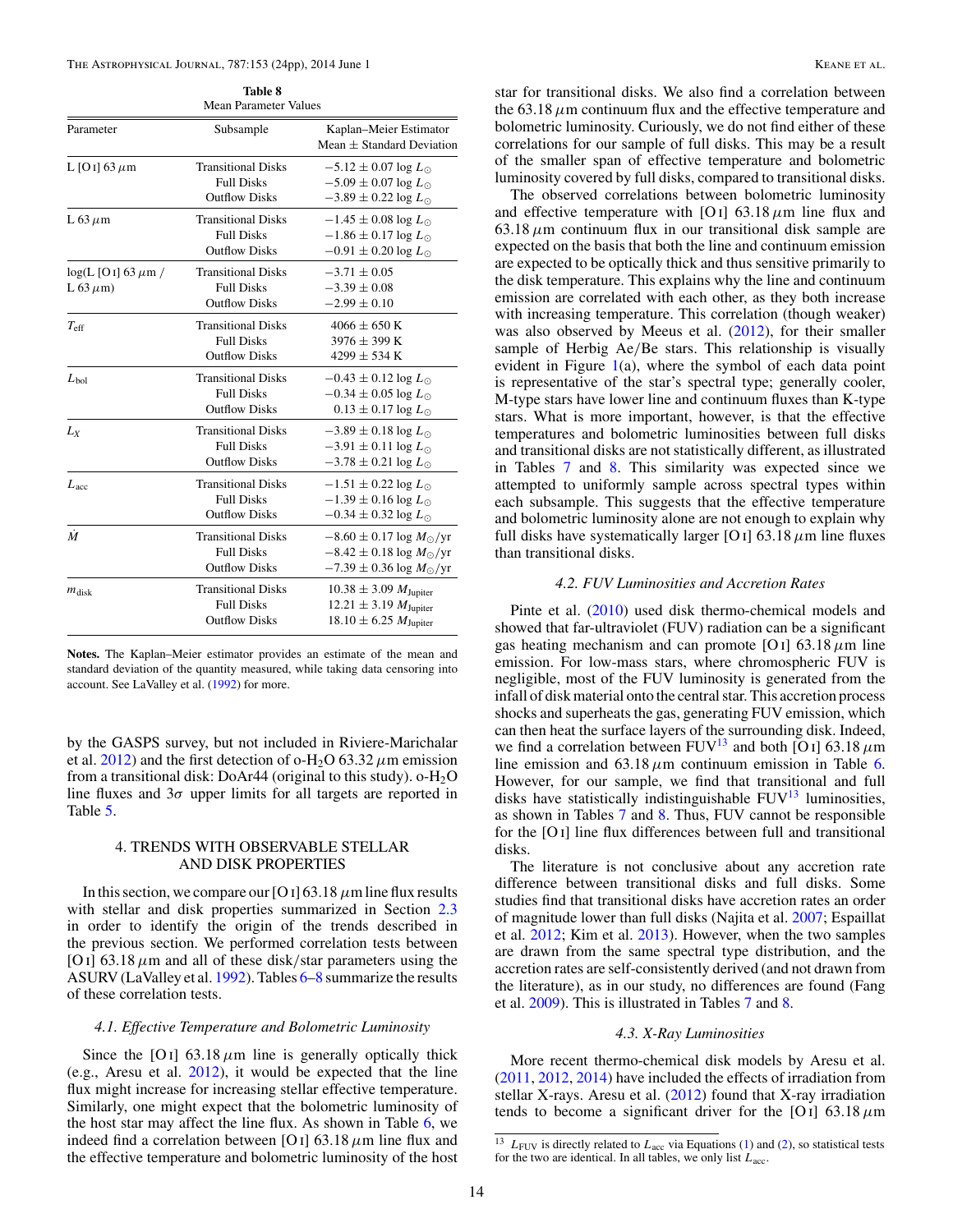**Table 8**
Mean Parameter Values

| Parameter | Subsample | Kaplan–Meier Estimator Mean ± Standard Deviation |
|---|---|---|
| L [O I] 63 $\mu$m | Transitional Disks | $-5.12 \pm 0.07$ log $L_\odot$ |
| | Full Disks | $-5.09 \pm 0.07$ log $L_\odot$ |
| | Outflow Disks | $-3.89 \pm 0.22$ log $L_\odot$ |
| L 63 $\mu$m | Transitional Disks | $-1.45 \pm 0.08$ log $L_\odot$ |
| | Full Disks | $-1.86 \pm 0.17$ log $L_\odot$ |
| | Outflow Disks | $-0.91 \pm 0.20$ log $L_\odot$ |
| log(L [O I] 63 $\mu$m / L 63 $\mu$m) | Transitional Disks | $-3.71 \pm 0.05$ |
| | Full Disks | $-3.39 \pm 0.08$ |
| | Outflow Disks | $-2.99 \pm 0.10$ |
| $T_{\rm eff}$ | Transitional Disks | $4066 \pm 650$ K |
| | Full Disks | $3976 \pm 399$ K |
| | Outflow Disks | $4299 \pm 534$ K |
| $L_{\rm bol}$ | Transitional Disks | $-0.43 \pm 0.12$ log $L_\odot$ |
| | Full Disks | $-0.34 \pm 0.05$ log $L_\odot$ |
| | Outflow Disks | $0.13 \pm 0.17$ log $L_\odot$ |
| $L_X$ | Transitional Disks | $-3.89 \pm 0.18$ log $L_\odot$ |
| | Full Disks | $-3.91 \pm 0.11$ log $L_\odot$ |
| | Outflow Disks | $-3.78 \pm 0.21$ log $L_\odot$ |
| $L_{\rm acc}$ | Transitional Disks | $-1.51 \pm 0.22$ log $L_\odot$ |
| | Full Disks | $-1.39 \pm 0.16$ log $L_\odot$ |
| | Outflow Disks | $-0.34 \pm 0.32$ log $L_\odot$ |
| $\dot{M}$ | Transitional Disks | $-8.60 \pm 0.17$ log $M_\odot$/yr |
| | Full Disks | $-8.42 \pm 0.18$ log $M_\odot$/yr |
| | Outflow Disks | $-7.39 \pm 0.36$ log $M_\odot$/yr |
| $m_{\rm disk}$ | Transitional Disks | $10.38 \pm 3.09$ $M_{\rm Jupiter}$ |
| | Full Disks | $12.21 \pm 3.19$ $M_{\rm Jupiter}$ |
| | Outflow Disks | $18.10 \pm 6.25$ $M_{\rm Jupiter}$ |

**Notes.** The Kaplan–Meier estimator provides an estimate of the mean and standard deviation of the quantity measured, while taking data censoring into account. See LaValley et al. (1992) for more.

by the GASPS survey, but not included in Riviere-Marichalar et al. 2012) and the first detection of o-$H_2O$ 63.32 $\mu$m emission from a transitional disk: DoAr44 (original to this study). o-$H_2O$ line fluxes and 3$\sigma$ upper limits for all targets are reported in Table 5.

## 4. TRENDS WITH OBSERVABLE STELLAR AND DISK PROPERTIES

In this section, we compare our [O I] 63.18 $\mu$m line flux results with stellar and disk properties summarized in Section 2.3 in order to identify the origin of the trends described in the previous section. We performed correlation tests between [O I] 63.18 $\mu$m and all of these disk/star parameters using the ASURV (LaValley et al. 1992). Tables 6–8 summarize the results of these correlation tests.

### *4.1. Effective Temperature and Bolometric Luminosity*

Since the [O I] 63.18 $\mu$m line is generally optically thick (e.g., Aresu et al. 2012), it would be expected that the line flux might increase for increasing stellar effective temperature. Similarly, one might expect that the bolometric luminosity of the host star may affect the line flux. As shown in Table 6, we indeed find a correlation between [O I] 63.18 $\mu$m line flux and the effective temperature and bolometric luminosity of the host star for transitional disks. We also find a correlation between the 63.18 $\mu$m continuum flux and the effective temperature and bolometric luminosity. Curiously, we do not find either of these correlations for our sample of full disks. This may be a result of the smaller span of effective temperature and bolometric luminosity covered by full disks, compared to transitional disks.

The observed correlations between bolometric luminosity and effective temperature with [O I] 63.18 $\mu$m line flux and 63.18 $\mu$m continuum flux in our transitional disk sample are expected on the basis that both the line and continuum emission are expected to be optically thick and thus sensitive primarily to the disk temperature. This explains why the line and continuum emission are correlated with each other, as they both increase with increasing temperature. This correlation (though weaker) was also observed by Meeus et al. (2012), for their smaller sample of Herbig Ae/Be stars. This relationship is visually evident in Figure 1(a), where the symbol of each data point is representative of the star's spectral type; generally cooler, M-type stars have lower line and continuum fluxes than K-type stars. What is more important, however, is that the effective temperatures and bolometric luminosities between full disks and transitional disks are not statistically different, as illustrated in Tables 7 and 8. This similarity was expected since we attempted to uniformly sample across spectral types within each subsample. This suggests that the effective temperature and bolometric luminosity alone are not enough to explain why full disks have systematically larger [O I] 63.18 $\mu$m line fluxes than transitional disks.

### *4.2. FUV Luminosities and Accretion Rates*

Pinte et al. (2010) used disk thermo-chemical models and showed that far-ultraviolet (FUV) radiation can be a significant gas heating mechanism and can promote [O I] 63.18 $\mu$m line emission. For low-mass stars, where chromospheric FUV is negligible, most of the FUV luminosity is generated from the infall of disk material onto the central star. This accretion process shocks and superheats the gas, generating FUV emission, which can then heat the surface layers of the surrounding disk. Indeed, we find a correlation between FUV[13] and both [O I] 63.18 $\mu$m line emission and 63.18 $\mu$m continuum emission in Table 6. However, for our sample, we find that transitional and full disks have statistically indistinguishable FUV[13] luminosities, as shown in Tables 7 and 8. Thus, FUV cannot be responsible for the [O I] line flux differences between full and transitional disks.

The literature is not conclusive about any accretion rate difference between transitional disks and full disks. Some studies find that transitional disks have accretion rates an order of magnitude lower than full disks (Najita et al. 2007; Espaillat et al. 2012; Kim et al. 2013). However, when the two samples are drawn from the same spectral type distribution, and the accretion rates are self-consistently derived (and not drawn from the literature), as in our study, no differences are found (Fang et al. 2009). This is illustrated in Tables 7 and 8.

### *4.3. X-Ray Luminosities*

More recent thermo-chemical disk models by Aresu et al. (2011, 2012, 2014) have included the effects of irradiation from stellar X-rays. Aresu et al. (2012) found that X-ray irradiation tends to become a significant driver for the [O I] 63.18 $\mu$m

[13] $L_{\rm FUV}$ is directly related to $L_{\rm acc}$ via Equations (1) and (2), so statistical tests for the two are identical. In all tables, we only list $L_{\rm acc}$.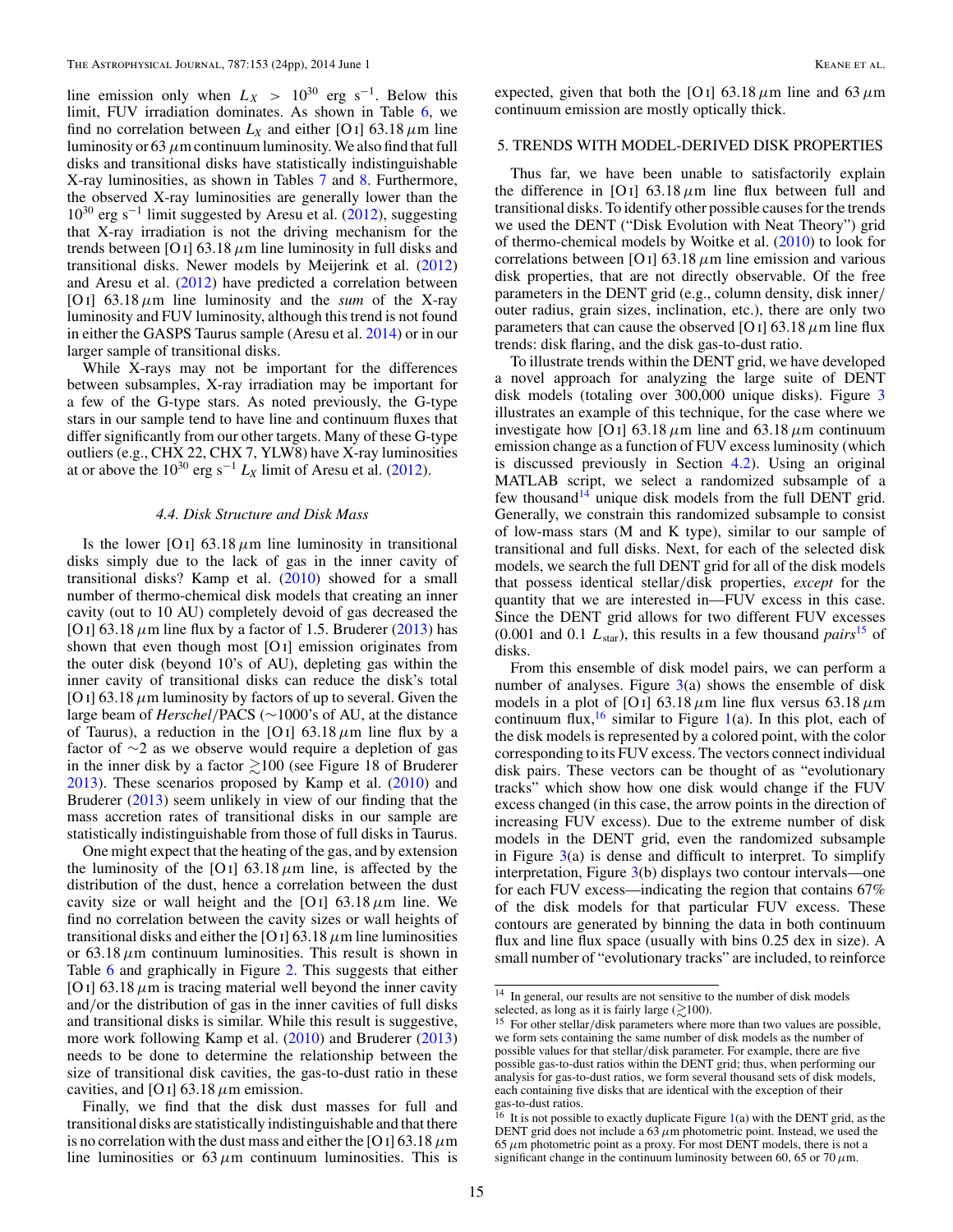line emission only when $L_X > 10^{30}$ erg s$^{-1}$. Below this limit, FUV irradiation dominates. As shown in Table 6, we find no correlation between $L_X$ and either [O I] 63.18 $\mu$m line luminosity or 63 $\mu$m continuum luminosity. We also find that full disks and transitional disks have statistically indistinguishable X-ray luminosities, as shown in Tables 7 and 8. Furthermore, the observed X-ray luminosities are generally lower than the $10^{30}$ erg s$^{-1}$ limit suggested by Aresu et al. (2012), suggesting that X-ray irradiation is not the driving mechanism for the trends between [O I] 63.18 $\mu$m line luminosity in full disks and transitional disks. Newer models by Meijerink et al. (2012) and Aresu et al. (2012) have predicted a correlation between [O I] 63.18 $\mu$m line luminosity and the *sum* of the X-ray luminosity and FUV luminosity, although this trend is not found in either the GASPS Taurus sample (Aresu et al. 2014) or in our larger sample of transitional disks.

While X-rays may not be important for the differences between subsamples, X-ray irradiation may be important for a few of the G-type stars. As noted previously, the G-type stars in our sample tend to have line and continuum fluxes that differ significantly from our other targets. Many of these G-type outliers (e.g., CHX 22, CHX 7, YLW8) have X-ray luminosities at or above the $10^{30}$ erg s$^{-1}$ $L_X$ limit of Aresu et al. (2012).

### 4.4. Disk Structure and Disk Mass

Is the lower [O I] 63.18 $\mu$m line luminosity in transitional disks simply due to the lack of gas in the inner cavity of transitional disks? Kamp et al. (2010) showed for a small number of thermo-chemical disk models that creating an inner cavity (out to 10 AU) completely devoid of gas decreased the [O I] 63.18 $\mu$m line flux by a factor of 1.5. Bruderer (2013) has shown that even though most [O I] emission originates from the outer disk (beyond 10's of AU), depleting gas within the inner cavity of transitional disks can reduce the disk's total [O I] 63.18 $\mu$m luminosity by factors of up to several. Given the large beam of *Herschel*/PACS (∼1000's of AU, at the distance of Taurus), a reduction in the [O I] 63.18 $\mu$m line flux by a factor of ∼2 as we observe would require a depletion of gas in the inner disk by a factor $\gtrsim$100 (see Figure 18 of Bruderer 2013). These scenarios proposed by Kamp et al. (2010) and Bruderer (2013) seem unlikely in view of our finding that the mass accretion rates of transitional disks in our sample are statistically indistinguishable from those of full disks in Taurus.

One might expect that the heating of the gas, and by extension the luminosity of the [O I] 63.18 $\mu$m line, is affected by the distribution of the dust, hence a correlation between the dust cavity size or wall height and the [O I] 63.18 $\mu$m line. We find no correlation between the cavity sizes or wall heights of transitional disks and either the [O I] 63.18 $\mu$m line luminosities or 63.18 $\mu$m continuum luminosities. This result is shown in Table 6 and graphically in Figure 2. This suggests that either [O I] 63.18 $\mu$m is tracing material well beyond the inner cavity and/or the distribution of gas in the inner cavities of full disks and transitional disks is similar. While this result is suggestive, more work following Kamp et al. (2010) and Bruderer (2013) needs to be done to determine the relationship between the size of transitional disk cavities, the gas-to-dust ratio in these cavities, and [O I] 63.18 $\mu$m emission.

Finally, we find that the disk dust masses for full and transitional disks are statistically indistinguishable and that there is no correlation with the dust mass and either the [O I] 63.18 $\mu$m line luminosities or 63 $\mu$m continuum luminosities. This is expected, given that both the [O I] 63.18 $\mu$m line and 63 $\mu$m continuum emission are mostly optically thick.

## 5. TRENDS WITH MODEL-DERIVED DISK PROPERTIES

Thus far, we have been unable to satisfactorily explain the difference in [O I] 63.18 $\mu$m line flux between full and transitional disks. To identify other possible causes for the trends we used the DENT ("Disk Evolution with Neat Theory") grid of thermo-chemical models by Woitke et al. (2010) to look for correlations between [O I] 63.18 $\mu$m line emission and various disk properties, that are not directly observable. Of the free parameters in the DENT grid (e.g., column density, disk inner/outer radius, grain sizes, inclination, etc.), there are only two parameters that can cause the observed [O I] 63.18 $\mu$m line flux trends: disk flaring, and the disk gas-to-dust ratio.

To illustrate trends within the DENT grid, we have developed a novel approach for analyzing the large suite of DENT disk models (totaling over 300,000 unique disks). Figure 3 illustrates an example of this technique, for the case where we investigate how [O I] 63.18 $\mu$m line and 63.18 $\mu$m continuum emission change as a function of FUV excess luminosity (which is discussed previously in Section 4.2). Using an original MATLAB script, we select a randomized subsample of a few thousand[14] unique disk models from the full DENT grid. Generally, we constrain this randomized subsample to consist of low-mass stars (M and K type), similar to our sample of transitional and full disks. Next, for each of the selected disk models, we search the full DENT grid for all of the disk models that possess identical stellar/disk properties, *except* for the quantity that we are interested in—FUV excess in this case. Since the DENT grid allows for two different FUV excesses (0.001 and 0.1 $L_{\rm star}$), this results in a few thousand *pairs*[15] of disks.

From this ensemble of disk model pairs, we can perform a number of analyses. Figure 3(a) shows the ensemble of disk models in a plot of [O I] 63.18 $\mu$m line flux versus 63.18 $\mu$m continuum flux,[16] similar to Figure 1(a). In this plot, each of the disk models is represented by a colored point, with the color corresponding to its FUV excess. The vectors connect individual disk pairs. These vectors can be thought of as "evolutionary tracks" which show how one disk would change if the FUV excess changed (in this case, the arrow points in the direction of increasing FUV excess). Due to the extreme number of disk models in the DENT grid, even the randomized subsample in Figure 3(a) is dense and difficult to interpret. To simplify interpretation, Figure 3(b) displays two contour intervals—one for each FUV excess—indicating the region that contains 67% of the disk models for that particular FUV excess. These contours are generated by binning the data in both continuum flux and line flux space (usually with bins 0.25 dex in size). A small number of "evolutionary tracks" are included, to reinforce

[14] In general, our results are not sensitive to the number of disk models selected, as long as it is fairly large ($\gtrsim$100).

[15] For other stellar/disk parameters where more than two values are possible, we form sets containing the same number of disk models as the number of possible values for that stellar/disk parameter. For example, there are five possible gas-to-dust ratios within the DENT grid; thus, when performing our analysis for gas-to-dust ratios, we form several thousand sets of disk models, each containing five disks that are identical with the exception of their gas-to-dust ratios.

[16] It is not possible to exactly duplicate Figure 1(a) with the DENT grid, as the DENT grid does not include a 63 $\mu$m photometric point. Instead, we used the 65 $\mu$m photometric point as a proxy. For most DENT models, there is not a significant change in the continuum luminosity between 60, 65 or 70 $\mu$m.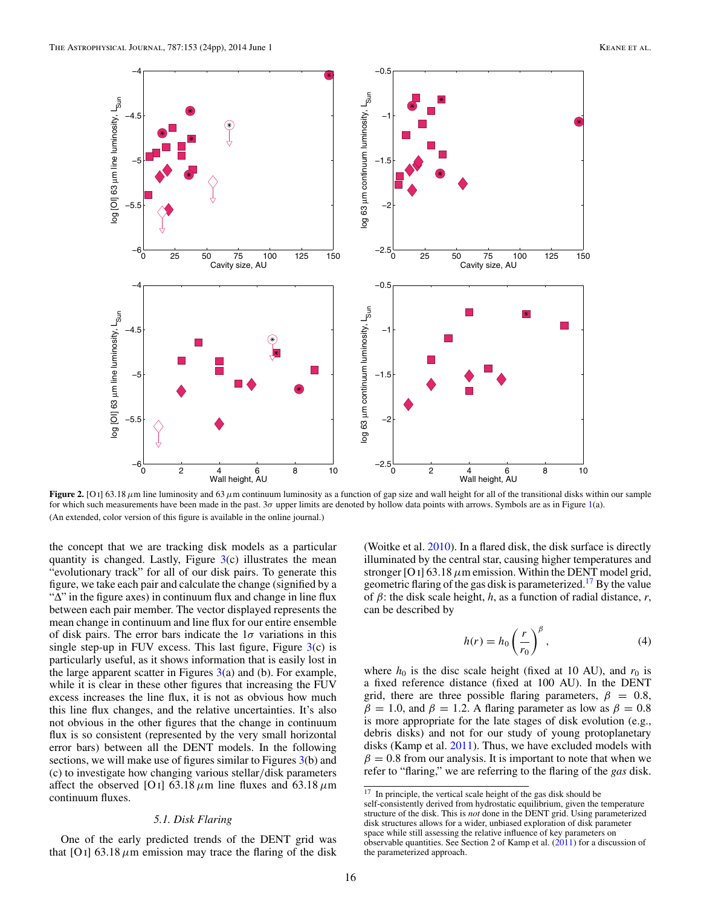−4
−4.5
−5
−5.5
−6
0 25 50 75 100 125 150
Cavity size, AU
log [OI] 63 μm line luminosity, L_Sun

−0.5
−1
−1.5
−2
−2.5
0 25 50 75 100 125 150
Cavity size, AU
log 63 μm continuum luminosity, L_Sun

−4
−4.5
−5
−5.5
−6
0 2 4 6 8 10
Wall height, AU
log [OI] 63 μm line luminosity, L_Sun

−0.5
−1
−1.5
−2
−2.5
0 2 4 6 8 10
Wall height, AU
log 63 μm continuum luminosity, L_Sun

**Figure 2.** [O I] 63.18 $\mu$m line luminosity and 63 $\mu$m continuum luminosity as a function of gap size and wall height for all of the transitional disks within our sample for which such measurements have been made in the past. 3$\sigma$ upper limits are denoted by hollow data points with arrows. Symbols are as in Figure 1(a).
(An extended, color version of this figure is available in the online journal.)

the concept that we are tracking disk models as a particular quantity is changed. Lastly, Figure 3(c) illustrates the mean "evolutionary track" for all of our disk pairs. To generate this figure, we take each pair and calculate the change (signified by a "Δ" in the figure axes) in continuum flux and change in line flux between each pair member. The vector displayed represents the mean change in continuum and line flux for our entire ensemble of disk pairs. The error bars indicate the 1$\sigma$ variations in this single step-up in FUV excess. This last figure, Figure 3(c) is particularly useful, as it shows information that is easily lost in the large apparent scatter in Figures 3(a) and (b). For example, while it is clear in these other figures that increasing the FUV excess increases the line flux, it is not as obvious how much this line flux changes, and the relative uncertainties. It's also not obvious in the other figures that the change in continuum flux is so consistent (represented by the very small horizontal error bars) between all the DENT models. In the following sections, we will make use of figures similar to Figures 3(b) and (c) to investigate how changing various stellar/disk parameters affect the observed [O I] 63.18 $\mu$m line fluxes and 63.18 $\mu$m continuum fluxes.

### 5.1. *Disk Flaring*

One of the early predicted trends of the DENT grid was that [O I] 63.18 $\mu$m emission may trace the flaring of the disk (Woitke et al. 2010). In a flared disk, the disk surface is directly illuminated by the central star, causing higher temperatures and stronger [O I] 63.18 $\mu$m emission. Within the DENT model grid, geometric flaring of the gas disk is parameterized.[17] By the value of $\beta$: the disk scale height, $h$, as a function of radial distance, $r$, can be described by

$$h(r) = h_0 \left(\frac{r}{r_0}\right)^{\beta}, \tag{4}$$

where $h_0$ is the disc scale height (fixed at 10 AU), and $r_0$ is a fixed reference distance (fixed at 100 AU). In the DENT grid, there are three possible flaring parameters, $\beta = 0.8$, $\beta = 1.0$, and $\beta = 1.2$. A flaring parameter as low as $\beta = 0.8$ is more appropriate for the late stages of disk evolution (e.g., debris disks) and not for our study of young protoplanetary disks (Kamp et al. 2011). Thus, we have excluded models with $\beta = 0.8$ from our analysis. It is important to note that when we refer to "flaring," we are referring to the flaring of the *gas* disk.

[17] In principle, the vertical scale height of the gas disk should be self-consistently derived from hydrostatic equilibrium, given the temperature structure of the disk. This is *not* done in the DENT grid. Using parameterized disk structures allows for a wider, unbiased exploration of disk parameter space while still assessing the relative influence of key parameters on observable quantities. See Section 2 of Kamp et al. (2011) for a discussion of the parameterized approach.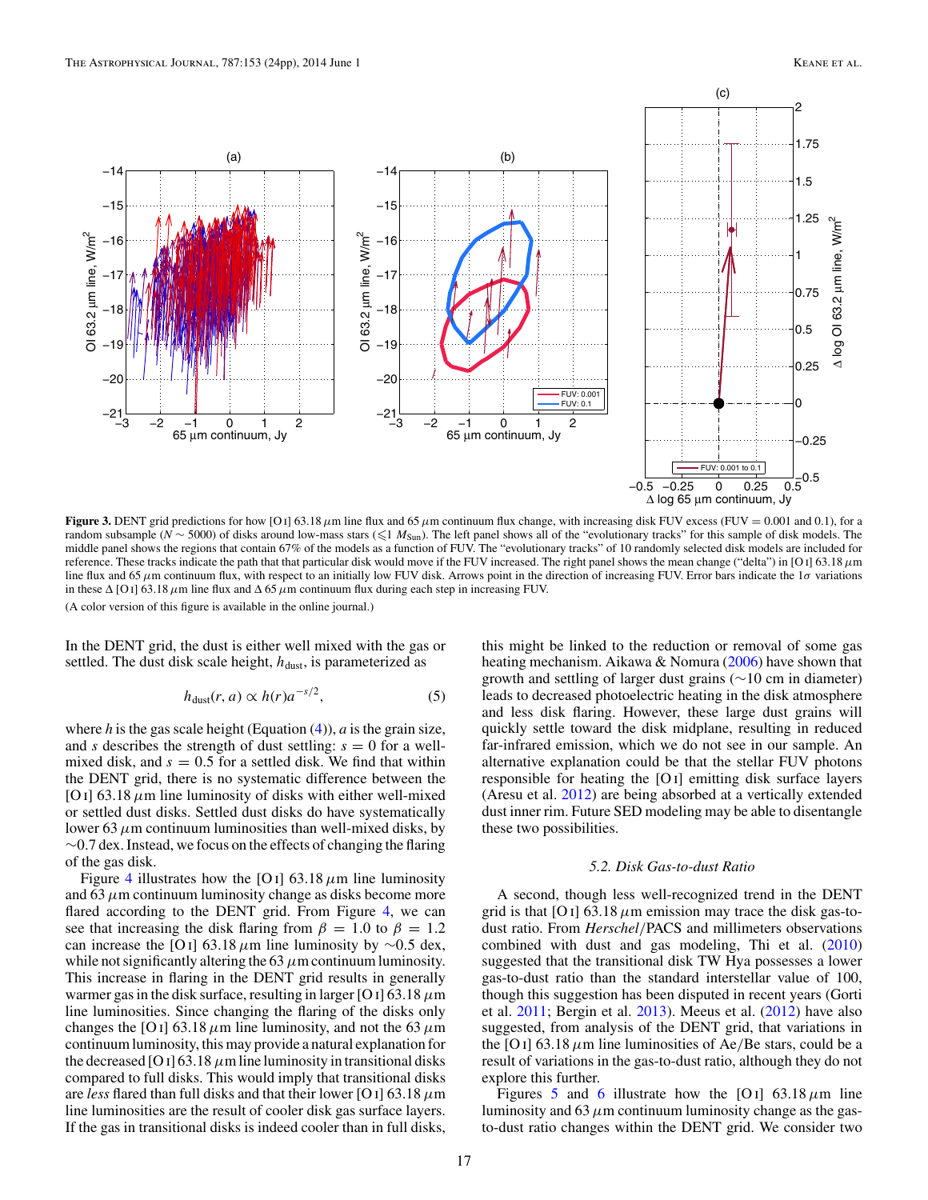(a)

−14
−15
−16
−17
−18
−19
−20
−21

OI 63.2 μm line, W/m$^2$

−3 −2 −1 0 1 2

65 μm continuum, Jy

(b)

−14
−15
−16
−17
−18
−19
−20
−21

OI 63.2 μm line, W/m$^2$

−3 −2 −1 0 1 2

65 μm continuum, Jy

FUV: 0.001
FUV: 0.1

(c)

2
1.75
1.5
1.25
1
0.75
0.5
0.25
0
−0.25
−0.5

Δ log OI 63.2 μm line, W/m$^2$

−0.5 −0.25 0 0.25 0.5

Δ log 65 μm continuum, Jy

FUV: 0.001 to 0.1

**Figure 3.** DENT grid predictions for how [O I] 63.18 $\mu$m line flux and 65 $\mu$m continuum flux change, with increasing disk FUV excess (FUV = 0.001 and 0.1), for a random subsample ($N \sim 5000$) of disks around low-mass stars ($\leqslant 1\ M_{\rm Sun}$). The left panel shows all of the "evolutionary tracks" for this sample of disk models. The middle panel shows the regions that contain 67% of the models as a function of FUV. The "evolutionary tracks" of 10 randomly selected disk models are included for reference. These tracks indicate the path that that particular disk would move if the FUV increased. The right panel shows the mean change ("delta") in [O I] 63.18 $\mu$m line flux and 65 $\mu$m continuum flux, with respect to an initially low FUV disk. Arrows point in the direction of increasing FUV. Error bars indicate the 1$\sigma$ variations in these $\Delta$ [O I] 63.18 $\mu$m line flux and $\Delta$ 65 $\mu$m continuum flux during each step in increasing FUV.

(A color version of this figure is available in the online journal.)

In the DENT grid, the dust is either well mixed with the gas or settled. The dust disk scale height, $h_{\rm dust}$, is parameterized as

$$h_{\rm dust}(r, a) \propto h(r) a^{-s/2}, \quad (5)$$

where $h$ is the gas scale height (Equation (4)), $a$ is the grain size, and $s$ describes the strength of dust settling: $s = 0$ for a well-mixed disk, and $s = 0.5$ for a settled disk. We find that within the DENT grid, there is no systematic difference between the [O I] 63.18 $\mu$m line luminosity of disks with either well-mixed or settled dust disks. Settled dust disks do have systematically lower 63 $\mu$m continuum luminosities than well-mixed disks, by $\sim$0.7 dex. Instead, we focus on the effects of changing the flaring of the gas disk.

Figure 4 illustrates how the [O I] 63.18 $\mu$m line luminosity and 63 $\mu$m continuum luminosity change as disks become more flared according to the DENT grid. From Figure 4, we can see that increasing the disk flaring from $\beta = 1.0$ to $\beta = 1.2$ can increase the [O I] 63.18 $\mu$m line luminosity by $\sim$0.5 dex, while not significantly altering the 63 $\mu$m continuum luminosity. This increase in flaring in the DENT grid results in generally warmer gas in the disk surface, resulting in larger [O I] 63.18 $\mu$m line luminosities. Since changing the flaring of the disks only changes the [O I] 63.18 $\mu$m line luminosity, and not the 63 $\mu$m continuum luminosity, this may provide a natural explanation for the decreased [O I] 63.18 $\mu$m line luminosity in transitional disks compared to full disks. This would imply that transitional disks are *less* flared than full disks and that their lower [O I] 63.18 $\mu$m line luminosities are the result of cooler disk gas surface layers. If the gas in transitional disks is indeed cooler than in full disks, this might be linked to the reduction or removal of some gas heating mechanism. Aikawa & Nomura (2006) have shown that growth and settling of larger dust grains ($\sim$10 cm in diameter) leads to decreased photoelectric heating in the disk atmosphere and less disk flaring. However, these large dust grains will quickly settle toward the disk midplane, resulting in reduced far-infrared emission, which we do not see in our sample. An alternative explanation could be that the stellar FUV photons responsible for heating the [O I] emitting disk surface layers (Aresu et al. 2012) are being absorbed at a vertically extended dust inner rim. Future SED modeling may be able to disentangle these two possibilities.

### *5.2. Disk Gas-to-dust Ratio*

A second, though less well-recognized trend in the DENT grid is that [O I] 63.18 $\mu$m emission may trace the disk gas-to-dust ratio. From *Herschel*/PACS and millimeters observations combined with dust and gas modeling, Thi et al. (2010) suggested that the transitional disk TW Hya possesses a lower gas-to-dust ratio than the standard interstellar value of 100, though this suggestion has been disputed in recent years (Gorti et al. 2011; Bergin et al. 2013). Meeus et al. (2012) have also suggested, from analysis of the DENT grid, that variations in the [O I] 63.18 $\mu$m line luminosities of Ae/Be stars, could be a result of variations in the gas-to-dust ratio, although they do not explore this further.

Figures 5 and 6 illustrate how the [O I] 63.18 $\mu$m line luminosity and 63 $\mu$m continuum luminosity change as the gas-to-dust ratio changes within the DENT grid. We consider two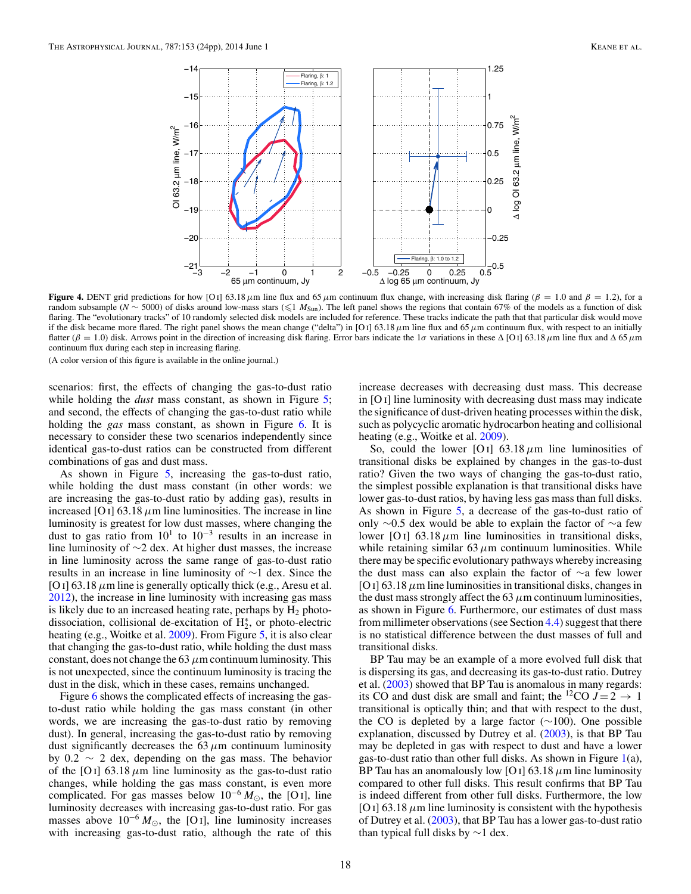−14
−15
−16
−17
−18
−19
−20
−21
−3 −2 −1 0 1 2
65 µm continuum, Jy
OI 63.2 µm line, W/m²
Flaring, β: 1
Flaring, β: 1.2

1.25
1
0.75
0.5
0.25
0
−0.25
−0.5
−0.5 −0.25 0 0.25 0.5
Δ log 65 µm continuum, Jy
Δ log OI 63.2 µm line, W/m²
Flaring, β: 1.0 to 1.2

**Figure 4.** DENT grid predictions for how [O I] 63.18 $\mu$m line flux and 65 $\mu$m continuum flux change, with increasing disk flaring ($\beta = 1.0$ and $\beta = 1.2$), for a random subsample ($N \sim 5000$) of disks around low-mass stars ($\leqslant 1\ M_{\rm Sun}$). The left panel shows the regions that contain 67% of the models as a function of disk flaring. The "evolutionary tracks" of 10 randomly selected disk models are included for reference. These tracks indicate the path that that particular disk would move if the disk became more flared. The right panel shows the mean change ("delta") in [O I] 63.18 $\mu$m line flux and 65 $\mu$m continuum flux, with respect to an initially flatter ($\beta = 1.0$) disk. Arrows point in the direction of increasing disk flaring. Error bars indicate the 1$\sigma$ variations in these $\Delta$ [O I] 63.18 $\mu$m line flux and $\Delta$ 65 $\mu$m continuum flux during each step in increasing flaring.

(A color version of this figure is available in the online journal.)

scenarios: first, the effects of changing the gas-to-dust ratio while holding the *dust* mass constant, as shown in Figure 5; and second, the effects of changing the gas-to-dust ratio while holding the *gas* mass constant, as shown in Figure 6. It is necessary to consider these two scenarios independently since identical gas-to-dust ratios can be constructed from different combinations of gas and dust mass.

As shown in Figure 5, increasing the gas-to-dust ratio, while holding the dust mass constant (in other words: we are increasing the gas-to-dust ratio by adding gas), results in increased [O I] 63.18 $\mu$m line luminosities. The increase in line luminosity is greatest for low dust masses, where changing the dust to gas ratio from $10^1$ to $10^{-3}$ results in an increase in line luminosity of $\sim$2 dex. At higher dust masses, the increase in line luminosity across the same range of gas-to-dust ratio results in an increase in line luminosity of $\sim$1 dex. Since the [O I] 63.18 $\mu$m line is generally optically thick (e.g., Aresu et al. 2012), the increase in line luminosity with increasing gas mass is likely due to an increased heating rate, perhaps by $H_2$ photo-dissociation, collisional de-excitation of $H_2^*$, or photo-electric heating (e.g., Woitke et al. 2009). From Figure 5, it is also clear that changing the gas-to-dust ratio, while holding the dust mass constant, does not change the 63 $\mu$m continuum luminosity. This is not unexpected, since the continuum luminosity is tracing the dust in the disk, which in these cases, remains unchanged.

Figure 6 shows the complicated effects of increasing the gas-to-dust ratio while holding the gas mass constant (in other words, we are increasing the gas-to-dust ratio by removing dust). In general, increasing the gas-to-dust ratio by removing dust significantly decreases the 63 $\mu$m continuum luminosity by 0.2 $\sim$ 2 dex, depending on the gas mass. The behavior of the [O I] 63.18 $\mu$m line luminosity as the gas-to-dust ratio changes, while holding the gas mass constant, is even more complicated. For gas masses below $10^{-6}\ M_\odot$, the [O I], line luminosity decreases with increasing gas-to-dust ratio. For gas masses above $10^{-6}\ M_\odot$, the [O I], line luminosity increases with increasing gas-to-dust ratio, although the rate of this increase decreases with decreasing dust mass. This decrease in [O I] line luminosity with decreasing dust mass may indicate the significance of dust-driven heating processes within the disk, such as polycyclic aromatic hydrocarbon heating and collisional heating (e.g., Woitke et al. 2009).

So, could the lower [O I] 63.18 $\mu$m line luminosities of transitional disks be explained by changes in the gas-to-dust ratio? Given the two ways of changing the gas-to-dust ratio, the simplest possible explanation is that transitional disks have lower gas-to-dust ratios, by having less gas mass than full disks. As shown in Figure 5, a decrease of the gas-to-dust ratio of only $\sim$0.5 dex would be able to explain the factor of $\sim$a few lower [O I] 63.18 $\mu$m line luminosities in transitional disks, while retaining similar 63 $\mu$m continuum luminosities. While there may be specific evolutionary pathways whereby increasing the dust mass can also explain the factor of $\sim$a few lower [O I] 63.18 $\mu$m line luminosities in transitional disks, changes in the dust mass strongly affect the 63 $\mu$m continuum luminosities, as shown in Figure 6. Furthermore, our estimates of dust mass from millimeter observations (see Section 4.4) suggest that there is no statistical difference between the dust masses of full and transitional disks.

BP Tau may be an example of a more evolved full disk that is dispersing its gas, and decreasing its gas-to-dust ratio. Dutrey et al. (2003) showed that BP Tau is anomalous in many regards: its CO and dust disk are small and faint; the $^{12}$CO $J = 2 \rightarrow 1$ transitional is optically thin; and that with respect to the dust, the CO is depleted by a large factor ($\sim$100). One possible explanation, discussed by Dutrey et al. (2003), is that BP Tau may be depleted in gas with respect to dust and have a lower gas-to-dust ratio than other full disks. As shown in Figure 1(a), BP Tau has an anomalously low [O I] 63.18 $\mu$m line luminosity compared to other full disks. This result confirms that BP Tau is indeed different from other full disks. Furthermore, the low [O I] 63.18 $\mu$m line luminosity is consistent with the hypothesis of Dutrey et al. (2003), that BP Tau has a lower gas-to-dust ratio than typical full disks by $\sim$1 dex.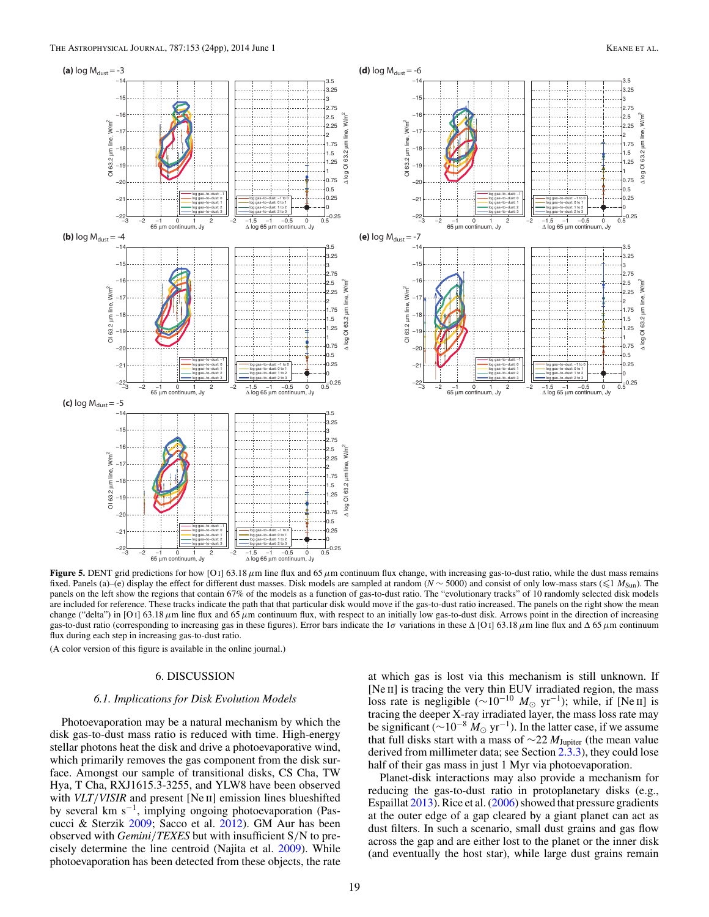(a) log $M_{dust}$ = -3

(b) log $M_{dust}$ = -4

(c) log $M_{dust}$ = -5

(d) log $M_{dust}$ = -6

(e) log $M_{dust}$ = -7

**Figure 5.** DENT grid predictions for how [O I] 63.18 $\mu$m line flux and 65 $\mu$m continuum flux change, with increasing gas-to-dust ratio, while the dust mass remains fixed. Panels (a)–(e) display the effect for different dust masses. Disk models are sampled at random ($N \sim 5000$) and consist of only low-mass stars ($\leqslant 1\ M_{Sun}$). The panels on the left show the regions that contain 67% of the models as a function of gas-to-dust ratio. The "evolutionary tracks" of 10 randomly selected disk models are included for reference. These tracks indicate the path that that particular disk would move if the gas-to-dust ratio increased. The panels on the right show the mean change ("delta") in [O I] 63.18 $\mu$m line flux and 65 $\mu$m continuum flux, with respect to an initially low gas-to-dust disk. Arrows point in the direction of increasing gas-to-dust ratio (corresponding to increasing gas in these figures). Error bars indicate the 1$\sigma$ variations in these $\Delta$ [O I] 63.18 $\mu$m line flux and $\Delta$ 65 $\mu$m continuum flux during each step in increasing gas-to-dust ratio.

(A color version of this figure is available in the online journal.)

## 6. DISCUSSION

### 6.1. Implications for Disk Evolution Models

Photoevaporation may be a natural mechanism by which the disk gas-to-dust mass ratio is reduced with time. High-energy stellar photons heat the disk and drive a photoevaporative wind, which primarily removes the gas component from the disk surface. Amongst our sample of transitional disks, CS Cha, TW Hya, T Cha, RXJ1615.3-3255, and YLW8 have been observed with *VLT/VISIR* and present [Ne II] emission lines blueshifted by several km s$^{-1}$, implying ongoing photoevaporation (Pascucci & Sterzik 2009; Sacco et al. 2012). GM Aur has been observed with *Gemini/TEXES* but with insufficient S/N to precisely determine the line centroid (Najita et al. 2009). While photoevaporation has been detected from these objects, the rate at which gas is lost via this mechanism is still unknown. If [Ne II] is tracing the very thin EUV irradiated region, the mass loss rate is negligible ($\sim 10^{-10}\ M_{\odot}$ yr$^{-1}$); while, if [Ne II] is tracing the deeper X-ray irradiated layer, the mass loss rate may be significant ($\sim 10^{-8}\ M_{\odot}$ yr$^{-1}$). In the latter case, if we assume that full disks start with a mass of $\sim 22\ M_{Jupiter}$ (the mean value derived from millimeter data; see Section 2.3.3), they could lose half of their gas mass in just 1 Myr via photoevaporation.

Planet-disk interactions may also provide a mechanism for reducing the gas-to-dust ratio in protoplanetary disks (e.g., Espaillat 2013). Rice et al. (2006) showed that pressure gradients at the outer edge of a gap cleared by a giant planet can act as dust filters. In such a scenario, small dust grains and gas flow across the gap and are either lost to the planet or the inner disk (and eventually the host star), while large dust grains remain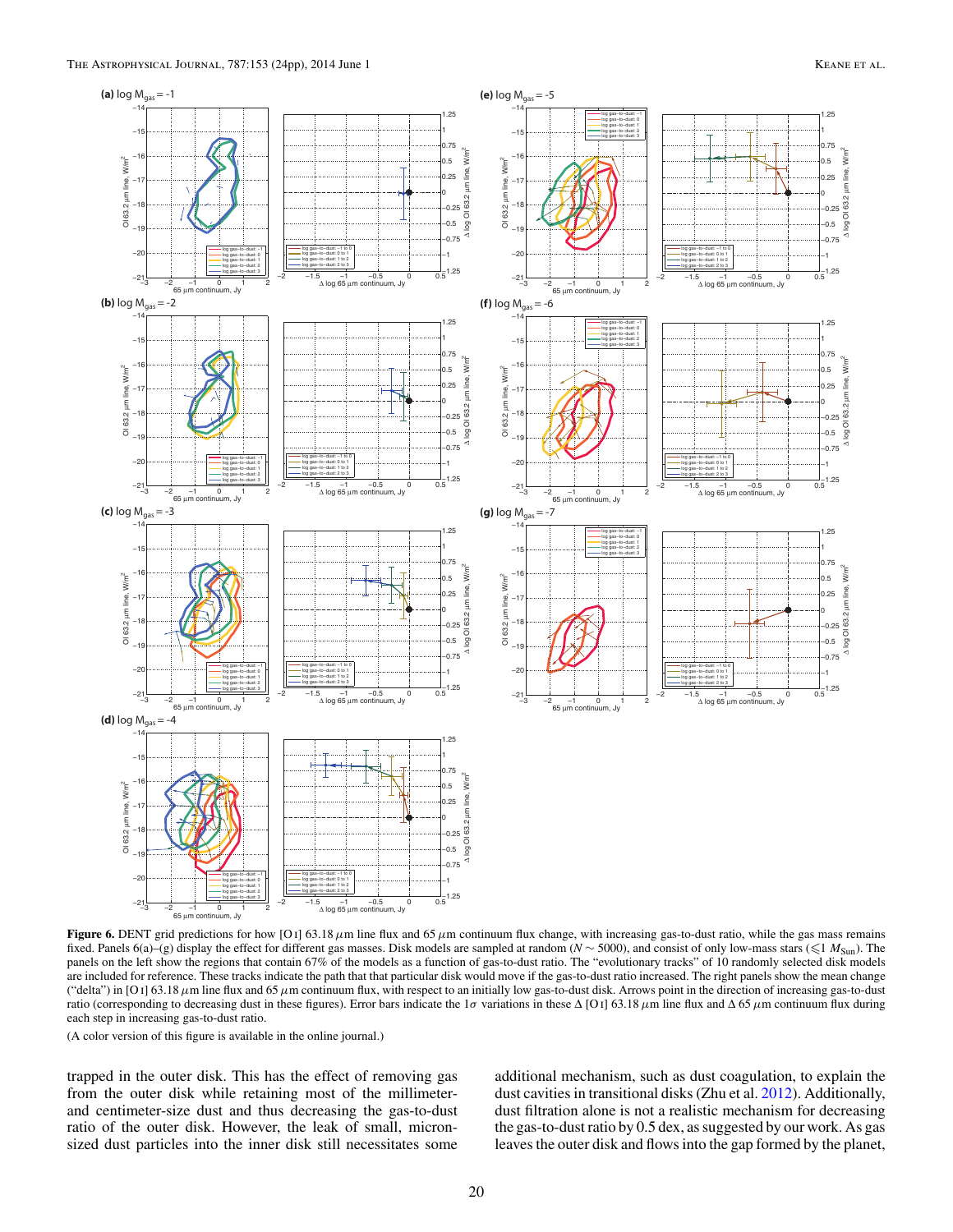(a) log $M_{gas}$ = -1

(b) log $M_{gas}$ = -2

(c) log $M_{gas}$ = -3

(d) log $M_{gas}$ = -4

(e) log $M_{gas}$ = -5

(f) log $M_{gas}$ = -6

(g) log $M_{gas}$ = -7

OI 63.2 μm line, W/m²

65 μm continuum, Jy

Δ log OI 63.2 μm line, W/m²

Δ log 65 μm continuum, Jy

log gas-to-dust: -1
log gas-to-dust: 0
log gas-to-dust: 1
log gas-to-dust: 2
log gas-to-dust: 3

log gas-to-dust: -1 to 0
log gas-to-dust: 0 to 1
log gas-to-dust: 1 to 2
log gas-to-dust: 2 to 3

**Figure 6.** DENT grid predictions for how [O I] 63.18 $\mu$m line flux and 65 $\mu$m continuum flux change, with increasing gas-to-dust ratio, while the gas mass remains fixed. Panels 6(a)–(g) display the effect for different gas masses. Disk models are sampled at random ($N \sim 5000$), and consist of only low-mass stars ($\lesssim 1\ M_{Sun}$). The panels on the left show the regions that contain 67% of the models as a function of gas-to-dust ratio. The "evolutionary tracks" of 10 randomly selected disk models are included for reference. These tracks indicate the path that that particular disk would move if the gas-to-dust ratio increased. The right panels show the mean change ("delta") in [O I] 63.18 $\mu$m line flux and 65 $\mu$m continuum flux, with respect to an initially low gas-to-dust disk. Arrows point in the direction of increasing gas-to-dust ratio (corresponding to decreasing dust in these figures). Error bars indicate the 1$\sigma$ variations in these $\Delta$ [O I] 63.18 $\mu$m line flux and $\Delta$ 65 $\mu$m continuum flux during each step in increasing gas-to-dust ratio.

(A color version of this figure is available in the online journal.)

trapped in the outer disk. This has the effect of removing gas from the outer disk while retaining most of the millimeter- and centimeter-size dust and thus decreasing the gas-to-dust ratio of the outer disk. However, the leak of small, micron-sized dust particles into the inner disk still necessitates some additional mechanism, such as dust coagulation, to explain the dust cavities in transitional disks (Zhu et al. 2012). Additionally, dust filtration alone is not a realistic mechanism for decreasing the gas-to-dust ratio by 0.5 dex, as suggested by our work. As gas leaves the outer disk and flows into the gap formed by the planet,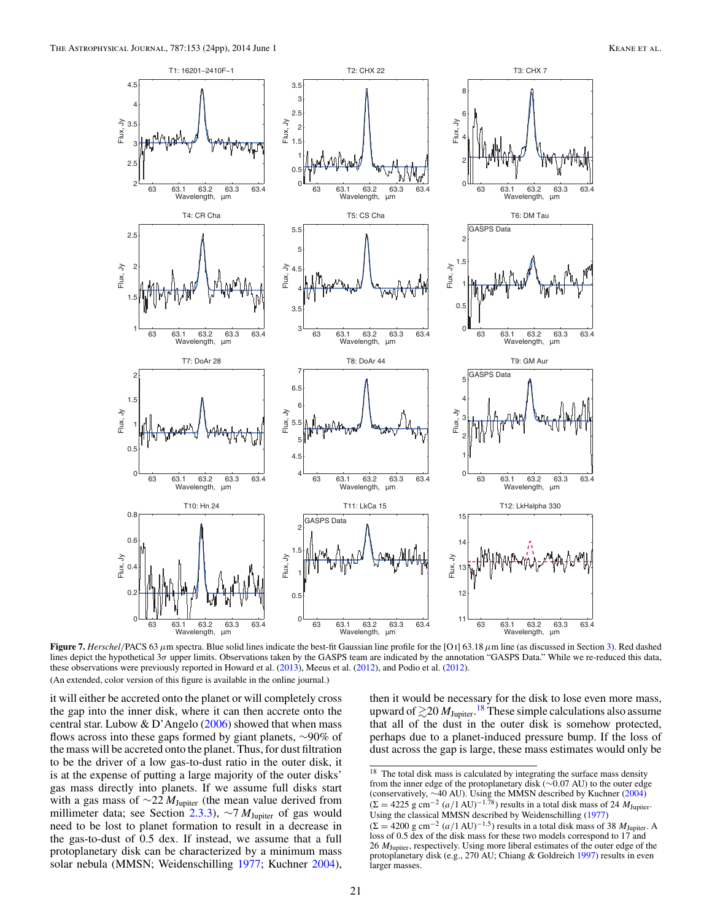T1: 16201−2410F−1
T2: CHX 22
T3: CHX 7
T4: CR Cha
T5: CS Cha
T6: DM Tau
GASPS Data
T7: DoAr 28
T8: DoAr 44
T9: GM Aur
GASPS Data
T10: Hn 24
T11: LkCa 15
GASPS Data
T12: LkHalpha 330
Flux, Jy
Wavelength, μm
63 63.1 63.2 63.3 63.4

**Figure 7.** *Herschel*/PACS 63 $\mu$m spectra. Blue solid lines indicate the best-fit Gaussian line profile for the [O I] 63.18 $\mu$m line (as discussed in Section 3). Red dashed lines depict the hypothetical 3$\sigma$ upper limits. Observations taken by the GASPS team are indicated by the annotation "GASPS Data." While we re-reduced this data, these observations were previously reported in Howard et al. (2013), Meeus et al. (2012), and Podio et al. (2012).

(An extended, color version of this figure is available in the online journal.)

it will either be accreted onto the planet or will completely cross the gap into the inner disk, where it can then accrete onto the central star. Lubow & D'Angelo (2006) showed that when mass flows across into these gaps formed by giant planets, ∼90% of the mass will be accreted onto the planet. Thus, for dust filtration to be the driver of a low gas-to-dust ratio in the outer disk, it is at the expense of putting a large majority of the outer disks' gas mass directly into planets. If we assume full disks start with a gas mass of $\sim 22\,M_{\rm Jupiter}$ (the mean value derived from millimeter data; see Section 2.3.3), $\sim 7\,M_{\rm Jupiter}$ of gas would need to be lost to planet formation to result in a decrease in the gas-to-dust of 0.5 dex. If instead, we assume that a full protoplanetary disk can be characterized by a minimum mass solar nebula (MMSN; Weidenschilling 1977; Kuchner 2004), then it would be necessary for the disk to lose even more mass, upward of $\gtrsim 20\,M_{\rm Jupiter}$.[18] These simple calculations also assume that all of the dust in the outer disk is somehow protected, perhaps due to a planet-induced pressure bump. If the loss of dust across the gap is large, these mass estimates would only be

[18] The total disk mass is calculated by integrating the surface mass density from the inner edge of the protoplanetary disk (∼0.07 AU) to the outer edge (conservatively, ∼40 AU). Using the MMSN described by Kuchner (2004) ($\Sigma = 4225$ g cm$^{-2}$ $(a/1\ {\rm AU})^{-1.78}$) results in a total disk mass of 24 $M_{\rm Jupiter}$. Using the classical MMSN described by Weidenschilling (1977) ($\Sigma = 4200$ g cm$^{-2}$ $(a/1\ {\rm AU})^{-1.5}$) results in a total disk mass of 38 $M_{\rm Jupiter}$. A loss of 0.5 dex of the disk mass for these two models correspond to 17 and 26 $M_{\rm Jupiter}$, respectively. Using more liberal estimates of the outer edge of the protoplanetary disk (e.g., 270 AU; Chiang & Goldreich 1997) results in even larger masses.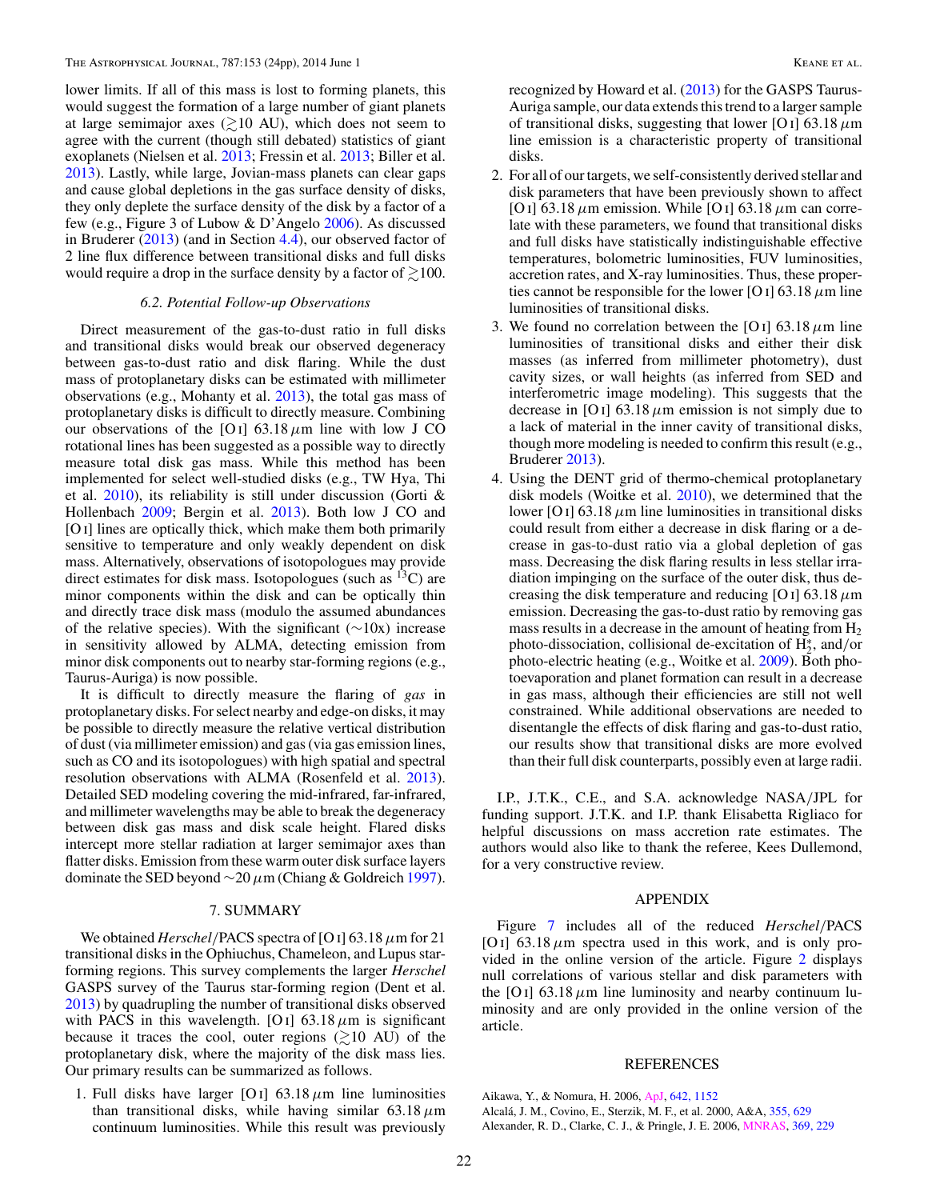lower limits. If all of this mass is lost to forming planets, this would suggest the formation of a large number of giant planets at large semimajor axes ($\gtrsim$10 AU), which does not seem to agree with the current (though still debated) statistics of giant exoplanets (Nielsen et al. 2013; Fressin et al. 2013; Biller et al. 2013). Lastly, while large, Jovian-mass planets can clear gaps and cause global depletions in the gas surface density of disks, they only deplete the surface density of the disk by a factor of a few (e.g., Figure 3 of Lubow & D'Angelo 2006). As discussed in Bruderer (2013) (and in Section 4.4), our observed factor of 2 line flux difference between transitional disks and full disks would require a drop in the surface density by a factor of $\gtrsim$100.

### 6.2. Potential Follow-up Observations

Direct measurement of the gas-to-dust ratio in full disks and transitional disks would break our observed degeneracy between gas-to-dust ratio and disk flaring. While the dust mass of protoplanetary disks can be estimated with millimeter observations (e.g., Mohanty et al. 2013), the total gas mass of protoplanetary disks is difficult to directly measure. Combining our observations of the [O I] 63.18 $\mu$m line with low J CO rotational lines has been suggested as a possible way to directly measure total disk gas mass. While this method has been implemented for select well-studied disks (e.g., TW Hya, Thi et al. 2010), its reliability is still under discussion (Gorti & Hollenbach 2009; Bergin et al. 2013). Both low J CO and [O I] lines are optically thick, which make them both primarily sensitive to temperature and only weakly dependent on disk mass. Alternatively, observations of isotopologues may provide direct estimates for disk mass. Isotopologues (such as $^{13}$C) are minor components within the disk and can be optically thin and directly trace disk mass (modulo the assumed abundances of the relative species). With the significant ($\sim$10x) increase in sensitivity allowed by ALMA, detecting emission from minor disk components out to nearby star-forming regions (e.g., Taurus-Auriga) is now possible.

It is difficult to directly measure the flaring of *gas* in protoplanetary disks. For select nearby and edge-on disks, it may be possible to directly measure the relative vertical distribution of dust (via millimeter emission) and gas (via gas emission lines, such as CO and its isotopologues) with high spatial and spectral resolution observations with ALMA (Rosenfeld et al. 2013). Detailed SED modeling covering the mid-infrared, far-infrared, and millimeter wavelengths may be able to break the degeneracy between disk gas mass and disk scale height. Flared disks intercept more stellar radiation at larger semimajor axes than flatter disks. Emission from these warm outer disk surface layers dominate the SED beyond $\sim$20 $\mu$m (Chiang & Goldreich 1997).

## 7. SUMMARY

We obtained *Herschel*/PACS spectra of [O I] 63.18 $\mu$m for 21 transitional disks in the Ophiuchus, Chameleon, and Lupus star-forming regions. This survey complements the larger *Herschel* GASPS survey of the Taurus star-forming region (Dent et al. 2013) by quadrupling the number of transitional disks observed with PACS in this wavelength. [O I] 63.18 $\mu$m is significant because it traces the cool, outer regions ($\gtrsim$10 AU) of the protoplanetary disk, where the majority of the disk mass lies. Our primary results can be summarized as follows.

1. Full disks have larger [O I] 63.18 $\mu$m line luminosities than transitional disks, while having similar 63.18 $\mu$m continuum luminosities. While this result was previously recognized by Howard et al. (2013) for the GASPS Taurus-Auriga sample, our data extends this trend to a larger sample of transitional disks, suggesting that lower [O I] 63.18 $\mu$m line emission is a characteristic property of transitional disks.
2. For all of our targets, we self-consistently derived stellar and disk parameters that have been previously shown to affect [O I] 63.18 $\mu$m emission. While [O I] 63.18 $\mu$m can correlate with these parameters, we found that transitional disks and full disks have statistically indistinguishable effective temperatures, bolometric luminosities, FUV luminosities, accretion rates, and X-ray luminosities. Thus, these properties cannot be responsible for the lower [O I] 63.18 $\mu$m line luminosities of transitional disks.
3. We found no correlation between the [O I] 63.18 $\mu$m line luminosities of transitional disks and either their disk masses (as inferred from millimeter photometry), dust cavity sizes, or wall heights (as inferred from SED and interferometric image modeling). This suggests that the decrease in [O I] 63.18 $\mu$m emission is not simply due to a lack of material in the inner cavity of transitional disks, though more modeling is needed to confirm this result (e.g., Bruderer 2013).
4. Using the DENT grid of thermo-chemical protoplanetary disk models (Woitke et al. 2010), we determined that the lower [O I] 63.18 $\mu$m line luminosities in transitional disks could result from either a decrease in disk flaring or a decrease in gas-to-dust ratio via a global depletion of gas mass. Decreasing the disk flaring results in less stellar irradiation impinging on the surface of the outer disk, thus decreasing the disk temperature and reducing [O I] 63.18 $\mu$m emission. Decreasing the gas-to-dust ratio by removing gas mass results in a decrease in the amount of heating from $H_2$ photo-dissociation, collisional de-excitation of $H_2^*$, and/or photo-electric heating (e.g., Woitke et al. 2009). Both photoevaporation and planet formation can result in a decrease in gas mass, although their efficiencies are still not well constrained. While additional observations are needed to disentangle the effects of disk flaring and gas-to-dust ratio, our results show that transitional disks are more evolved than their full disk counterparts, possibly even at large radii.

I.P., J.T.K., C.E., and S.A. acknowledge NASA/JPL for funding support. J.T.K. and I.P. thank Elisabetta Rigliaco for helpful discussions on mass accretion rate estimates. The authors would also like to thank the referee, Kees Dullemond, for a very constructive review.

## APPENDIX

Figure 7 includes all of the reduced *Herschel*/PACS [O I] 63.18 $\mu$m spectra used in this work, and is only provided in the online version of the article. Figure 2 displays null correlations of various stellar and disk parameters with the [O I] 63.18 $\mu$m line luminosity and nearby continuum luminosity and are only provided in the online version of the article.

## REFERENCES

Aikawa, Y., & Nomura, H. 2006, ApJ, 642, 1152
Alcalá, J. M., Covino, E., Sterzik, M. F., et al. 2000, A&A, 355, 629
Alexander, R. D., Clarke, C. J., & Pringle, J. E. 2006, MNRAS, 369, 229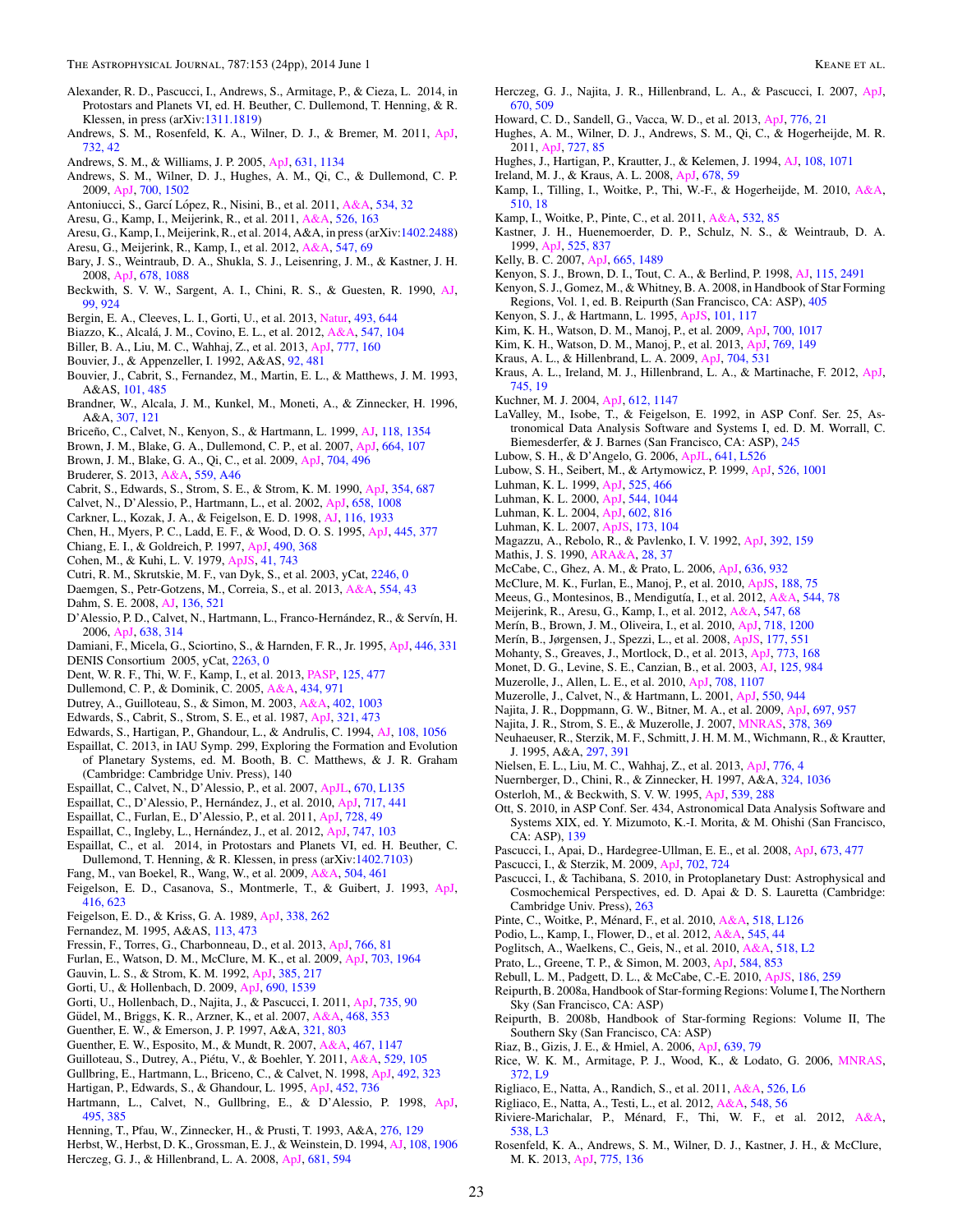Alexander, R. D., Pascucci, I., Andrews, S., Armitage, P., & Cieza, L. 2014, in Protostars and Planets VI, ed. H. Beuther, C. Dullemond, T. Henning, & R. Klessen, in press (arXiv:1311.1819)

Andrews, S. M., Rosenfeld, K. A., Wilner, D. J., & Bremer, M. 2011, ApJ, 732, 42

Andrews, S. M., & Williams, J. P. 2005, ApJ, 631, 1134

Andrews, S. M., Wilner, D. J., Hughes, A. M., Qi, C., & Dullemond, C. P. 2009, ApJ, 700, 1502

Antoniucci, S., Garcí López, R., Nisini, B., et al. 2011, A&A, 534, 32

Aresu, G., Kamp, I., Meijerink, R., et al. 2011, A&A, 526, 163

Aresu, G., Kamp, I., Meijerink, R., et al. 2014, A&A, in press (arXiv:1402.2488)

Aresu, G., Meijerink, R., Kamp, I., et al. 2012, A&A, 547, 69

Bary, J. S., Weintraub, D. A., Shukla, S. J., Leisenring, J. M., & Kastner, J. H. 2008, ApJ, 678, 1088

Beckwith, S. V. W., Sargent, A. I., Chini, R. S., & Guesten, R. 1990, AJ, 99, 924

Bergin, E. A., Cleeves, L. I., Gorti, U., et al. 2013, Natur, 493, 644

Biazzo, K., Alcalá, J. M., Covino, E. L., et al. 2012, A&A, 547, 104

Biller, B. A., Liu, M. C., Wahhaj, Z., et al. 2013, ApJ, 777, 160

Bouvier, J., & Appenzeller, I. 1992, A&AS, 92, 481

Bouvier, J., Cabrit, S., Fernandez, M., Martin, E. L., & Matthews, J. M. 1993, A&AS, 101, 485

Brandner, W., Alcala, J. M., Kunkel, M., Moneti, A., & Zinnecker, H. 1996, A&A, 307, 121

Briceño, C., Calvet, N., Kenyon, S., & Hartmann, L. 1999, AJ, 118, 1354

Brown, J. M., Blake, G. A., Dullemond, C. P., et al. 2007, ApJ, 664, 107

Brown, J. M., Blake, G. A., Qi, C., et al. 2009, ApJ, 704, 496

Bruderer, S. 2013, A&A, 559, A46

Cabrit, S., Edwards, S., Strom, S. E., & Strom, K. M. 1990, ApJ, 354, 687

Calvet, N., D'Alessio, P., Hartmann, L., et al. 2002, ApJ, 658, 1008

Carkner, L., Kozak, J. A., & Feigelson, E. D. 1998, AJ, 116, 1933

Chen, H., Myers, P. C., Ladd, E. F., & Wood, D. O. S. 1995, ApJ, 445, 377

Chiang, E. I., & Goldreich, P. 1997, ApJ, 490, 368

Cohen, M., & Kuhi, L. V. 1979, ApJS, 41, 743

Cutri, R. M., Skrutskie, M. F., van Dyk, S., et al. 2003, yCat, 2246, 0

Daemgen, S., Petr-Gotzens, M., Correia, S., et al. 2013, A&A, 554, 43

Dahm, S. E. 2008, AJ, 136, 521

D'Alessio, P. D., Calvet, N., Hartmann, L., Franco-Hernández, R., & Servín, H. 2006, ApJ, 638, 314

Damiani, F., Micela, G., Sciortino, S., & Harnden, F. R., Jr. 1995, ApJ, 446, 331

DENIS Consortium 2005, yCat, 2263, 0

Dent, W. R. F., Thi, W. F., Kamp, I., et al. 2013, PASP, 125, 477

Dullemond, C. P., & Dominik, C. 2005, A&A, 434, 971

Dutrey, A., Guilloteau, S., & Simon, M. 2003, A&A, 402, 1003

Edwards, S., Cabrit, S., Strom, S. E., et al. 1987, ApJ, 321, 473

Edwards, S., Hartigan, P., Ghandour, L., & Andrulis, C. 1994, AJ, 108, 1056

Espaillat, C. 2013, in IAU Symp. 299, Exploring the Formation and Evolution of Planetary Systems, ed. M. Booth, B. C. Matthews, & J. R. Graham (Cambridge: Cambridge Univ. Press), 140

Espaillat, C., Calvet, N., D'Alessio, P., et al. 2007, ApJL, 670, L135

Espaillat, C., D'Alessio, P., Hernández, J., et al. 2010, ApJ, 717, 441

Espaillat, C., Furlan, E., D'Alessio, P., et al. 2011, ApJ, 728, 49

Espaillat, C., Ingleby, L., Hernández, J., et al. 2012, ApJ, 747, 103

Espaillat, C., et al. 2014, in Protostars and Planets VI, ed. H. Beuther, C. Dullemond, T. Henning, & R. Klessen, in press (arXiv:1402.7103)

Fang, M., van Boekel, R., Wang, W., et al. 2009, A&A, 504, 461

Feigelson, E. D., Casanova, S., Montmerle, T., & Guibert, J. 1993, ApJ, 416, 623

Feigelson, E. D., & Kriss, G. A. 1989, ApJ, 338, 262

Fernandez, M. 1995, A&AS, 113, 473

Fressin, F., Torres, G., Charbonneau, D., et al. 2013, ApJ, 766, 81

Furlan, E., Watson, D. M., McClure, M. K., et al. 2009, ApJ, 703, 1964

Gauvin, L. S., & Strom, K. M. 1992, ApJ, 385, 217

Gorti, U., & Hollenbach, D. 2009, ApJ, 690, 1539

Gorti, U., Hollenbach, D., Najita, J., & Pascucci, I. 2011, ApJ, 735, 90

Güdel, M., Briggs, K. R., Arzner, K., et al. 2007, A&A, 468, 353

Guenther, E. W., & Emerson, J. P. 1997, A&A, 321, 803

Guenther, E. W., Esposito, M., & Mundt, R. 2007, A&A, 467, 1147

Guilloteau, S., Dutrey, A., Piétu, V., & Boehler, Y. 2011, A&A, 529, 105

Gullbring, E., Hartmann, L., Briceno, C., & Calvet, N. 1998, ApJ, 492, 323

Hartigan, P., Edwards, S., & Ghandour, L. 1995, ApJ, 452, 736

Hartmann, L., Calvet, N., Gullbring, E., & D'Alessio, P. 1998, ApJ, 495, 385

Henning, T., Pfau, W., Zinnecker, H., & Prusti, T. 1993, A&A, 276, 129

Herbst, W., Herbst, D. K., Grossman, E. J., & Weinstein, D. 1994, AJ, 108, 1906

Herczeg, G. J., & Hillenbrand, L. A. 2008, ApJ, 681, 594

Herczeg, G. J., Najita, J. R., Hillenbrand, L. A., & Pascucci, I. 2007, ApJ, 670, 509

Howard, C. D., Sandell, G., Vacca, W. D., et al. 2013, ApJ, 776, 21

Hughes, A. M., Wilner, D. J., Andrews, S. M., Qi, C., & Hogerheijde, M. R. 2011, ApJ, 727, 85

Hughes, J., Hartigan, P., Krautter, J., & Kelemen, J. 1994, AJ, 108, 1071

Ireland, M. J., & Kraus, A. L. 2008, ApJ, 678, 59

Kamp, I., Tilling, I., Woitke, P., Thi, W.-F., & Hogerheijde, M. 2010, A&A, 510, 18

Kamp, I., Woitke, P., Pinte, C., et al. 2011, A&A, 532, 85

Kastner, J. H., Huenemoerder, D. P., Schulz, N. S., & Weintraub, D. A. 1999, ApJ, 525, 837

Kelly, B. C. 2007, ApJ, 665, 1489

Kenyon, S. J., Brown, D. I., Tout, C. A., & Berlind, P. 1998, AJ, 115, 2491

Kenyon, S. J., Gomez, M., & Whitney, B. A. 2008, in Handbook of Star Forming Regions, Vol. 1, ed. B. Reipurth (San Francisco, CA: ASP), 405

Kenyon, S. J., & Hartmann, L. 1995, ApJS, 101, 117

Kim, K. H., Watson, D. M., Manoj, P., et al. 2009, ApJ, 700, 1017

Kim, K. H., Watson, D. M., Manoj, P., et al. 2013, ApJ, 769, 149

Kraus, A. L., & Hillenbrand, L. A. 2009, ApJ, 704, 531

Kraus, A. L., Ireland, M. J., Hillenbrand, L. A., & Martinache, F. 2012, ApJ, 745, 19

Kuchner, M. J. 2004, ApJ, 612, 1147

LaValley, M., Isobe, T., & Feigelson, E. 1992, in ASP Conf. Ser. 25, Astronomical Data Analysis Software and Systems I, ed. D. M. Worrall, C. Biemesderfer, & J. Barnes (San Francisco, CA: ASP), 245

Lubow, S. H., & D'Angelo, G. 2006, ApJL, 641, L526

Lubow, S. H., Seibert, M., & Artymowicz, P. 1999, ApJ, 526, 1001

Luhman, K. L. 1999, ApJ, 525, 466

Luhman, K. L. 2000, ApJ, 544, 1044

Luhman, K. L. 2004, ApJ, 602, 816

Luhman, K. L. 2007, ApJS, 173, 104

Magazzu, A., Rebolo, R., & Pavlenko, I. V. 1992, ApJ, 392, 159

Mathis, J. S. 1990, ARA&A, 28, 37

McCabe, C., Ghez, A. M., & Prato, L. 2006, ApJ, 636, 932

McClure, M. K., Furlan, E., Manoj, P., et al. 2010, ApJS, 188, 75

Meeus, G., Montesinos, B., Mendigutía, I., et al. 2012, A&A, 544, 78

Meijerink, R., Aresu, G., Kamp, I., et al. 2012, A&A, 547, 68

Merín, B., Brown, J. M., Oliveira, I., et al. 2010, ApJ, 718, 1200

Merín, B., Jørgensen, J., Spezzi, L., et al. 2008, ApJS, 177, 551

Mohanty, S., Greaves, J., Mortlock, D., et al. 2013, ApJ, 773, 168

Monet, D. G., Levine, S. E., Canzian, B., et al. 2003, AJ, 125, 984

Muzerolle, J., Allen, L. E., et al. 2010, ApJ, 708, 1107

Muzerolle, J., Calvet, N., & Hartmann, L. 2001, ApJ, 550, 944

Najita, J. R., Doppmann, G. W., Bitner, M. A., et al. 2009, ApJ, 697, 957

Najita, J. R., Strom, S. E., & Muzerolle, J. 2007, MNRAS, 378, 369

Neuhaeuser, R., Sterzik, M. F., Schmitt, J. H. M. M., Wichmann, R., & Krautter, J. 1995, A&A, 297, 391

Nielsen, E. L., Liu, M. C., Wahhaj, Z., et al. 2013, ApJ, 776, 4

Nuernberger, D., Chini, R., & Zinnecker, H. 1997, A&A, 324, 1036

Osterloh, M., & Beckwith, S. V. W. 1995, ApJ, 539, 288

Ott, S. 2010, in ASP Conf. Ser. 434, Astronomical Data Analysis Software and Systems XIX, ed. Y. Mizumoto, K.-I. Morita, & M. Ohishi (San Francisco, CA: ASP), 139

Pascucci, I., Apai, D., Hardegree-Ullman, E. E., et al. 2008, ApJ, 673, 477

Pascucci, I., & Sterzik, M. 2009, ApJ, 702, 724

Pascucci, I., & Tachibana, S. 2010, in Protoplanetary Dust: Astrophysical and Cosmochemical Perspectives, ed. D. Apai & D. S. Lauretta (Cambridge: Cambridge Univ. Press), 263

Pinte, C., Woitke, P., Ménard, F., et al. 2010, A&A, 518, L126

Podio, L., Kamp, I., Flower, D., et al. 2012, A&A, 545, 44

Poglitsch, A., Waelkens, C., Geis, N., et al. 2010, A&A, 518, L2

Prato, L., Greene, T. P., & Simon, M. 2003, ApJ, 584, 853

Rebull, L. M., Padgett, D. L., & McCabe, C.-E. 2010, ApJS, 186, 259

Reipurth, B. 2008a, Handbook of Star-forming Regions: Volume I, The Northern Sky (San Francisco, CA: ASP)

Reipurth, B. 2008b, Handbook of Star-forming Regions: Volume II, The Southern Sky (San Francisco, CA: ASP)

Riaz, B., Gizis, J. E., & Hmiel, A. 2006, ApJ, 639, 79

Rice, W. K. M., Armitage, P. J., Wood, K., & Lodato, G. 2006, MNRAS, 372, L9

Rigliaco, E., Natta, A., Randich, S., et al. 2011, A&A, 526, L6

Rigliaco, E., Natta, A., Testi, L., et al. 2012, A&A, 548, 56

Riviere-Marichalar, P., Ménard, F., Thi, W. F., et al. 2012, A&A, 538, L3

Rosenfeld, K. A., Andrews, S. M., Wilner, D. J., Kastner, J. H., & McClure, M. K. 2013, ApJ, 775, 136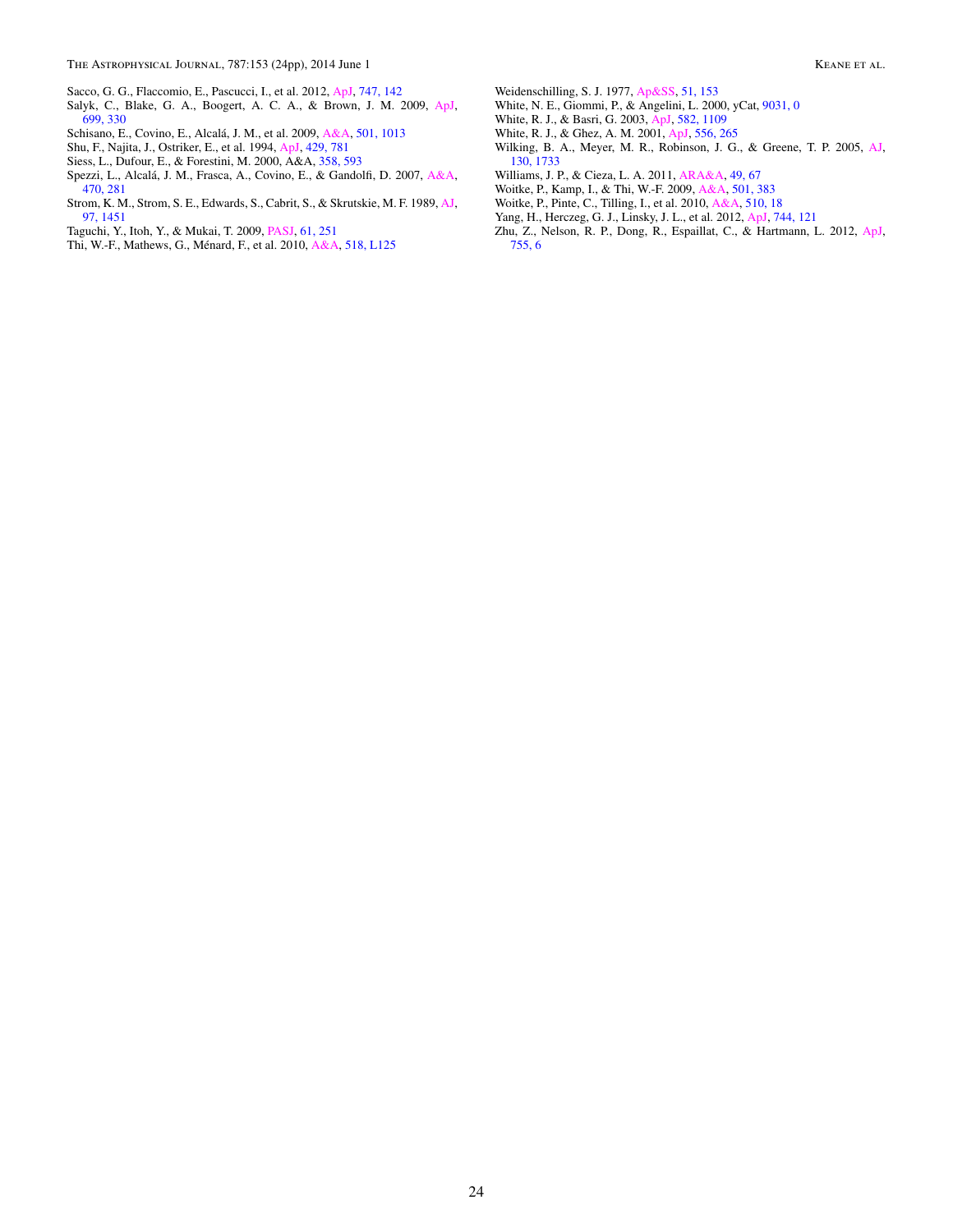Sacco, G. G., Flaccomio, E., Pascucci, I., et al. 2012, ApJ, 747, 142

Salyk, C., Blake, G. A., Boogert, A. C. A., & Brown, J. M. 2009, ApJ, 699, 330

Schisano, E., Covino, E., Alcalá, J. M., et al. 2009, A&A, 501, 1013

Shu, F., Najita, J., Ostriker, E., et al. 1994, ApJ, 429, 781

Siess, L., Dufour, E., & Forestini, M. 2000, A&A, 358, 593

Spezzi, L., Alcalá, J. M., Frasca, A., Covino, E., & Gandolfi, D. 2007, A&A, 470, 281

Strom, K. M., Strom, S. E., Edwards, S., Cabrit, S., & Skrutskie, M. F. 1989, AJ, 97, 1451

Taguchi, Y., Itoh, Y., & Mukai, T. 2009, PASJ, 61, 251

Thi, W.-F., Mathews, G., Ménard, F., et al. 2010, A&A, 518, L125

Weidenschilling, S. J. 1977, Ap&SS, 51, 153

White, N. E., Giommi, P., & Angelini, L. 2000, yCat, 9031, 0

White, R. J., & Basri, G. 2003, ApJ, 582, 1109

White, R. J., & Ghez, A. M. 2001, ApJ, 556, 265

Wilking, B. A., Meyer, M. R., Robinson, J. G., & Greene, T. P. 2005, AJ, 130, 1733

Williams, J. P., & Cieza, L. A. 2011, ARA&A, 49, 67

Woitke, P., Kamp, I., & Thi, W.-F. 2009, A&A, 501, 383

Woitke, P., Pinte, C., Tilling, I., et al. 2010, A&A, 510, 18

Yang, H., Herczeg, G. J., Linsky, J. L., et al. 2012, ApJ, 744, 121

Zhu, Z., Nelson, R. P., Dong, R., Espaillat, C., & Hartmann, L. 2012, ApJ, 755, 6